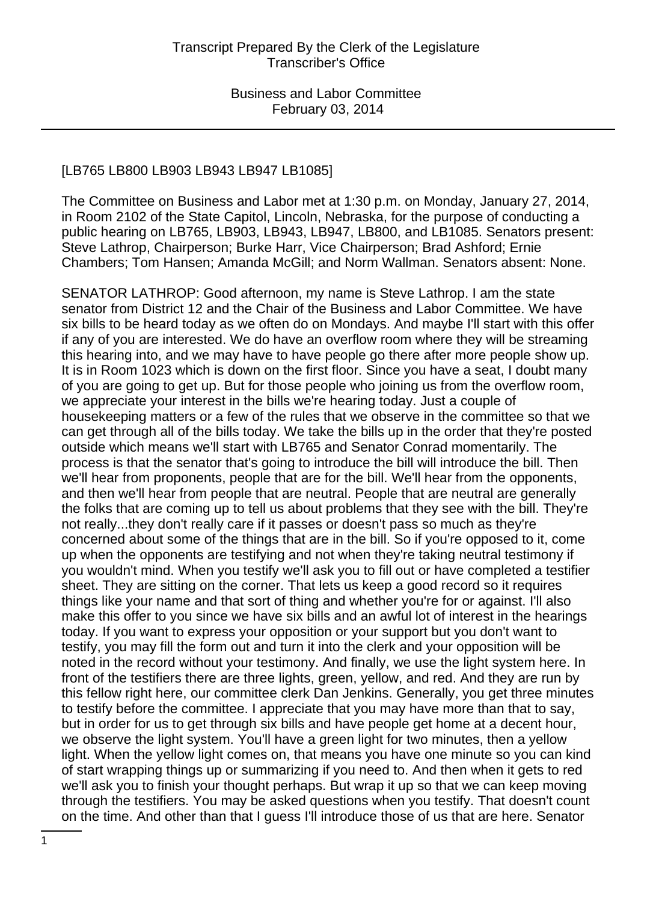[LB765 LB800 LB903 LB943 LB947 LB1085]

The Committee on Business and Labor met at 1:30 p.m. on Monday, January 27, 2014, in Room 2102 of the State Capitol, Lincoln, Nebraska, for the purpose of conducting a public hearing on LB765, LB903, LB943, LB947, LB800, and LB1085. Senators present: Steve Lathrop, Chairperson; Burke Harr, Vice Chairperson; Brad Ashford; Ernie Chambers; Tom Hansen; Amanda McGill; and Norm Wallman. Senators absent: None.

SENATOR LATHROP: Good afternoon, my name is Steve Lathrop. I am the state senator from District 12 and the Chair of the Business and Labor Committee. We have six bills to be heard today as we often do on Mondays. And maybe I'll start with this offer if any of you are interested. We do have an overflow room where they will be streaming this hearing into, and we may have to have people go there after more people show up. It is in Room 1023 which is down on the first floor. Since you have a seat, I doubt many of you are going to get up. But for those people who joining us from the overflow room, we appreciate your interest in the bills we're hearing today. Just a couple of housekeeping matters or a few of the rules that we observe in the committee so that we can get through all of the bills today. We take the bills up in the order that they're posted outside which means we'll start with LB765 and Senator Conrad momentarily. The process is that the senator that's going to introduce the bill will introduce the bill. Then we'll hear from proponents, people that are for the bill. We'll hear from the opponents, and then we'll hear from people that are neutral. People that are neutral are generally the folks that are coming up to tell us about problems that they see with the bill. They're not really...they don't really care if it passes or doesn't pass so much as they're concerned about some of the things that are in the bill. So if you're opposed to it, come up when the opponents are testifying and not when they're taking neutral testimony if you wouldn't mind. When you testify we'll ask you to fill out or have completed a testifier sheet. They are sitting on the corner. That lets us keep a good record so it requires things like your name and that sort of thing and whether you're for or against. I'll also make this offer to you since we have six bills and an awful lot of interest in the hearings today. If you want to express your opposition or your support but you don't want to testify, you may fill the form out and turn it into the clerk and your opposition will be noted in the record without your testimony. And finally, we use the light system here. In front of the testifiers there are three lights, green, yellow, and red. And they are run by this fellow right here, our committee clerk Dan Jenkins. Generally, you get three minutes to testify before the committee. I appreciate that you may have more than that to say, but in order for us to get through six bills and have people get home at a decent hour, we observe the light system. You'll have a green light for two minutes, then a yellow light. When the yellow light comes on, that means you have one minute so you can kind of start wrapping things up or summarizing if you need to. And then when it gets to red we'll ask you to finish your thought perhaps. But wrap it up so that we can keep moving through the testifiers. You may be asked questions when you testify. That doesn't count on the time. And other than that I guess I'll introduce those of us that are here. Senator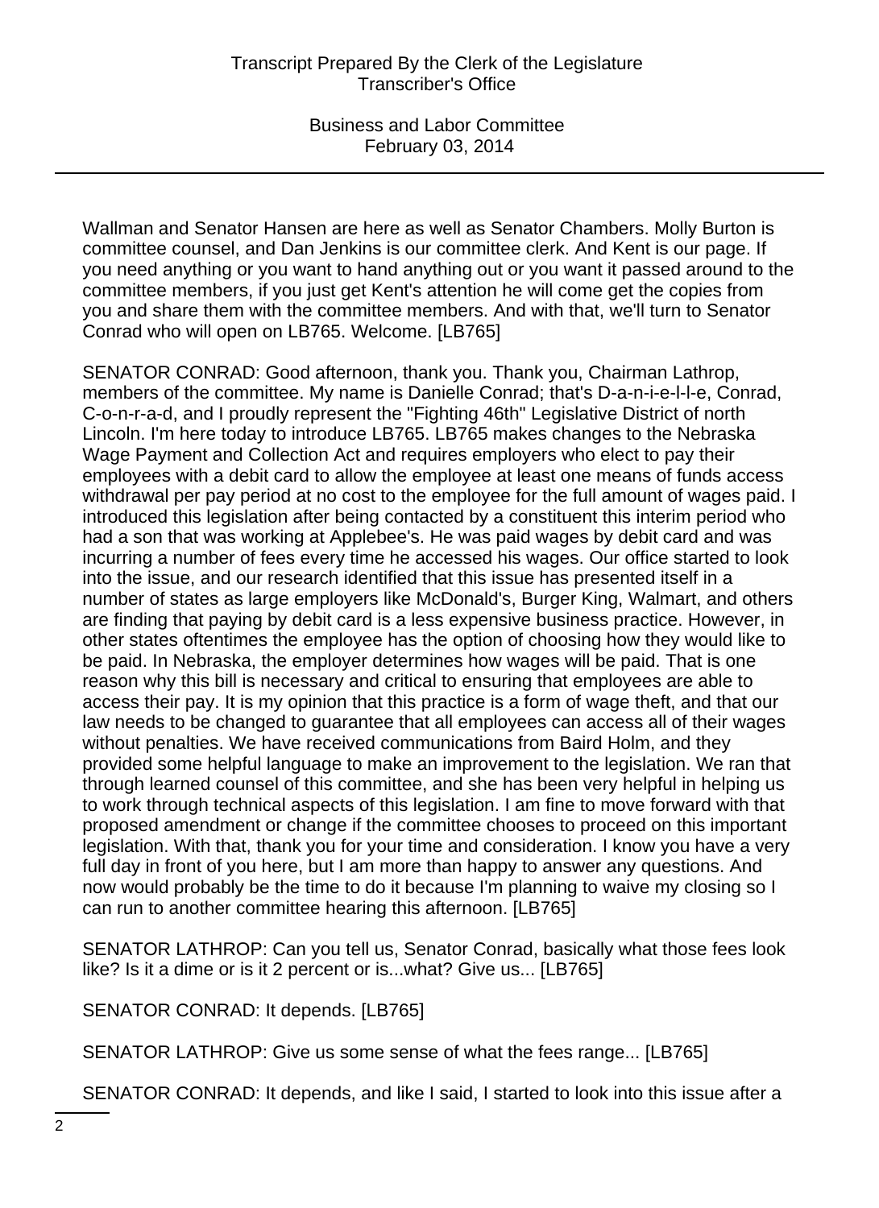Wallman and Senator Hansen are here as well as Senator Chambers. Molly Burton is committee counsel, and Dan Jenkins is our committee clerk. And Kent is our page. If you need anything or you want to hand anything out or you want it passed around to the committee members, if you just get Kent's attention he will come get the copies from you and share them with the committee members. And with that, we'll turn to Senator Conrad who will open on LB765. Welcome. [LB765]

SENATOR CONRAD: Good afternoon, thank you. Thank you, Chairman Lathrop, members of the committee. My name is Danielle Conrad; that's D-a-n-i-e-l-l-e, Conrad, C-o-n-r-a-d, and I proudly represent the "Fighting 46th" Legislative District of north Lincoln. I'm here today to introduce LB765. LB765 makes changes to the Nebraska Wage Payment and Collection Act and requires employers who elect to pay their employees with a debit card to allow the employee at least one means of funds access withdrawal per pay period at no cost to the employee for the full amount of wages paid. I introduced this legislation after being contacted by a constituent this interim period who had a son that was working at Applebee's. He was paid wages by debit card and was incurring a number of fees every time he accessed his wages. Our office started to look into the issue, and our research identified that this issue has presented itself in a number of states as large employers like McDonald's, Burger King, Walmart, and others are finding that paying by debit card is a less expensive business practice. However, in other states oftentimes the employee has the option of choosing how they would like to be paid. In Nebraska, the employer determines how wages will be paid. That is one reason why this bill is necessary and critical to ensuring that employees are able to access their pay. It is my opinion that this practice is a form of wage theft, and that our law needs to be changed to guarantee that all employees can access all of their wages without penalties. We have received communications from Baird Holm, and they provided some helpful language to make an improvement to the legislation. We ran that through learned counsel of this committee, and she has been very helpful in helping us to work through technical aspects of this legislation. I am fine to move forward with that proposed amendment or change if the committee chooses to proceed on this important legislation. With that, thank you for your time and consideration. I know you have a very full day in front of you here, but I am more than happy to answer any questions. And now would probably be the time to do it because I'm planning to waive my closing so I can run to another committee hearing this afternoon. [LB765]

SENATOR LATHROP: Can you tell us, Senator Conrad, basically what those fees look like? Is it a dime or is it 2 percent or is...what? Give us... [LB765]

SENATOR CONRAD: It depends. [LB765]

SENATOR LATHROP: Give us some sense of what the fees range... [LB765]

SENATOR CONRAD: It depends, and like I said, I started to look into this issue after a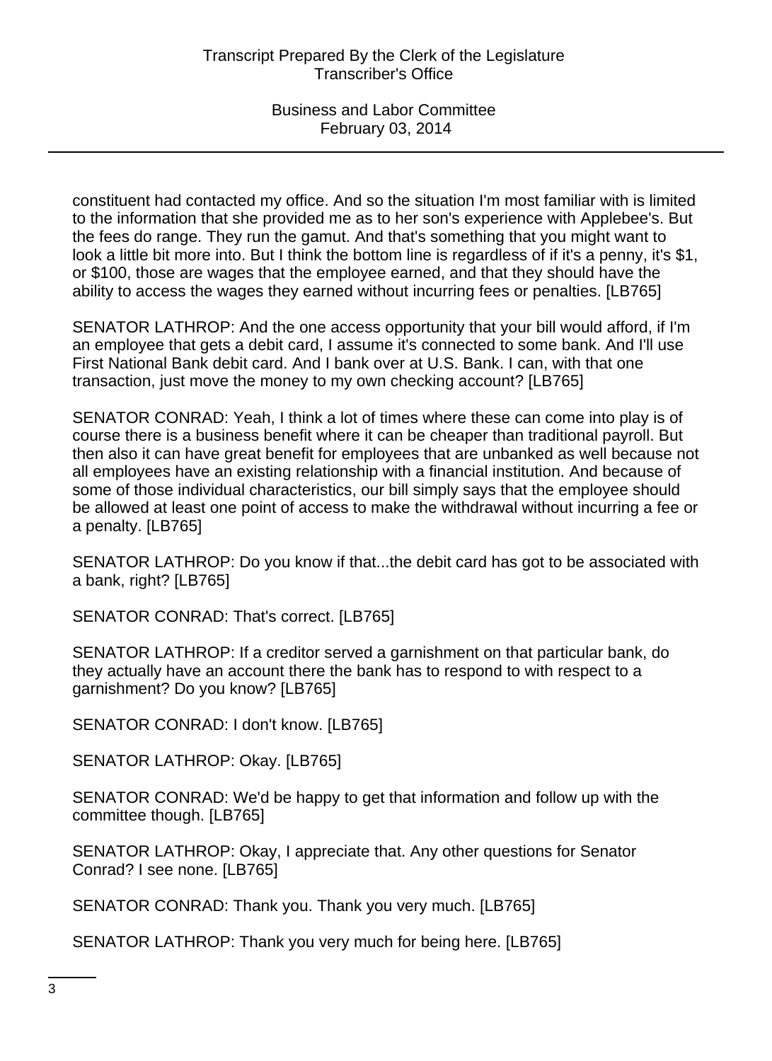constituent had contacted my office. And so the situation I'm most familiar with is limited to the information that she provided me as to her son's experience with Applebee's. But the fees do range. They run the gamut. And that's something that you might want to look a little bit more into. But I think the bottom line is regardless of if it's a penny, it's $1, or $100, those are wages that the employee earned, and that they should have the ability to access the wages they earned without incurring fees or penalties. [LB765]

SENATOR LATHROP: And the one access opportunity that your bill would afford, if I'm an employee that gets a debit card, I assume it's connected to some bank. And I'll use First National Bank debit card. And I bank over at U.S. Bank. I can, with that one transaction, just move the money to my own checking account? [LB765]

SENATOR CONRAD: Yeah, I think a lot of times where these can come into play is of course there is a business benefit where it can be cheaper than traditional payroll. But then also it can have great benefit for employees that are unbanked as well because not all employees have an existing relationship with a financial institution. And because of some of those individual characteristics, our bill simply says that the employee should be allowed at least one point of access to make the withdrawal without incurring a fee or a penalty. [LB765]

SENATOR LATHROP: Do you know if that...the debit card has got to be associated with a bank, right? [LB765]

SENATOR CONRAD: That's correct. [LB765]

SENATOR LATHROP: If a creditor served a garnishment on that particular bank, do they actually have an account there the bank has to respond to with respect to a garnishment? Do you know? [LB765]

SENATOR CONRAD: I don't know. [LB765]

SENATOR LATHROP: Okay. [LB765]

SENATOR CONRAD: We'd be happy to get that information and follow up with the committee though. [LB765]

SENATOR LATHROP: Okay, I appreciate that. Any other questions for Senator Conrad? I see none. [LB765]

SENATOR CONRAD: Thank you. Thank you very much. [LB765]

SENATOR LATHROP: Thank you very much for being here. [LB765]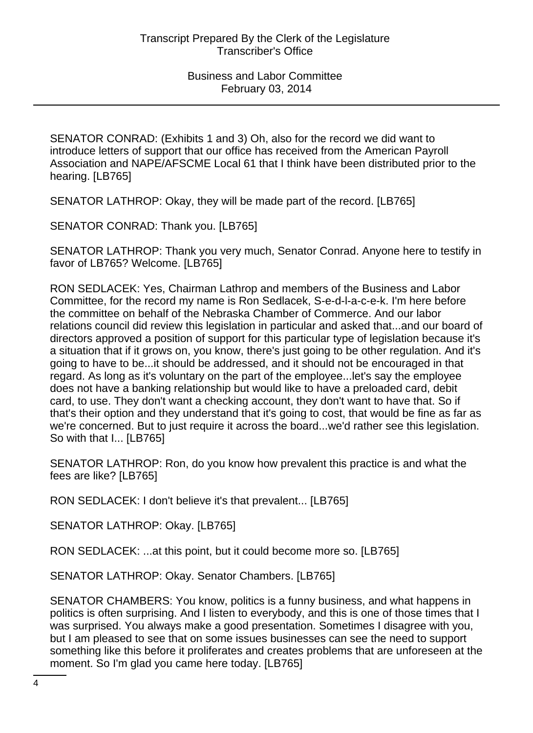SENATOR CONRAD: (Exhibits 1 and 3) Oh, also for the record we did want to introduce letters of support that our office has received from the American Payroll Association and NAPE/AFSCME Local 61 that I think have been distributed prior to the hearing. [LB765]

SENATOR LATHROP: Okay, they will be made part of the record. [LB765]

SENATOR CONRAD: Thank you. [LB765]

SENATOR LATHROP: Thank you very much, Senator Conrad. Anyone here to testify in favor of LB765? Welcome. [LB765]

RON SEDLACEK: Yes, Chairman Lathrop and members of the Business and Labor Committee, for the record my name is Ron Sedlacek, S-e-d-l-a-c-e-k. I'm here before the committee on behalf of the Nebraska Chamber of Commerce. And our labor relations council did review this legislation in particular and asked that...and our board of directors approved a position of support for this particular type of legislation because it's a situation that if it grows on, you know, there's just going to be other regulation. And it's going to have to be...it should be addressed, and it should not be encouraged in that regard. As long as it's voluntary on the part of the employee...let's say the employee does not have a banking relationship but would like to have a preloaded card, debit card, to use. They don't want a checking account, they don't want to have that. So if that's their option and they understand that it's going to cost, that would be fine as far as we're concerned. But to just require it across the board...we'd rather see this legislation. So with that I... [LB765]

SENATOR LATHROP: Ron, do you know how prevalent this practice is and what the fees are like? [LB765]

RON SEDLACEK: I don't believe it's that prevalent... [LB765]

SENATOR LATHROP: Okay. [LB765]

RON SEDLACEK: ...at this point, but it could become more so. [LB765]

SENATOR LATHROP: Okay. Senator Chambers. [LB765]

SENATOR CHAMBERS: You know, politics is a funny business, and what happens in politics is often surprising. And I listen to everybody, and this is one of those times that I was surprised. You always make a good presentation. Sometimes I disagree with you, but I am pleased to see that on some issues businesses can see the need to support something like this before it proliferates and creates problems that are unforeseen at the moment. So I'm glad you came here today. [LB765]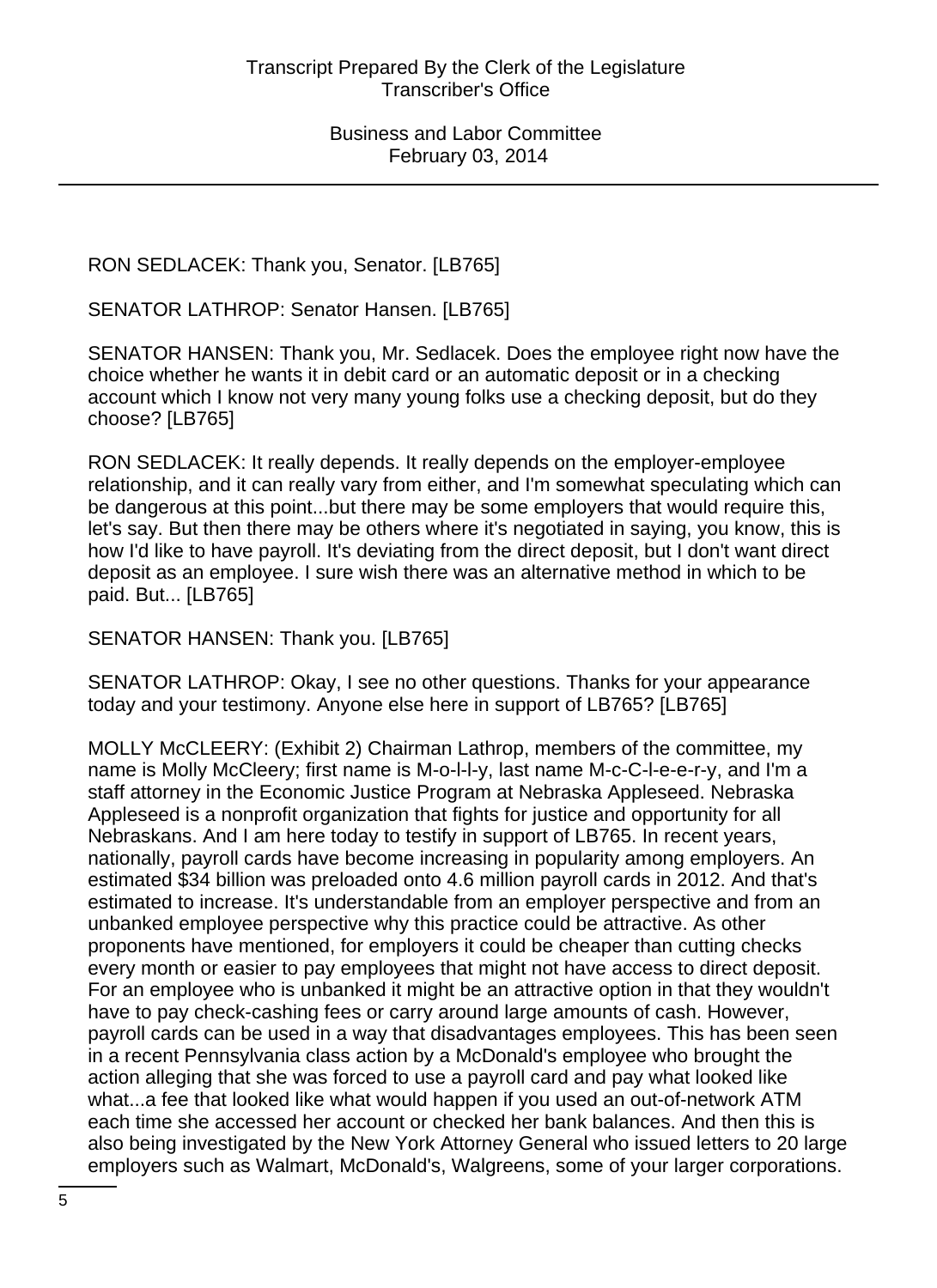RON SEDLACEK: Thank you, Senator. [LB765]

SENATOR LATHROP: Senator Hansen. [LB765]

SENATOR HANSEN: Thank you, Mr. Sedlacek. Does the employee right now have the choice whether he wants it in debit card or an automatic deposit or in a checking account which I know not very many young folks use a checking deposit, but do they choose? [LB765]

RON SEDLACEK: It really depends. It really depends on the employer-employee relationship, and it can really vary from either, and I'm somewhat speculating which can be dangerous at this point...but there may be some employers that would require this, let's say. But then there may be others where it's negotiated in saying, you know, this is how I'd like to have payroll. It's deviating from the direct deposit, but I don't want direct deposit as an employee. I sure wish there was an alternative method in which to be paid. But... [LB765]

SENATOR HANSEN: Thank you. [LB765]

SENATOR LATHROP: Okay, I see no other questions. Thanks for your appearance today and your testimony. Anyone else here in support of LB765? [LB765]

MOLLY McCLEERY: (Exhibit 2) Chairman Lathrop, members of the committee, my name is Molly McCleery; first name is M-o-l-l-y, last name M-c-C-l-e-e-r-y, and I'm a staff attorney in the Economic Justice Program at Nebraska Appleseed. Nebraska Appleseed is a nonprofit organization that fights for justice and opportunity for all Nebraskans. And I am here today to testify in support of LB765. In recent years, nationally, payroll cards have become increasing in popularity among employers. An estimated $34 billion was preloaded onto 4.6 million payroll cards in 2012. And that's estimated to increase. It's understandable from an employer perspective and from an unbanked employee perspective why this practice could be attractive. As other proponents have mentioned, for employers it could be cheaper than cutting checks every month or easier to pay employees that might not have access to direct deposit. For an employee who is unbanked it might be an attractive option in that they wouldn't have to pay check-cashing fees or carry around large amounts of cash. However, payroll cards can be used in a way that disadvantages employees. This has been seen in a recent Pennsylvania class action by a McDonald's employee who brought the action alleging that she was forced to use a payroll card and pay what looked like what...a fee that looked like what would happen if you used an out-of-network ATM each time she accessed her account or checked her bank balances. And then this is also being investigated by the New York Attorney General who issued letters to 20 large employers such as Walmart, McDonald's, Walgreens, some of your larger corporations.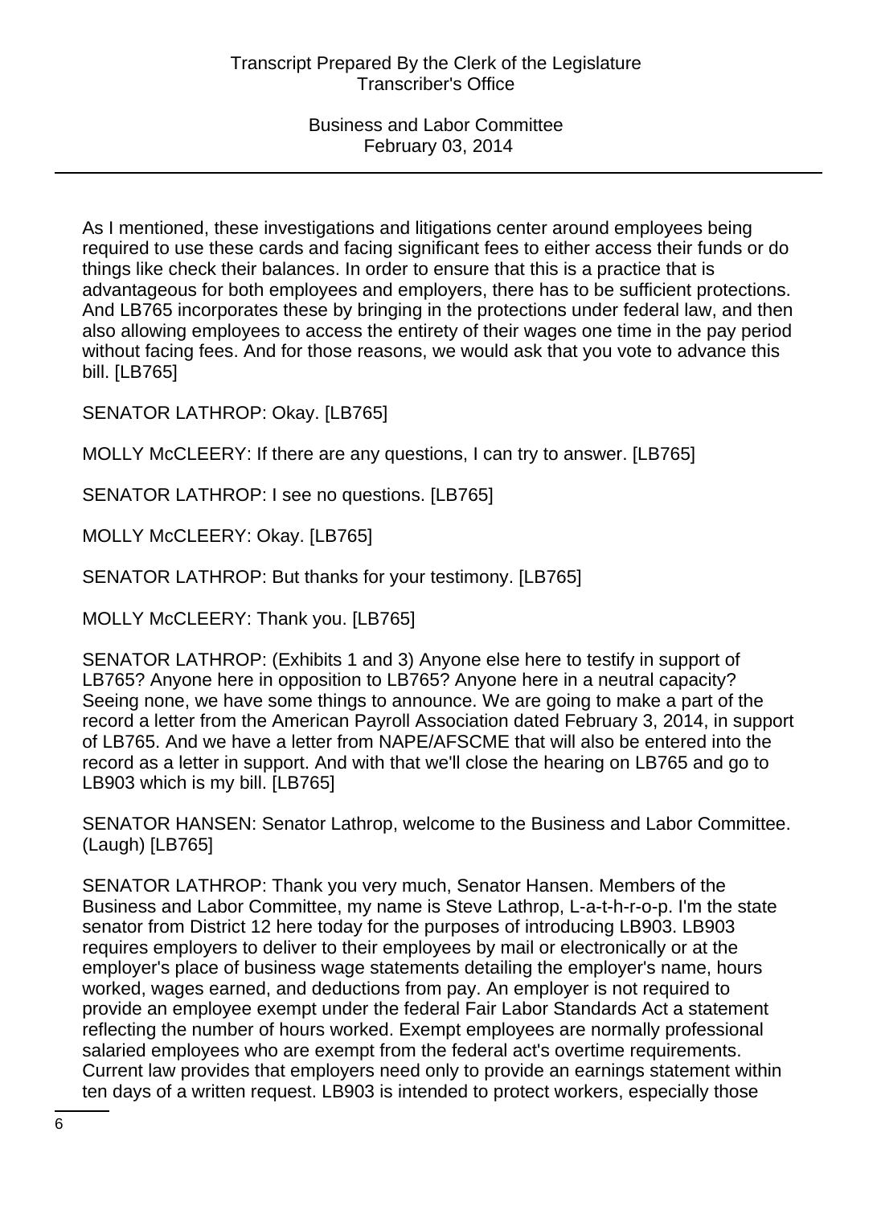As I mentioned, these investigations and litigations center around employees being required to use these cards and facing significant fees to either access their funds or do things like check their balances. In order to ensure that this is a practice that is advantageous for both employees and employers, there has to be sufficient protections. And LB765 incorporates these by bringing in the protections under federal law, and then also allowing employees to access the entirety of their wages one time in the pay period without facing fees. And for those reasons, we would ask that you vote to advance this bill. [LB765]

SENATOR LATHROP: Okay. [LB765]

MOLLY McCLEERY: If there are any questions, I can try to answer. [LB765]

SENATOR LATHROP: I see no questions. [LB765]

MOLLY McCLEERY: Okay. [LB765]

SENATOR LATHROP: But thanks for your testimony. [LB765]

MOLLY McCLEERY: Thank you. [LB765]

SENATOR LATHROP: (Exhibits 1 and 3) Anyone else here to testify in support of LB765? Anyone here in opposition to LB765? Anyone here in a neutral capacity? Seeing none, we have some things to announce. We are going to make a part of the record a letter from the American Payroll Association dated February 3, 2014, in support of LB765. And we have a letter from NAPE/AFSCME that will also be entered into the record as a letter in support. And with that we'll close the hearing on LB765 and go to LB903 which is my bill. [LB765]

SENATOR HANSEN: Senator Lathrop, welcome to the Business and Labor Committee. (Laugh) [LB765]

SENATOR LATHROP: Thank you very much, Senator Hansen. Members of the Business and Labor Committee, my name is Steve Lathrop, L-a-t-h-r-o-p. I'm the state senator from District 12 here today for the purposes of introducing LB903. LB903 requires employers to deliver to their employees by mail or electronically or at the employer's place of business wage statements detailing the employer's name, hours worked, wages earned, and deductions from pay. An employer is not required to provide an employee exempt under the federal Fair Labor Standards Act a statement reflecting the number of hours worked. Exempt employees are normally professional salaried employees who are exempt from the federal act's overtime requirements. Current law provides that employers need only to provide an earnings statement within ten days of a written request. LB903 is intended to protect workers, especially those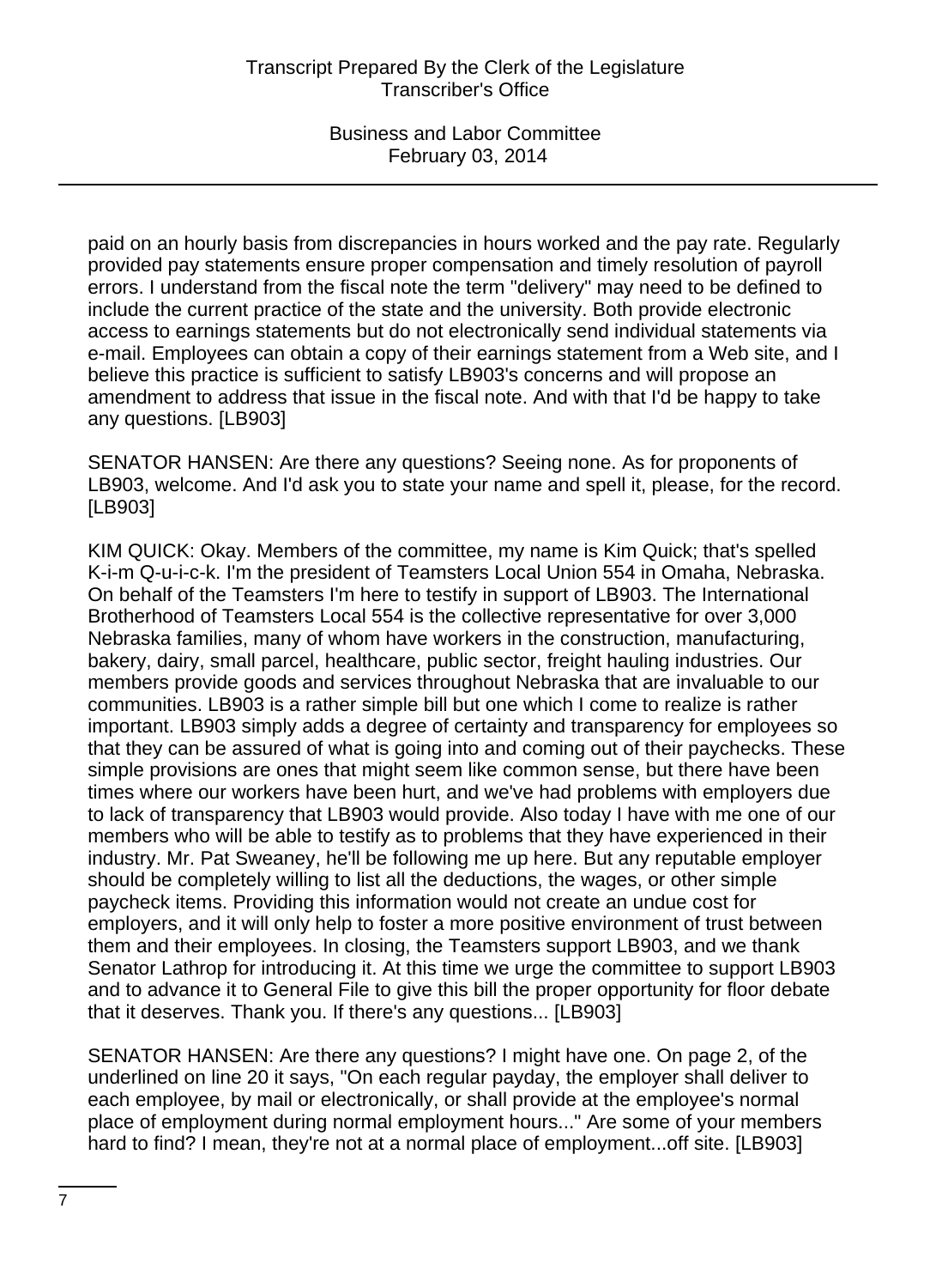paid on an hourly basis from discrepancies in hours worked and the pay rate. Regularly provided pay statements ensure proper compensation and timely resolution of payroll errors. I understand from the fiscal note the term "delivery" may need to be defined to include the current practice of the state and the university. Both provide electronic access to earnings statements but do not electronically send individual statements via e-mail. Employees can obtain a copy of their earnings statement from a Web site, and I believe this practice is sufficient to satisfy LB903's concerns and will propose an amendment to address that issue in the fiscal note. And with that I'd be happy to take any questions. [LB903]

SENATOR HANSEN: Are there any questions? Seeing none. As for proponents of LB903, welcome. And I'd ask you to state your name and spell it, please, for the record. [LB903]

KIM QUICK: Okay. Members of the committee, my name is Kim Quick; that's spelled K-i-m Q-u-i-c-k. I'm the president of Teamsters Local Union 554 in Omaha, Nebraska. On behalf of the Teamsters I'm here to testify in support of LB903. The International Brotherhood of Teamsters Local 554 is the collective representative for over 3,000 Nebraska families, many of whom have workers in the construction, manufacturing, bakery, dairy, small parcel, healthcare, public sector, freight hauling industries. Our members provide goods and services throughout Nebraska that are invaluable to our communities. LB903 is a rather simple bill but one which I come to realize is rather important. LB903 simply adds a degree of certainty and transparency for employees so that they can be assured of what is going into and coming out of their paychecks. These simple provisions are ones that might seem like common sense, but there have been times where our workers have been hurt, and we've had problems with employers due to lack of transparency that LB903 would provide. Also today I have with me one of our members who will be able to testify as to problems that they have experienced in their industry. Mr. Pat Sweaney, he'll be following me up here. But any reputable employer should be completely willing to list all the deductions, the wages, or other simple paycheck items. Providing this information would not create an undue cost for employers, and it will only help to foster a more positive environment of trust between them and their employees. In closing, the Teamsters support LB903, and we thank Senator Lathrop for introducing it. At this time we urge the committee to support LB903 and to advance it to General File to give this bill the proper opportunity for floor debate that it deserves. Thank you. If there's any questions... [LB903]

SENATOR HANSEN: Are there any questions? I might have one. On page 2, of the underlined on line 20 it says, "On each regular payday, the employer shall deliver to each employee, by mail or electronically, or shall provide at the employee's normal place of employment during normal employment hours..." Are some of your members hard to find? I mean, they're not at a normal place of employment...off site. [LB903]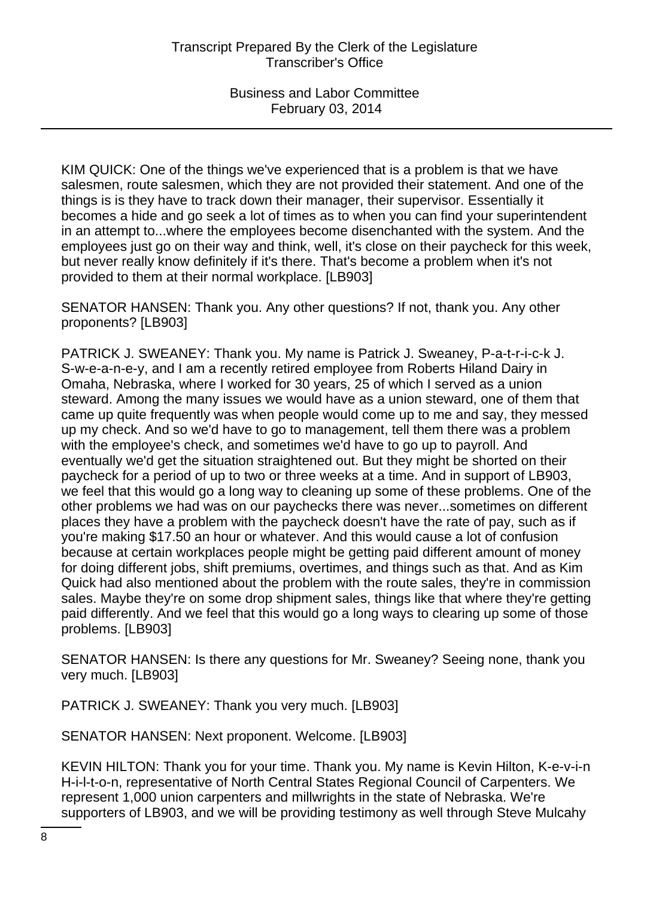KIM QUICK: One of the things we've experienced that is a problem is that we have salesmen, route salesmen, which they are not provided their statement. And one of the things is is they have to track down their manager, their supervisor. Essentially it becomes a hide and go seek a lot of times as to when you can find your superintendent in an attempt to...where the employees become disenchanted with the system. And the employees just go on their way and think, well, it's close on their paycheck for this week, but never really know definitely if it's there. That's become a problem when it's not provided to them at their normal workplace. [LB903]

SENATOR HANSEN: Thank you. Any other questions? If not, thank you. Any other proponents? [LB903]

PATRICK J. SWEANEY: Thank you. My name is Patrick J. Sweaney, P-a-t-r-i-c-k J. S-w-e-a-n-e-y, and I am a recently retired employee from Roberts Hiland Dairy in Omaha, Nebraska, where I worked for 30 years, 25 of which I served as a union steward. Among the many issues we would have as a union steward, one of them that came up quite frequently was when people would come up to me and say, they messed up my check. And so we'd have to go to management, tell them there was a problem with the employee's check, and sometimes we'd have to go up to payroll. And eventually we'd get the situation straightened out. But they might be shorted on their paycheck for a period of up to two or three weeks at a time. And in support of LB903, we feel that this would go a long way to cleaning up some of these problems. One of the other problems we had was on our paychecks there was never...sometimes on different places they have a problem with the paycheck doesn't have the rate of pay, such as if you're making $17.50 an hour or whatever. And this would cause a lot of confusion because at certain workplaces people might be getting paid different amount of money for doing different jobs, shift premiums, overtimes, and things such as that. And as Kim Quick had also mentioned about the problem with the route sales, they're in commission sales. Maybe they're on some drop shipment sales, things like that where they're getting paid differently. And we feel that this would go a long ways to clearing up some of those problems. [LB903]

SENATOR HANSEN: Is there any questions for Mr. Sweaney? Seeing none, thank you very much. [LB903]

PATRICK J. SWEANEY: Thank you very much. [LB903]

SENATOR HANSEN: Next proponent. Welcome. [LB903]

KEVIN HILTON: Thank you for your time. Thank you. My name is Kevin Hilton, K-e-v-i-n H-i-l-t-o-n, representative of North Central States Regional Council of Carpenters. We represent 1,000 union carpenters and millwrights in the state of Nebraska. We're supporters of LB903, and we will be providing testimony as well through Steve Mulcahy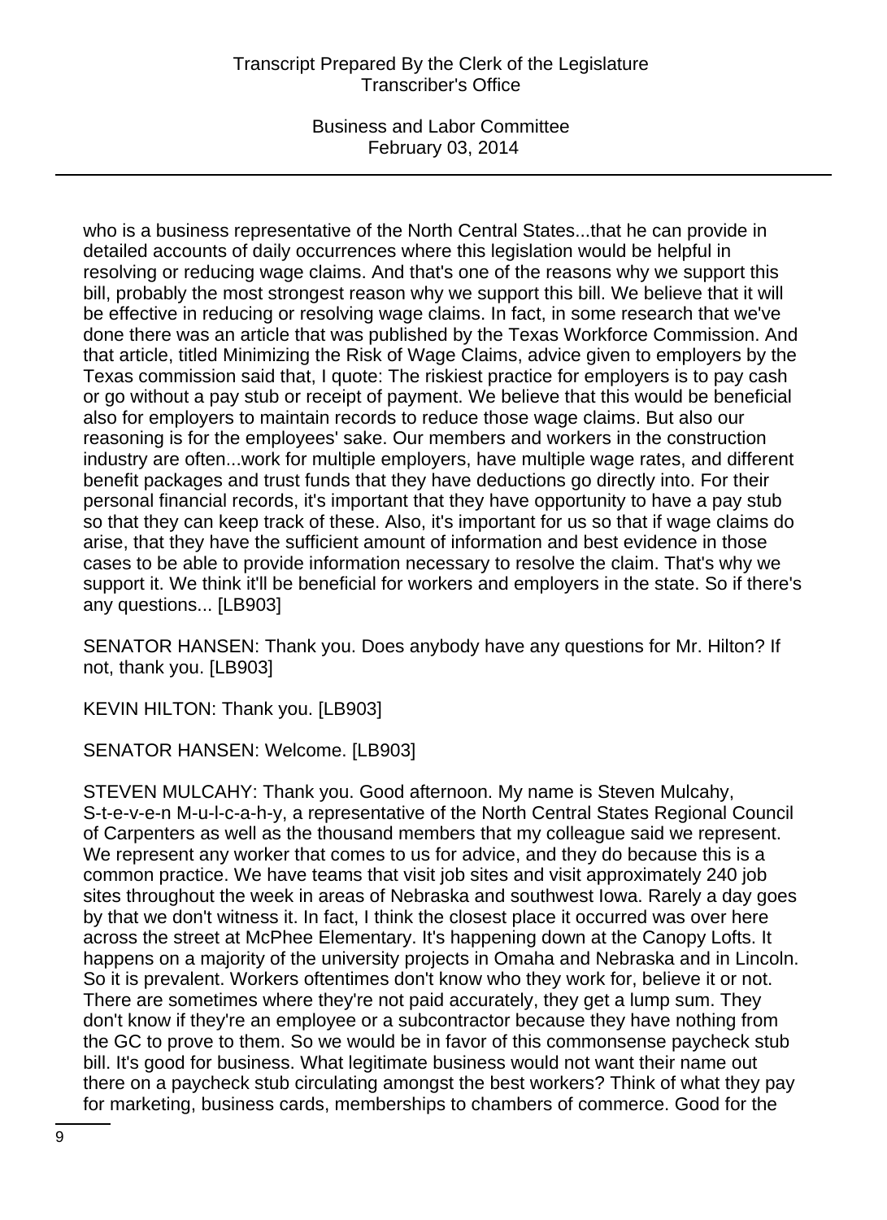who is a business representative of the North Central States...that he can provide in detailed accounts of daily occurrences where this legislation would be helpful in resolving or reducing wage claims. And that's one of the reasons why we support this bill, probably the most strongest reason why we support this bill. We believe that it will be effective in reducing or resolving wage claims. In fact, in some research that we've done there was an article that was published by the Texas Workforce Commission. And that article, titled Minimizing the Risk of Wage Claims, advice given to employers by the Texas commission said that, I quote: The riskiest practice for employers is to pay cash or go without a pay stub or receipt of payment. We believe that this would be beneficial also for employers to maintain records to reduce those wage claims. But also our reasoning is for the employees' sake. Our members and workers in the construction industry are often...work for multiple employers, have multiple wage rates, and different benefit packages and trust funds that they have deductions go directly into. For their personal financial records, it's important that they have opportunity to have a pay stub so that they can keep track of these. Also, it's important for us so that if wage claims do arise, that they have the sufficient amount of information and best evidence in those cases to be able to provide information necessary to resolve the claim. That's why we support it. We think it'll be beneficial for workers and employers in the state. So if there's any questions... [LB903]

SENATOR HANSEN: Thank you. Does anybody have any questions for Mr. Hilton? If not, thank you. [LB903]

KEVIN HILTON: Thank you. [LB903]

SENATOR HANSEN: Welcome. [LB903]

STEVEN MULCAHY: Thank you. Good afternoon. My name is Steven Mulcahy, S-t-e-v-e-n M-u-l-c-a-h-y, a representative of the North Central States Regional Council of Carpenters as well as the thousand members that my colleague said we represent. We represent any worker that comes to us for advice, and they do because this is a common practice. We have teams that visit job sites and visit approximately 240 job sites throughout the week in areas of Nebraska and southwest Iowa. Rarely a day goes by that we don't witness it. In fact, I think the closest place it occurred was over here across the street at McPhee Elementary. It's happening down at the Canopy Lofts. It happens on a majority of the university projects in Omaha and Nebraska and in Lincoln. So it is prevalent. Workers oftentimes don't know who they work for, believe it or not. There are sometimes where they're not paid accurately, they get a lump sum. They don't know if they're an employee or a subcontractor because they have nothing from the GC to prove to them. So we would be in favor of this commonsense paycheck stub bill. It's good for business. What legitimate business would not want their name out there on a paycheck stub circulating amongst the best workers? Think of what they pay for marketing, business cards, memberships to chambers of commerce. Good for the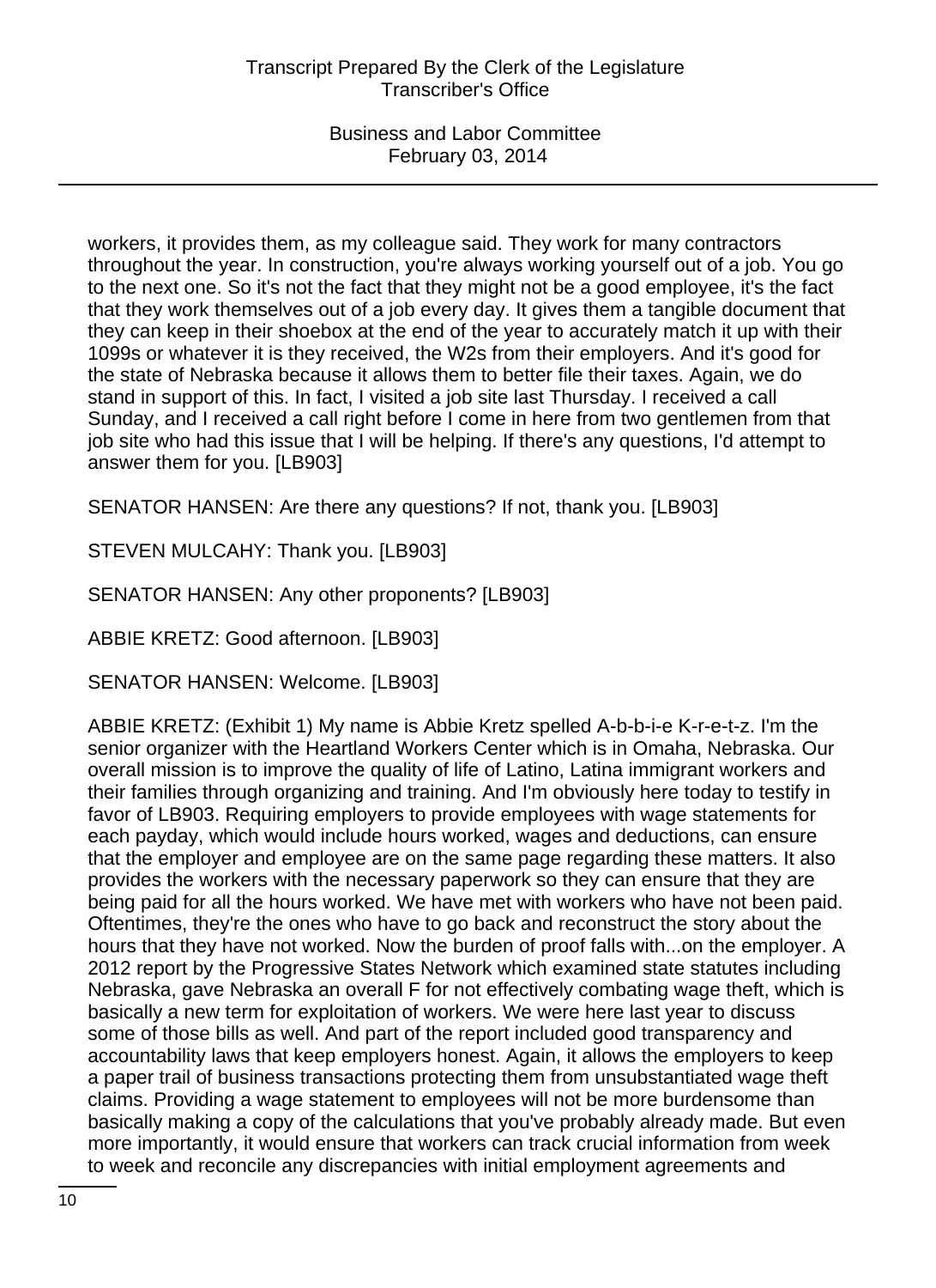workers, it provides them, as my colleague said. They work for many contractors throughout the year. In construction, you're always working yourself out of a job. You go to the next one. So it's not the fact that they might not be a good employee, it's the fact that they work themselves out of a job every day. It gives them a tangible document that they can keep in their shoebox at the end of the year to accurately match it up with their 1099s or whatever it is they received, the W2s from their employers. And it's good for the state of Nebraska because it allows them to better file their taxes. Again, we do stand in support of this. In fact, I visited a job site last Thursday. I received a call Sunday, and I received a call right before I come in here from two gentlemen from that job site who had this issue that I will be helping. If there's any questions, I'd attempt to answer them for you. [LB903]

SENATOR HANSEN: Are there any questions? If not, thank you. [LB903]

STEVEN MULCAHY: Thank you. [LB903]

SENATOR HANSEN: Any other proponents? [LB903]

ABBIE KRETZ: Good afternoon. [LB903]

SENATOR HANSEN: Welcome. [LB903]

ABBIE KRETZ: (Exhibit 1) My name is Abbie Kretz spelled A-b-b-i-e K-r-e-t-z. I'm the senior organizer with the Heartland Workers Center which is in Omaha, Nebraska. Our overall mission is to improve the quality of life of Latino, Latina immigrant workers and their families through organizing and training. And I'm obviously here today to testify in favor of LB903. Requiring employers to provide employees with wage statements for each payday, which would include hours worked, wages and deductions, can ensure that the employer and employee are on the same page regarding these matters. It also provides the workers with the necessary paperwork so they can ensure that they are being paid for all the hours worked. We have met with workers who have not been paid. Oftentimes, they're the ones who have to go back and reconstruct the story about the hours that they have not worked. Now the burden of proof falls with...on the employer. A 2012 report by the Progressive States Network which examined state statutes including Nebraska, gave Nebraska an overall F for not effectively combating wage theft, which is basically a new term for exploitation of workers. We were here last year to discuss some of those bills as well. And part of the report included good transparency and accountability laws that keep employers honest. Again, it allows the employers to keep a paper trail of business transactions protecting them from unsubstantiated wage theft claims. Providing a wage statement to employees will not be more burdensome than basically making a copy of the calculations that you've probably already made. But even more importantly, it would ensure that workers can track crucial information from week to week and reconcile any discrepancies with initial employment agreements and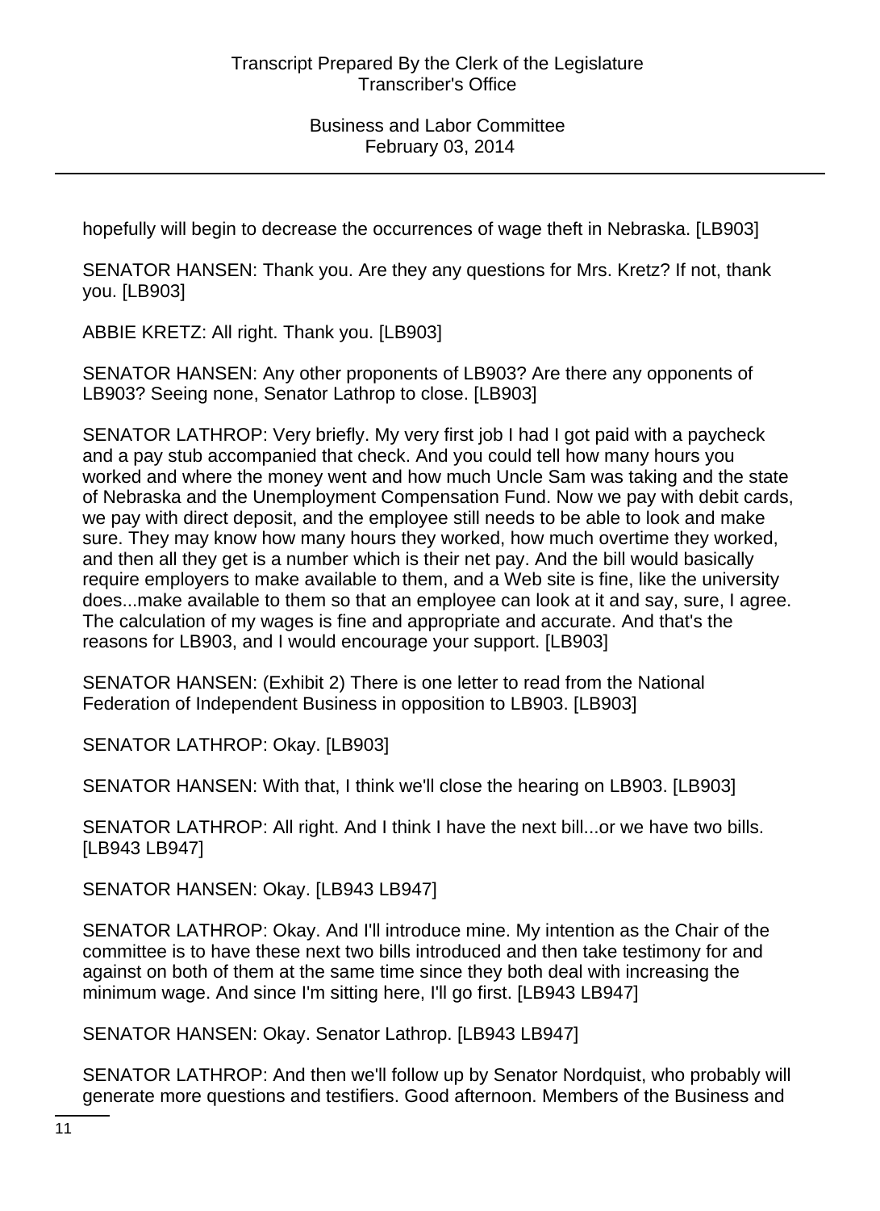hopefully will begin to decrease the occurrences of wage theft in Nebraska. [LB903]

SENATOR HANSEN: Thank you. Are they any questions for Mrs. Kretz? If not, thank you. [LB903]

ABBIE KRETZ: All right. Thank you. [LB903]

SENATOR HANSEN: Any other proponents of LB903? Are there any opponents of LB903? Seeing none, Senator Lathrop to close. [LB903]

SENATOR LATHROP: Very briefly. My very first job I had I got paid with a paycheck and a pay stub accompanied that check. And you could tell how many hours you worked and where the money went and how much Uncle Sam was taking and the state of Nebraska and the Unemployment Compensation Fund. Now we pay with debit cards, we pay with direct deposit, and the employee still needs to be able to look and make sure. They may know how many hours they worked, how much overtime they worked, and then all they get is a number which is their net pay. And the bill would basically require employers to make available to them, and a Web site is fine, like the university does...make available to them so that an employee can look at it and say, sure, I agree. The calculation of my wages is fine and appropriate and accurate. And that's the reasons for LB903, and I would encourage your support. [LB903]

SENATOR HANSEN: (Exhibit 2) There is one letter to read from the National Federation of Independent Business in opposition to LB903. [LB903]

SENATOR LATHROP: Okay. [LB903]

SENATOR HANSEN: With that, I think we'll close the hearing on LB903. [LB903]

SENATOR LATHROP: All right. And I think I have the next bill...or we have two bills. [LB943 LB947]

SENATOR HANSEN: Okay. [LB943 LB947]

SENATOR LATHROP: Okay. And I'll introduce mine. My intention as the Chair of the committee is to have these next two bills introduced and then take testimony for and against on both of them at the same time since they both deal with increasing the minimum wage. And since I'm sitting here, I'll go first. [LB943 LB947]

SENATOR HANSEN: Okay. Senator Lathrop. [LB943 LB947]

SENATOR LATHROP: And then we'll follow up by Senator Nordquist, who probably will generate more questions and testifiers. Good afternoon. Members of the Business and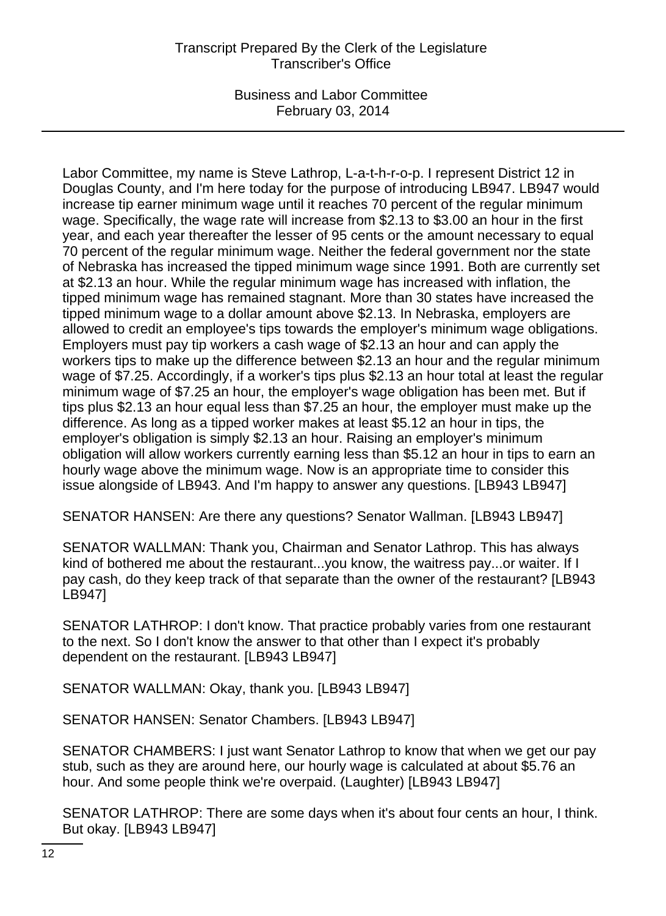Labor Committee, my name is Steve Lathrop, L-a-t-h-r-o-p. I represent District 12 in Douglas County, and I'm here today for the purpose of introducing LB947. LB947 would increase tip earner minimum wage until it reaches 70 percent of the regular minimum wage. Specifically, the wage rate will increase from $2.13 to $3.00 an hour in the first year, and each year thereafter the lesser of 95 cents or the amount necessary to equal 70 percent of the regular minimum wage. Neither the federal government nor the state of Nebraska has increased the tipped minimum wage since 1991. Both are currently set at $2.13 an hour. While the regular minimum wage has increased with inflation, the tipped minimum wage has remained stagnant. More than 30 states have increased the tipped minimum wage to a dollar amount above $2.13. In Nebraska, employers are allowed to credit an employee's tips towards the employer's minimum wage obligations. Employers must pay tip workers a cash wage of $2.13 an hour and can apply the workers tips to make up the difference between $2.13 an hour and the regular minimum wage of $7.25. Accordingly, if a worker's tips plus $2.13 an hour total at least the regular minimum wage of $7.25 an hour, the employer's wage obligation has been met. But if tips plus $2.13 an hour equal less than $7.25 an hour, the employer must make up the difference. As long as a tipped worker makes at least $5.12 an hour in tips, the employer's obligation is simply $2.13 an hour. Raising an employer's minimum obligation will allow workers currently earning less than $5.12 an hour in tips to earn an hourly wage above the minimum wage. Now is an appropriate time to consider this issue alongside of LB943. And I'm happy to answer any questions. [LB943 LB947]

SENATOR HANSEN: Are there any questions? Senator Wallman. [LB943 LB947]

SENATOR WALLMAN: Thank you, Chairman and Senator Lathrop. This has always kind of bothered me about the restaurant...you know, the waitress pay...or waiter. If I pay cash, do they keep track of that separate than the owner of the restaurant? [LB943 LB947]

SENATOR LATHROP: I don't know. That practice probably varies from one restaurant to the next. So I don't know the answer to that other than I expect it's probably dependent on the restaurant. [LB943 LB947]

SENATOR WALLMAN: Okay, thank you. [LB943 LB947]

SENATOR HANSEN: Senator Chambers. [LB943 LB947]

SENATOR CHAMBERS: I just want Senator Lathrop to know that when we get our pay stub, such as they are around here, our hourly wage is calculated at about $5.76 an hour. And some people think we're overpaid. (Laughter) [LB943 LB947]

SENATOR LATHROP: There are some days when it's about four cents an hour, I think. But okay. [LB943 LB947]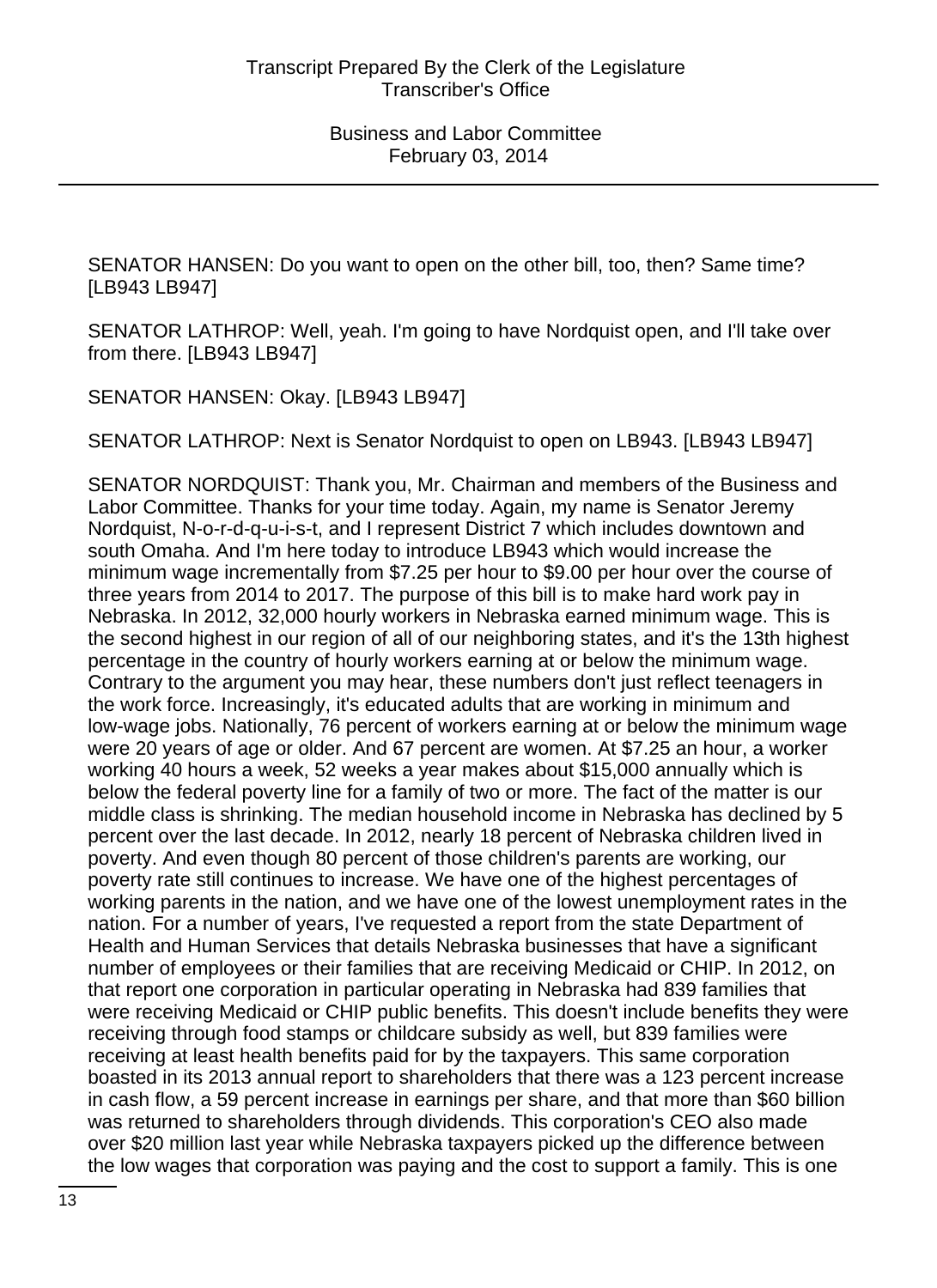SENATOR HANSEN: Do you want to open on the other bill, too, then? Same time? [LB943 LB947]

SENATOR LATHROP: Well, yeah. I'm going to have Nordquist open, and I'll take over from there. [LB943 LB947]

SENATOR HANSEN: Okay. [LB943 LB947]

SENATOR LATHROP: Next is Senator Nordquist to open on LB943. [LB943 LB947]

SENATOR NORDQUIST: Thank you, Mr. Chairman and members of the Business and Labor Committee. Thanks for your time today. Again, my name is Senator Jeremy Nordquist, N-o-r-d-q-u-i-s-t, and I represent District 7 which includes downtown and south Omaha. And I'm here today to introduce LB943 which would increase the minimum wage incrementally from $7.25 per hour to $9.00 per hour over the course of three years from 2014 to 2017. The purpose of this bill is to make hard work pay in Nebraska. In 2012, 32,000 hourly workers in Nebraska earned minimum wage. This is the second highest in our region of all of our neighboring states, and it's the 13th highest percentage in the country of hourly workers earning at or below the minimum wage. Contrary to the argument you may hear, these numbers don't just reflect teenagers in the work force. Increasingly, it's educated adults that are working in minimum and low-wage jobs. Nationally, 76 percent of workers earning at or below the minimum wage were 20 years of age or older. And 67 percent are women. At $7.25 an hour, a worker working 40 hours a week, 52 weeks a year makes about $15,000 annually which is below the federal poverty line for a family of two or more. The fact of the matter is our middle class is shrinking. The median household income in Nebraska has declined by 5 percent over the last decade. In 2012, nearly 18 percent of Nebraska children lived in poverty. And even though 80 percent of those children's parents are working, our poverty rate still continues to increase. We have one of the highest percentages of working parents in the nation, and we have one of the lowest unemployment rates in the nation. For a number of years, I've requested a report from the state Department of Health and Human Services that details Nebraska businesses that have a significant number of employees or their families that are receiving Medicaid or CHIP. In 2012, on that report one corporation in particular operating in Nebraska had 839 families that were receiving Medicaid or CHIP public benefits. This doesn't include benefits they were receiving through food stamps or childcare subsidy as well, but 839 families were receiving at least health benefits paid for by the taxpayers. This same corporation boasted in its 2013 annual report to shareholders that there was a 123 percent increase in cash flow, a 59 percent increase in earnings per share, and that more than $60 billion was returned to shareholders through dividends. This corporation's CEO also made over $20 million last year while Nebraska taxpayers picked up the difference between the low wages that corporation was paying and the cost to support a family. This is one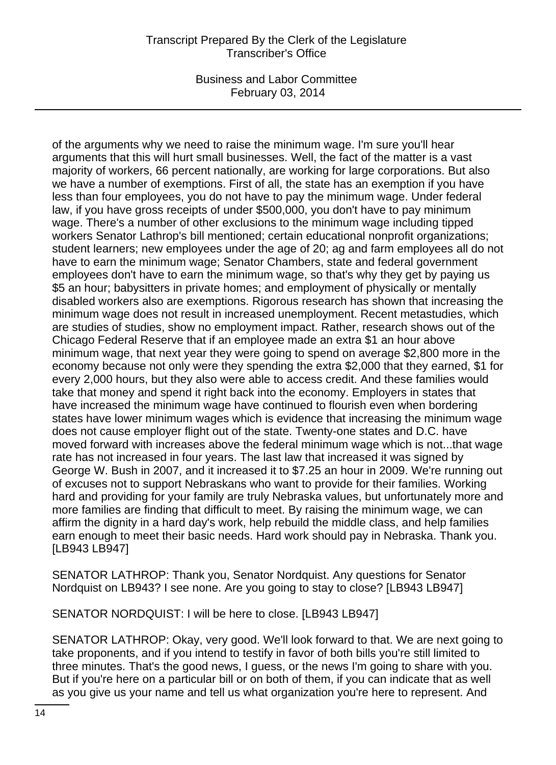of the arguments why we need to raise the minimum wage. I'm sure you'll hear arguments that this will hurt small businesses. Well, the fact of the matter is a vast majority of workers, 66 percent nationally, are working for large corporations. But also we have a number of exemptions. First of all, the state has an exemption if you have less than four employees, you do not have to pay the minimum wage. Under federal law, if you have gross receipts of under $500,000, you don't have to pay minimum wage. There's a number of other exclusions to the minimum wage including tipped workers Senator Lathrop's bill mentioned; certain educational nonprofit organizations; student learners; new employees under the age of 20; ag and farm employees all do not have to earn the minimum wage; Senator Chambers, state and federal government employees don't have to earn the minimum wage, so that's why they get by paying us $5 an hour; babysitters in private homes; and employment of physically or mentally disabled workers also are exemptions. Rigorous research has shown that increasing the minimum wage does not result in increased unemployment. Recent metastudies, which are studies of studies, show no employment impact. Rather, research shows out of the Chicago Federal Reserve that if an employee made an extra $1 an hour above minimum wage, that next year they were going to spend on average $2,800 more in the economy because not only were they spending the extra $2,000 that they earned, $1 for every 2,000 hours, but they also were able to access credit. And these families would take that money and spend it right back into the economy. Employers in states that have increased the minimum wage have continued to flourish even when bordering states have lower minimum wages which is evidence that increasing the minimum wage does not cause employer flight out of the state. Twenty-one states and D.C. have moved forward with increases above the federal minimum wage which is not...that wage rate has not increased in four years. The last law that increased it was signed by George W. Bush in 2007, and it increased it to $7.25 an hour in 2009. We're running out of excuses not to support Nebraskans who want to provide for their families. Working hard and providing for your family are truly Nebraska values, but unfortunately more and more families are finding that difficult to meet. By raising the minimum wage, we can affirm the dignity in a hard day's work, help rebuild the middle class, and help families earn enough to meet their basic needs. Hard work should pay in Nebraska. Thank you. [LB943 LB947]

SENATOR LATHROP: Thank you, Senator Nordquist. Any questions for Senator Nordquist on LB943? I see none. Are you going to stay to close? [LB943 LB947]

SENATOR NORDQUIST: I will be here to close. [LB943 LB947]

SENATOR LATHROP: Okay, very good. We'll look forward to that. We are next going to take proponents, and if you intend to testify in favor of both bills you're still limited to three minutes. That's the good news, I guess, or the news I'm going to share with you. But if you're here on a particular bill or on both of them, if you can indicate that as well as you give us your name and tell us what organization you're here to represent. And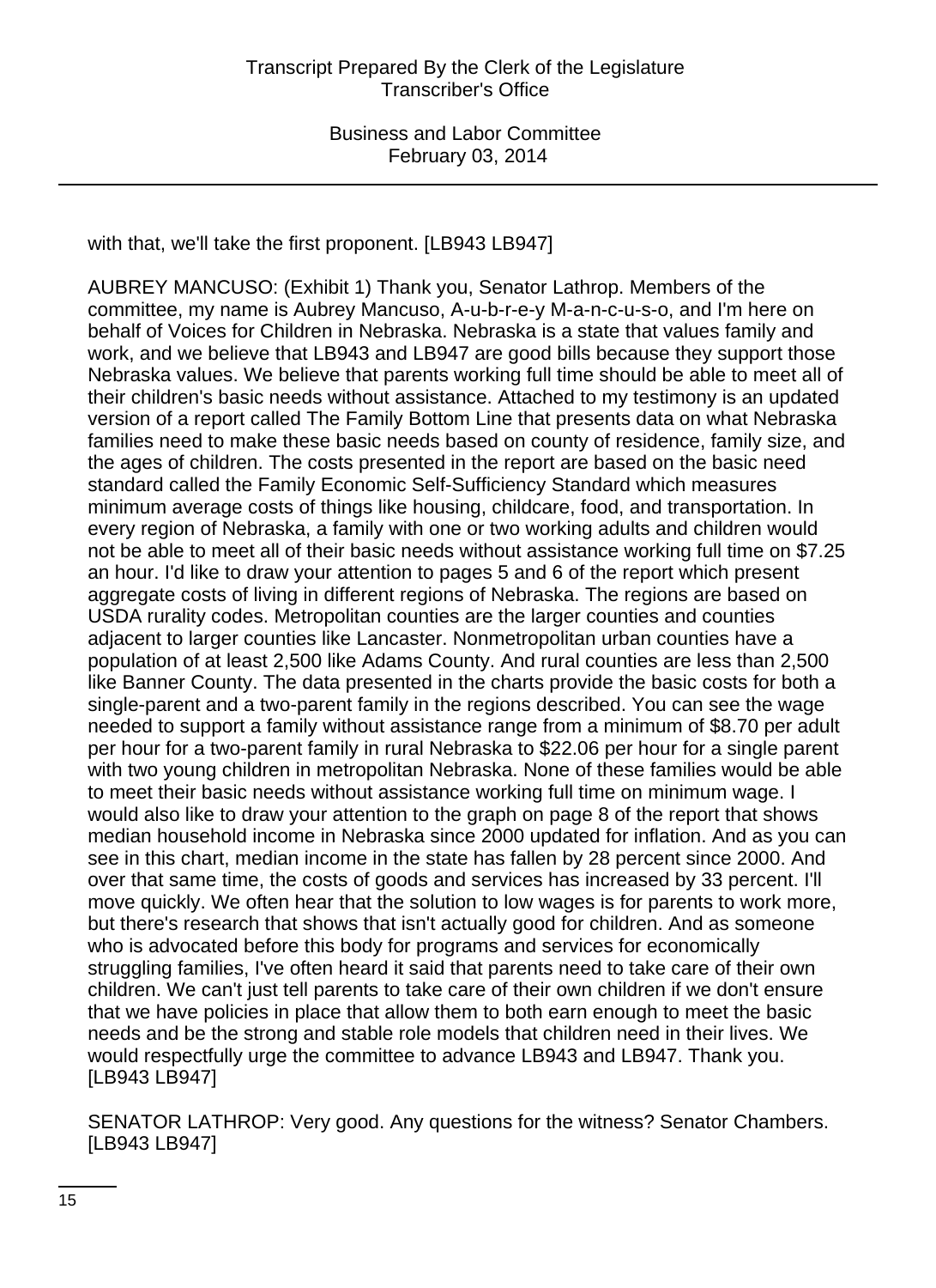with that, we'll take the first proponent. [LB943 LB947]

AUBREY MANCUSO: (Exhibit 1) Thank you, Senator Lathrop. Members of the committee, my name is Aubrey Mancuso, A-u-b-r-e-y M-a-n-c-u-s-o, and I'm here on behalf of Voices for Children in Nebraska. Nebraska is a state that values family and work, and we believe that LB943 and LB947 are good bills because they support those Nebraska values. We believe that parents working full time should be able to meet all of their children's basic needs without assistance. Attached to my testimony is an updated version of a report called The Family Bottom Line that presents data on what Nebraska families need to make these basic needs based on county of residence, family size, and the ages of children. The costs presented in the report are based on the basic need standard called the Family Economic Self-Sufficiency Standard which measures minimum average costs of things like housing, childcare, food, and transportation. In every region of Nebraska, a family with one or two working adults and children would not be able to meet all of their basic needs without assistance working full time on $7.25 an hour. I'd like to draw your attention to pages 5 and 6 of the report which present aggregate costs of living in different regions of Nebraska. The regions are based on USDA rurality codes. Metropolitan counties are the larger counties and counties adjacent to larger counties like Lancaster. Nonmetropolitan urban counties have a population of at least 2,500 like Adams County. And rural counties are less than 2,500 like Banner County. The data presented in the charts provide the basic costs for both a single-parent and a two-parent family in the regions described. You can see the wage needed to support a family without assistance range from a minimum of $8.70 per adult per hour for a two-parent family in rural Nebraska to $22.06 per hour for a single parent with two young children in metropolitan Nebraska. None of these families would be able to meet their basic needs without assistance working full time on minimum wage. I would also like to draw your attention to the graph on page 8 of the report that shows median household income in Nebraska since 2000 updated for inflation. And as you can see in this chart, median income in the state has fallen by 28 percent since 2000. And over that same time, the costs of goods and services has increased by 33 percent. I'll move quickly. We often hear that the solution to low wages is for parents to work more, but there's research that shows that isn't actually good for children. And as someone who is advocated before this body for programs and services for economically struggling families, I've often heard it said that parents need to take care of their own children. We can't just tell parents to take care of their own children if we don't ensure that we have policies in place that allow them to both earn enough to meet the basic needs and be the strong and stable role models that children need in their lives. We would respectfully urge the committee to advance LB943 and LB947. Thank you. [LB943 LB947]

SENATOR LATHROP: Very good. Any questions for the witness? Senator Chambers. [LB943 LB947]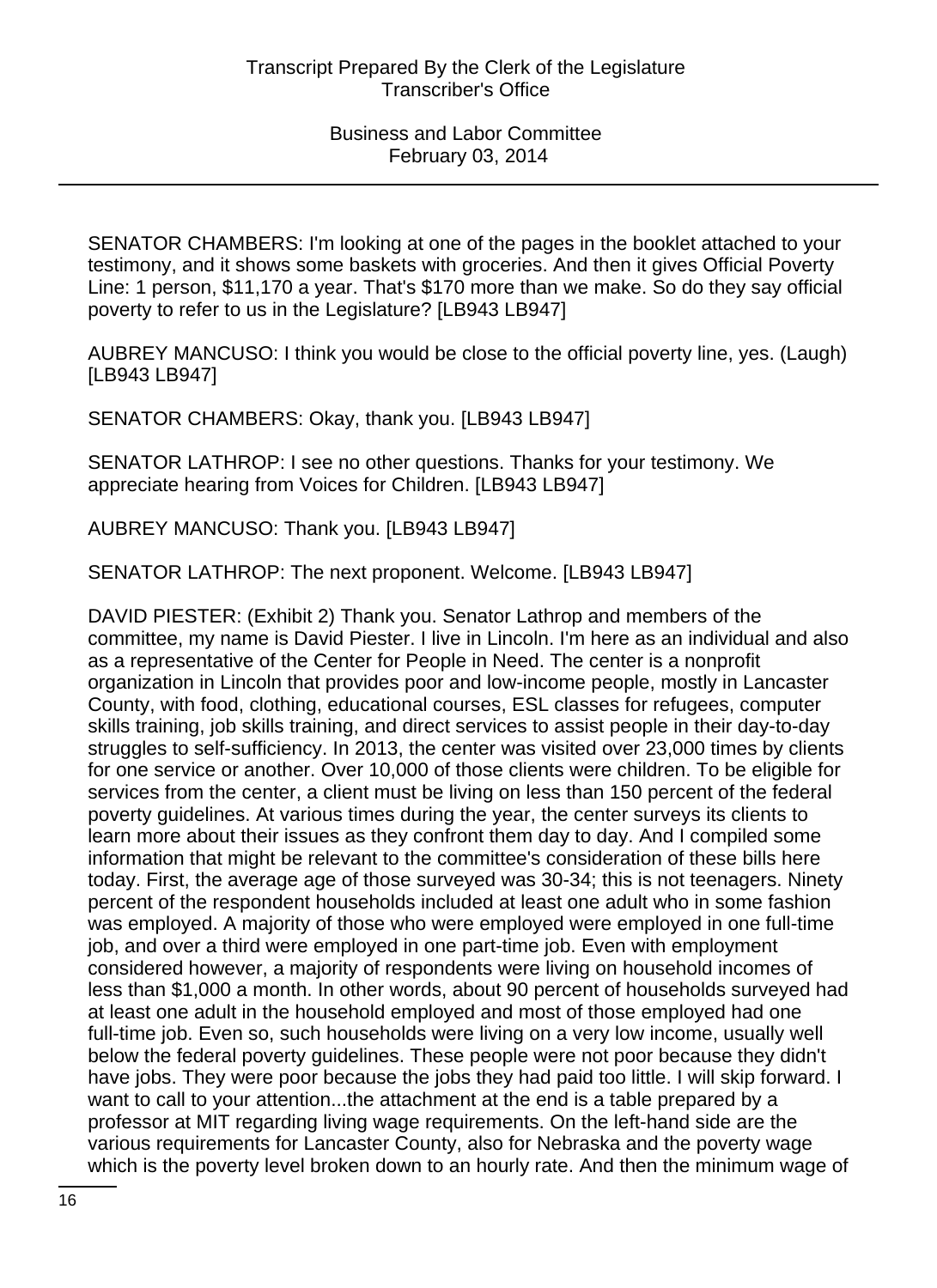SENATOR CHAMBERS: I'm looking at one of the pages in the booklet attached to your testimony, and it shows some baskets with groceries. And then it gives Official Poverty Line: 1 person, $11,170 a year. That's $170 more than we make. So do they say official poverty to refer to us in the Legislature? [LB943 LB947]

AUBREY MANCUSO: I think you would be close to the official poverty line, yes. (Laugh) [LB943 LB947]

SENATOR CHAMBERS: Okay, thank you. [LB943 LB947]

SENATOR LATHROP: I see no other questions. Thanks for your testimony. We appreciate hearing from Voices for Children. [LB943 LB947]

AUBREY MANCUSO: Thank you. [LB943 LB947]

SENATOR LATHROP: The next proponent. Welcome. [LB943 LB947]

DAVID PIESTER: (Exhibit 2) Thank you. Senator Lathrop and members of the committee, my name is David Piester. I live in Lincoln. I'm here as an individual and also as a representative of the Center for People in Need. The center is a nonprofit organization in Lincoln that provides poor and low-income people, mostly in Lancaster County, with food, clothing, educational courses, ESL classes for refugees, computer skills training, job skills training, and direct services to assist people in their day-to-day struggles to self-sufficiency. In 2013, the center was visited over 23,000 times by clients for one service or another. Over 10,000 of those clients were children. To be eligible for services from the center, a client must be living on less than 150 percent of the federal poverty guidelines. At various times during the year, the center surveys its clients to learn more about their issues as they confront them day to day. And I compiled some information that might be relevant to the committee's consideration of these bills here today. First, the average age of those surveyed was 30-34; this is not teenagers. Ninety percent of the respondent households included at least one adult who in some fashion was employed. A majority of those who were employed were employed in one full-time job, and over a third were employed in one part-time job. Even with employment considered however, a majority of respondents were living on household incomes of less than $1,000 a month. In other words, about 90 percent of households surveyed had at least one adult in the household employed and most of those employed had one full-time job. Even so, such households were living on a very low income, usually well below the federal poverty guidelines. These people were not poor because they didn't have jobs. They were poor because the jobs they had paid too little. I will skip forward. I want to call to your attention...the attachment at the end is a table prepared by a professor at MIT regarding living wage requirements. On the left-hand side are the various requirements for Lancaster County, also for Nebraska and the poverty wage which is the poverty level broken down to an hourly rate. And then the minimum wage of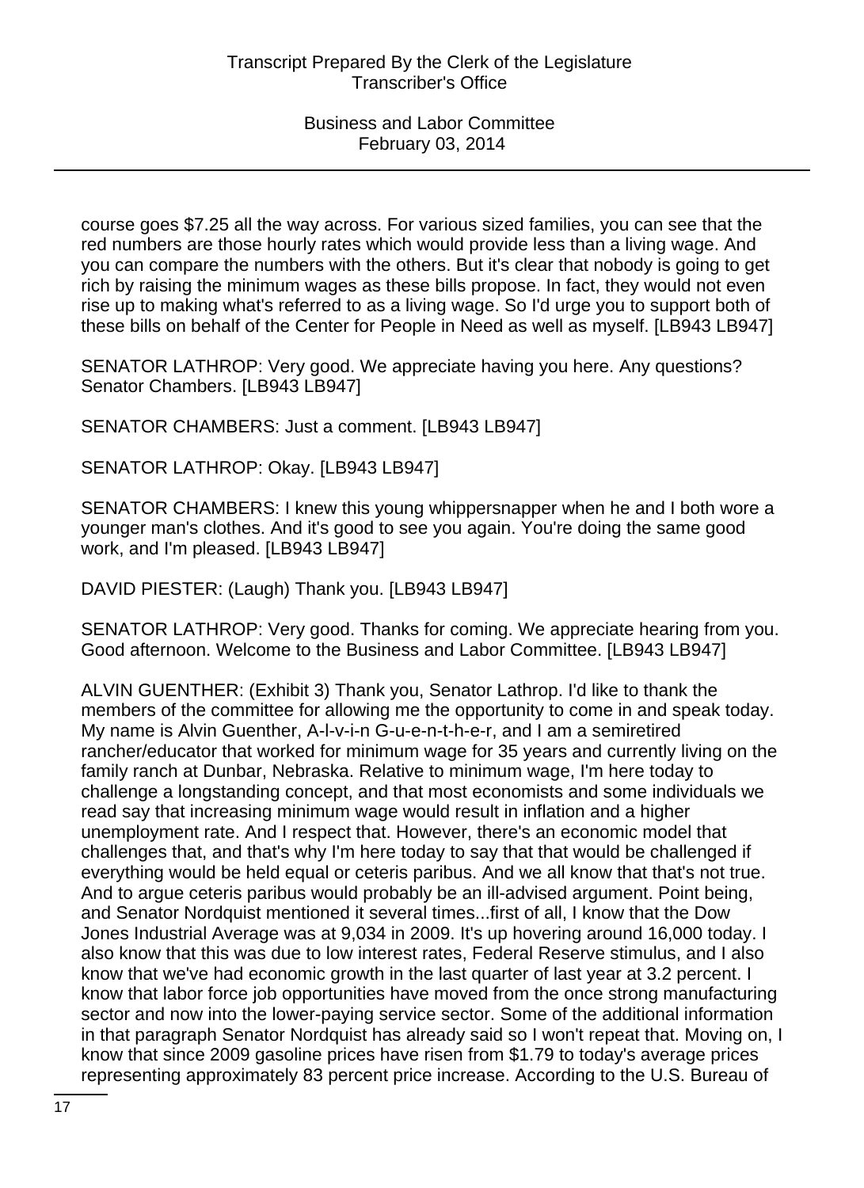course goes $7.25 all the way across. For various sized families, you can see that the red numbers are those hourly rates which would provide less than a living wage. And you can compare the numbers with the others. But it's clear that nobody is going to get rich by raising the minimum wages as these bills propose. In fact, they would not even rise up to making what's referred to as a living wage. So I'd urge you to support both of these bills on behalf of the Center for People in Need as well as myself. [LB943 LB947]

SENATOR LATHROP: Very good. We appreciate having you here. Any questions? Senator Chambers. [LB943 LB947]

SENATOR CHAMBERS: Just a comment. [LB943 LB947]

SENATOR LATHROP: Okay. [LB943 LB947]

SENATOR CHAMBERS: I knew this young whippersnapper when he and I both wore a younger man's clothes. And it's good to see you again. You're doing the same good work, and I'm pleased. [LB943 LB947]

DAVID PIESTER: (Laugh) Thank you. [LB943 LB947]

SENATOR LATHROP: Very good. Thanks for coming. We appreciate hearing from you. Good afternoon. Welcome to the Business and Labor Committee. [LB943 LB947]

ALVIN GUENTHER: (Exhibit 3) Thank you, Senator Lathrop. I'd like to thank the members of the committee for allowing me the opportunity to come in and speak today. My name is Alvin Guenther, A-l-v-i-n G-u-e-n-t-h-e-r, and I am a semiretired rancher/educator that worked for minimum wage for 35 years and currently living on the family ranch at Dunbar, Nebraska. Relative to minimum wage, I'm here today to challenge a longstanding concept, and that most economists and some individuals we read say that increasing minimum wage would result in inflation and a higher unemployment rate. And I respect that. However, there's an economic model that challenges that, and that's why I'm here today to say that that would be challenged if everything would be held equal or ceteris paribus. And we all know that that's not true. And to argue ceteris paribus would probably be an ill-advised argument. Point being, and Senator Nordquist mentioned it several times...first of all, I know that the Dow Jones Industrial Average was at 9,034 in 2009. It's up hovering around 16,000 today. I also know that this was due to low interest rates, Federal Reserve stimulus, and I also know that we've had economic growth in the last quarter of last year at 3.2 percent. I know that labor force job opportunities have moved from the once strong manufacturing sector and now into the lower-paying service sector. Some of the additional information in that paragraph Senator Nordquist has already said so I won't repeat that. Moving on, I know that since 2009 gasoline prices have risen from $1.79 to today's average prices representing approximately 83 percent price increase. According to the U.S. Bureau of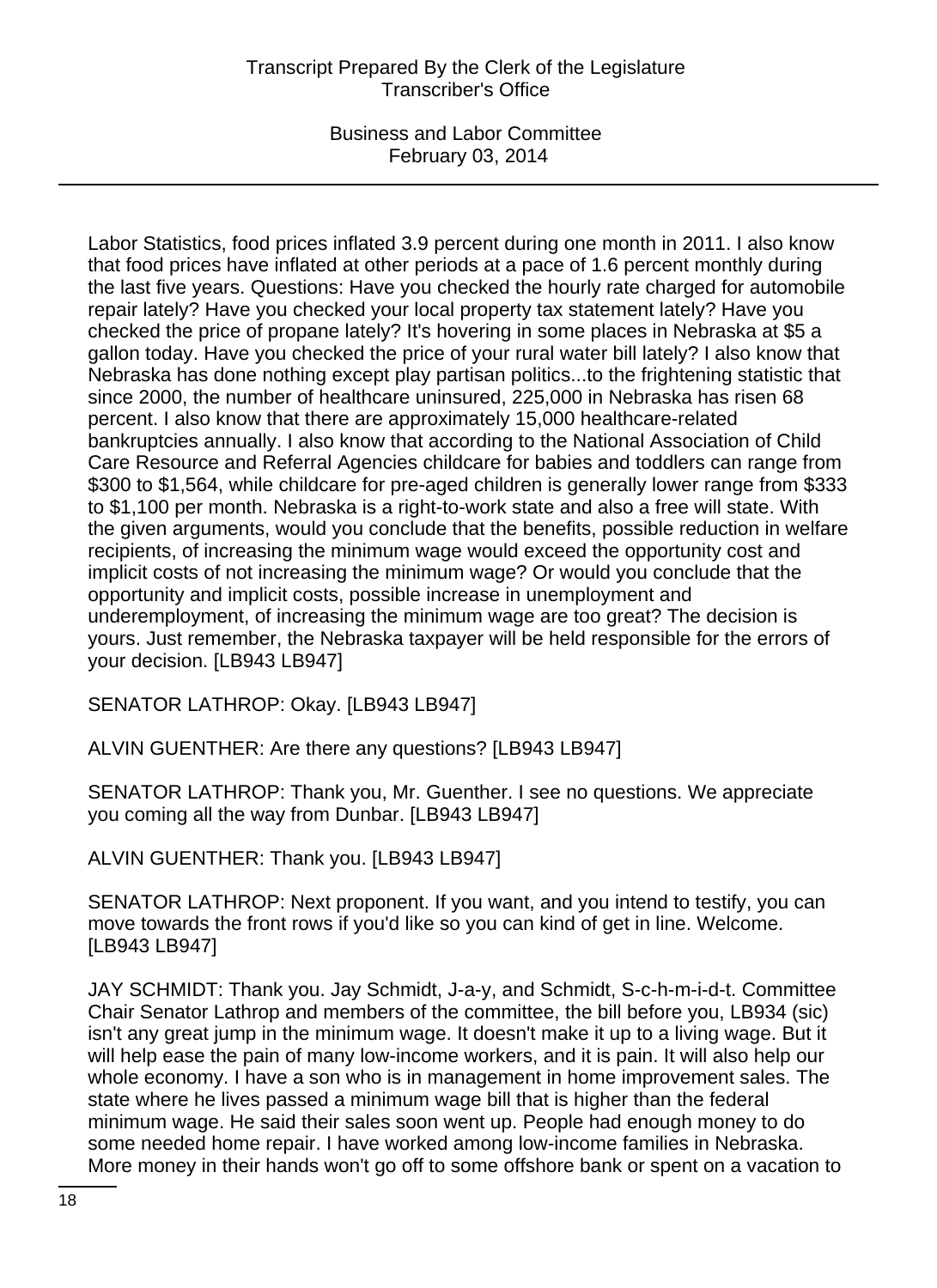Labor Statistics, food prices inflated 3.9 percent during one month in 2011. I also know that food prices have inflated at other periods at a pace of 1.6 percent monthly during the last five years. Questions: Have you checked the hourly rate charged for automobile repair lately? Have you checked your local property tax statement lately? Have you checked the price of propane lately? It's hovering in some places in Nebraska at $5 a gallon today. Have you checked the price of your rural water bill lately? I also know that Nebraska has done nothing except play partisan politics...to the frightening statistic that since 2000, the number of healthcare uninsured, 225,000 in Nebraska has risen 68 percent. I also know that there are approximately 15,000 healthcare-related bankruptcies annually. I also know that according to the National Association of Child Care Resource and Referral Agencies childcare for babies and toddlers can range from $300 to $1,564, while childcare for pre-aged children is generally lower range from $333 to $1,100 per month. Nebraska is a right-to-work state and also a free will state. With the given arguments, would you conclude that the benefits, possible reduction in welfare recipients, of increasing the minimum wage would exceed the opportunity cost and implicit costs of not increasing the minimum wage? Or would you conclude that the opportunity and implicit costs, possible increase in unemployment and underemployment, of increasing the minimum wage are too great? The decision is yours. Just remember, the Nebraska taxpayer will be held responsible for the errors of your decision. [LB943 LB947]

SENATOR LATHROP: Okay. [LB943 LB947]

ALVIN GUENTHER: Are there any questions? [LB943 LB947]

SENATOR LATHROP: Thank you, Mr. Guenther. I see no questions. We appreciate you coming all the way from Dunbar. [LB943 LB947]

ALVIN GUENTHER: Thank you. [LB943 LB947]

SENATOR LATHROP: Next proponent. If you want, and you intend to testify, you can move towards the front rows if you'd like so you can kind of get in line. Welcome. [LB943 LB947]

JAY SCHMIDT: Thank you. Jay Schmidt, J-a-y, and Schmidt, S-c-h-m-i-d-t. Committee Chair Senator Lathrop and members of the committee, the bill before you, LB934 (sic) isn't any great jump in the minimum wage. It doesn't make it up to a living wage. But it will help ease the pain of many low-income workers, and it is pain. It will also help our whole economy. I have a son who is in management in home improvement sales. The state where he lives passed a minimum wage bill that is higher than the federal minimum wage. He said their sales soon went up. People had enough money to do some needed home repair. I have worked among low-income families in Nebraska. More money in their hands won't go off to some offshore bank or spent on a vacation to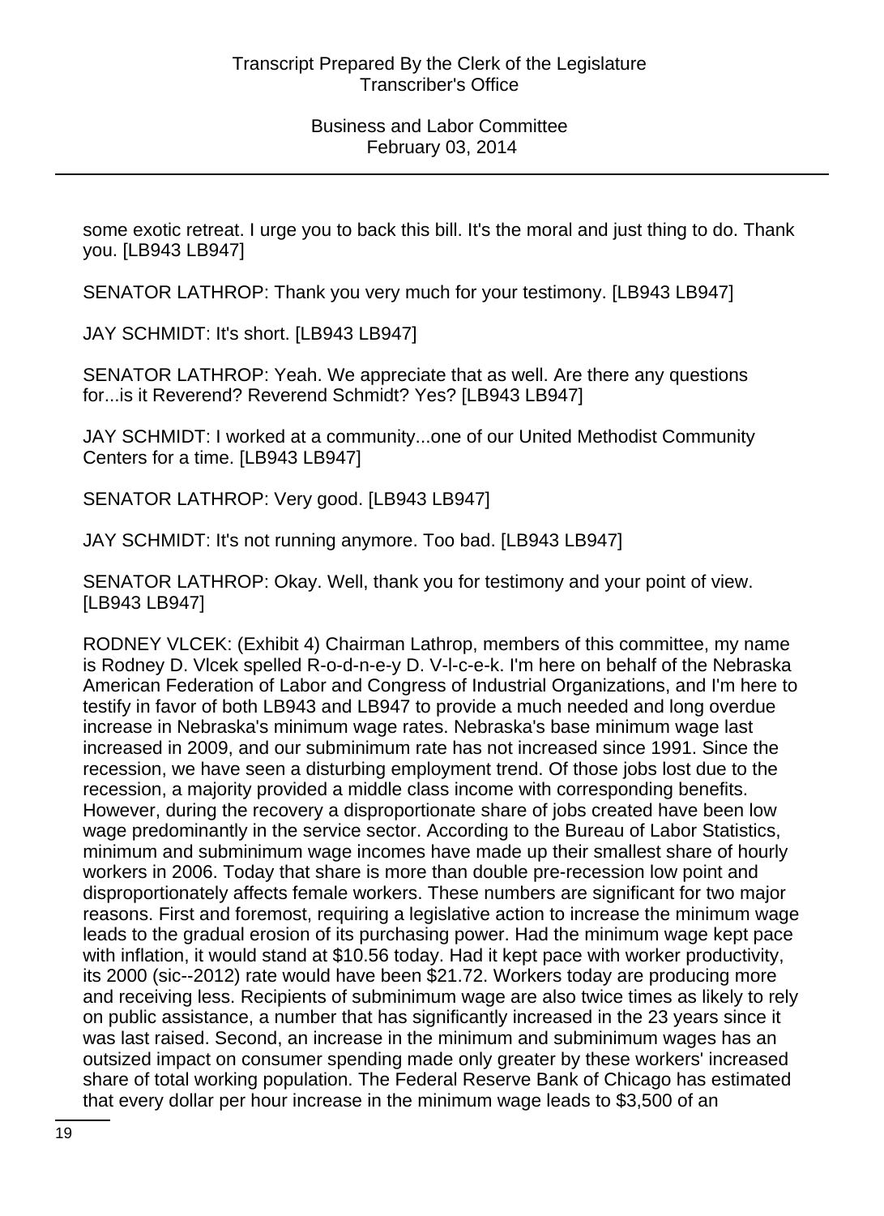some exotic retreat. I urge you to back this bill. It's the moral and just thing to do. Thank you. [LB943 LB947]

SENATOR LATHROP: Thank you very much for your testimony. [LB943 LB947]

JAY SCHMIDT: It's short. [LB943 LB947]

SENATOR LATHROP: Yeah. We appreciate that as well. Are there any questions for...is it Reverend? Reverend Schmidt? Yes? [LB943 LB947]

JAY SCHMIDT: I worked at a community...one of our United Methodist Community Centers for a time. [LB943 LB947]

SENATOR LATHROP: Very good. [LB943 LB947]

JAY SCHMIDT: It's not running anymore. Too bad. [LB943 LB947]

SENATOR LATHROP: Okay. Well, thank you for testimony and your point of view. [LB943 LB947]

RODNEY VLCEK: (Exhibit 4) Chairman Lathrop, members of this committee, my name is Rodney D. Vlcek spelled R-o-d-n-e-y D. V-l-c-e-k. I'm here on behalf of the Nebraska American Federation of Labor and Congress of Industrial Organizations, and I'm here to testify in favor of both LB943 and LB947 to provide a much needed and long overdue increase in Nebraska's minimum wage rates. Nebraska's base minimum wage last increased in 2009, and our subminimum rate has not increased since 1991. Since the recession, we have seen a disturbing employment trend. Of those jobs lost due to the recession, a majority provided a middle class income with corresponding benefits. However, during the recovery a disproportionate share of jobs created have been low wage predominantly in the service sector. According to the Bureau of Labor Statistics, minimum and subminimum wage incomes have made up their smallest share of hourly workers in 2006. Today that share is more than double pre-recession low point and disproportionately affects female workers. These numbers are significant for two major reasons. First and foremost, requiring a legislative action to increase the minimum wage leads to the gradual erosion of its purchasing power. Had the minimum wage kept pace with inflation, it would stand at $10.56 today. Had it kept pace with worker productivity, its 2000 (sic--2012) rate would have been $21.72. Workers today are producing more and receiving less. Recipients of subminimum wage are also twice times as likely to rely on public assistance, a number that has significantly increased in the 23 years since it was last raised. Second, an increase in the minimum and subminimum wages has an outsized impact on consumer spending made only greater by these workers' increased share of total working population. The Federal Reserve Bank of Chicago has estimated that every dollar per hour increase in the minimum wage leads to $3,500 of an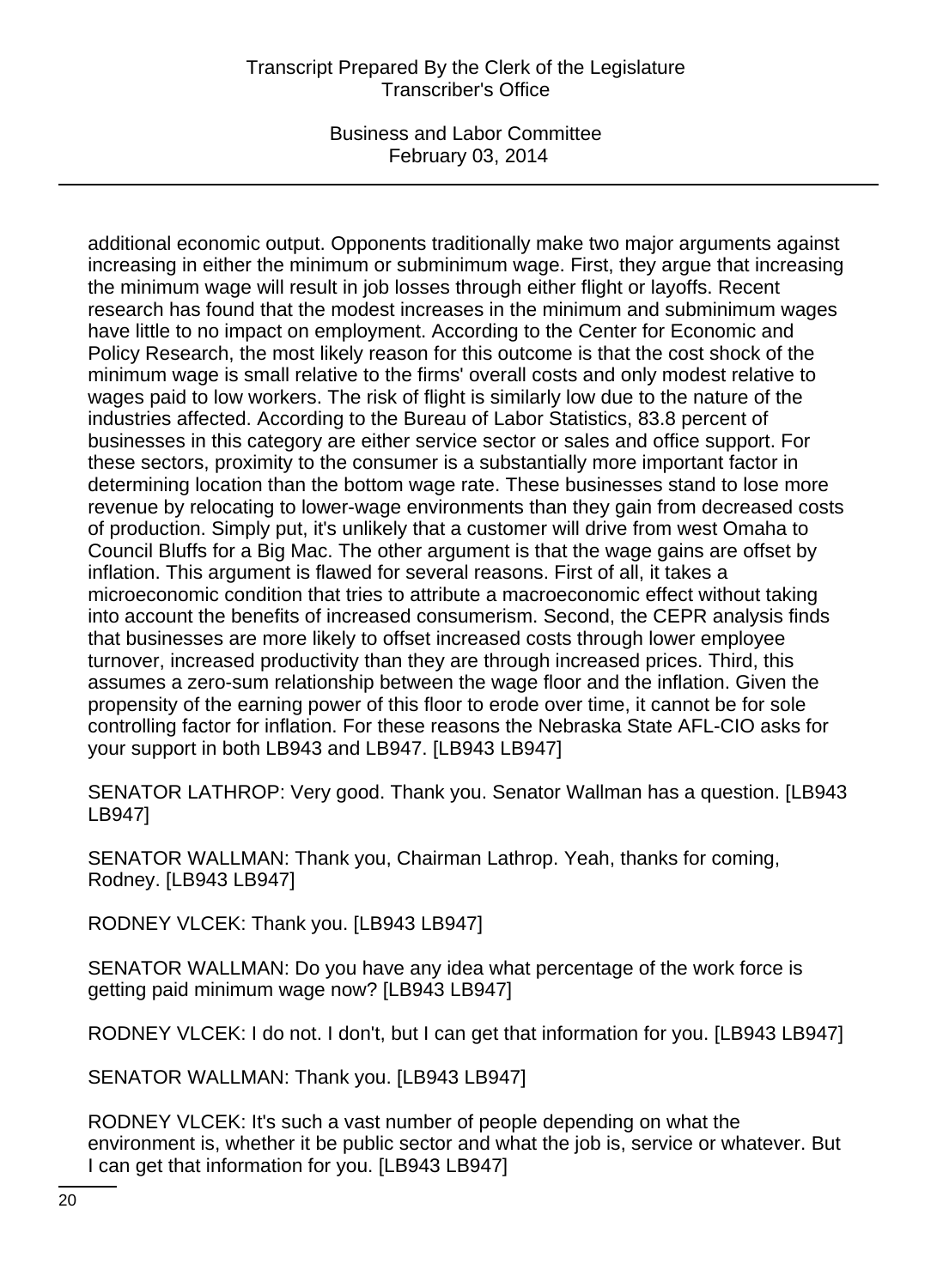additional economic output. Opponents traditionally make two major arguments against increasing in either the minimum or subminimum wage. First, they argue that increasing the minimum wage will result in job losses through either flight or layoffs. Recent research has found that the modest increases in the minimum and subminimum wages have little to no impact on employment. According to the Center for Economic and Policy Research, the most likely reason for this outcome is that the cost shock of the minimum wage is small relative to the firms' overall costs and only modest relative to wages paid to low workers. The risk of flight is similarly low due to the nature of the industries affected. According to the Bureau of Labor Statistics, 83.8 percent of businesses in this category are either service sector or sales and office support. For these sectors, proximity to the consumer is a substantially more important factor in determining location than the bottom wage rate. These businesses stand to lose more revenue by relocating to lower-wage environments than they gain from decreased costs of production. Simply put, it's unlikely that a customer will drive from west Omaha to Council Bluffs for a Big Mac. The other argument is that the wage gains are offset by inflation. This argument is flawed for several reasons. First of all, it takes a microeconomic condition that tries to attribute a macroeconomic effect without taking into account the benefits of increased consumerism. Second, the CEPR analysis finds that businesses are more likely to offset increased costs through lower employee turnover, increased productivity than they are through increased prices. Third, this assumes a zero-sum relationship between the wage floor and the inflation. Given the propensity of the earning power of this floor to erode over time, it cannot be for sole controlling factor for inflation. For these reasons the Nebraska State AFL-CIO asks for your support in both LB943 and LB947. [LB943 LB947]

SENATOR LATHROP: Very good. Thank you. Senator Wallman has a question. [LB943 LB947]

SENATOR WALLMAN: Thank you, Chairman Lathrop. Yeah, thanks for coming, Rodney. [LB943 LB947]

RODNEY VLCEK: Thank you. [LB943 LB947]

SENATOR WALLMAN: Do you have any idea what percentage of the work force is getting paid minimum wage now? [LB943 LB947]

RODNEY VLCEK: I do not. I don't, but I can get that information for you. [LB943 LB947]

SENATOR WALLMAN: Thank you. [LB943 LB947]

RODNEY VLCEK: It's such a vast number of people depending on what the environment is, whether it be public sector and what the job is, service or whatever. But I can get that information for you. [LB943 LB947]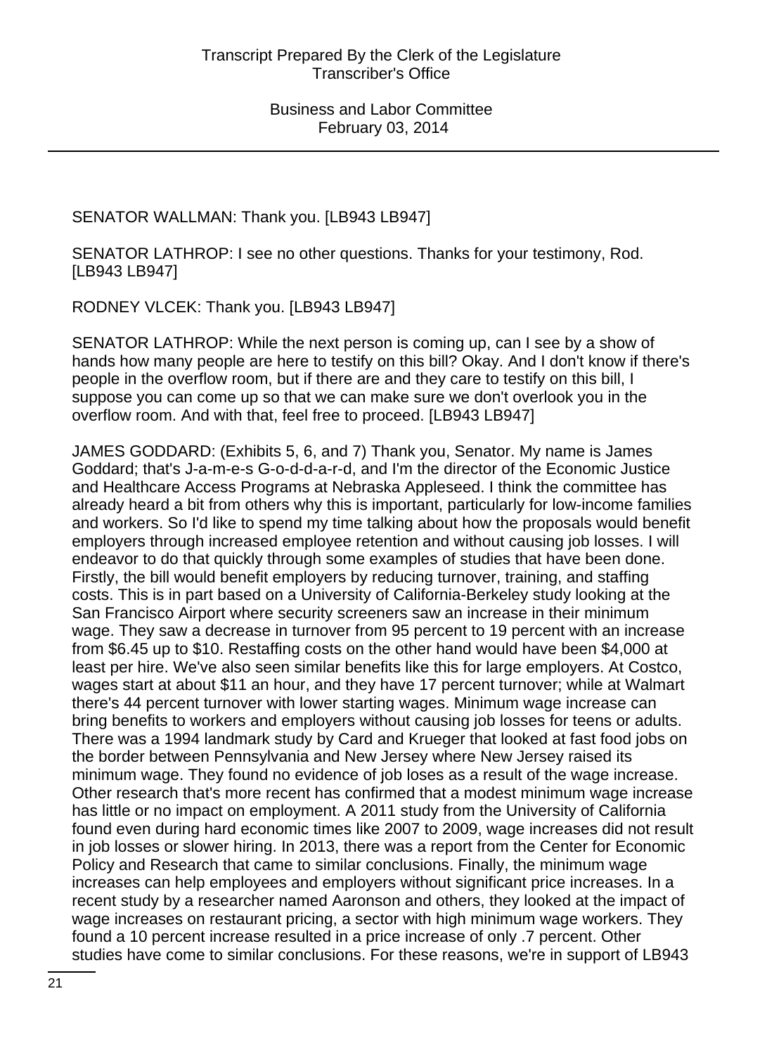SENATOR WALLMAN: Thank you. [LB943 LB947]

SENATOR LATHROP: I see no other questions. Thanks for your testimony, Rod. [LB943 LB947]

RODNEY VLCEK: Thank you. [LB943 LB947]

SENATOR LATHROP: While the next person is coming up, can I see by a show of hands how many people are here to testify on this bill? Okay. And I don't know if there's people in the overflow room, but if there are and they care to testify on this bill, I suppose you can come up so that we can make sure we don't overlook you in the overflow room. And with that, feel free to proceed. [LB943 LB947]

JAMES GODDARD: (Exhibits 5, 6, and 7) Thank you, Senator. My name is James Goddard; that's J-a-m-e-s G-o-d-d-a-r-d, and I'm the director of the Economic Justice and Healthcare Access Programs at Nebraska Appleseed. I think the committee has already heard a bit from others why this is important, particularly for low-income families and workers. So I'd like to spend my time talking about how the proposals would benefit employers through increased employee retention and without causing job losses. I will endeavor to do that quickly through some examples of studies that have been done. Firstly, the bill would benefit employers by reducing turnover, training, and staffing costs. This is in part based on a University of California-Berkeley study looking at the San Francisco Airport where security screeners saw an increase in their minimum wage. They saw a decrease in turnover from 95 percent to 19 percent with an increase from $6.45 up to $10. Restaffing costs on the other hand would have been $4,000 at least per hire. We've also seen similar benefits like this for large employers. At Costco, wages start at about $11 an hour, and they have 17 percent turnover; while at Walmart there's 44 percent turnover with lower starting wages. Minimum wage increase can bring benefits to workers and employers without causing job losses for teens or adults. There was a 1994 landmark study by Card and Krueger that looked at fast food jobs on the border between Pennsylvania and New Jersey where New Jersey raised its minimum wage. They found no evidence of job loses as a result of the wage increase. Other research that's more recent has confirmed that a modest minimum wage increase has little or no impact on employment. A 2011 study from the University of California found even during hard economic times like 2007 to 2009, wage increases did not result in job losses or slower hiring. In 2013, there was a report from the Center for Economic Policy and Research that came to similar conclusions. Finally, the minimum wage increases can help employees and employers without significant price increases. In a recent study by a researcher named Aaronson and others, they looked at the impact of wage increases on restaurant pricing, a sector with high minimum wage workers. They found a 10 percent increase resulted in a price increase of only .7 percent. Other studies have come to similar conclusions. For these reasons, we're in support of LB943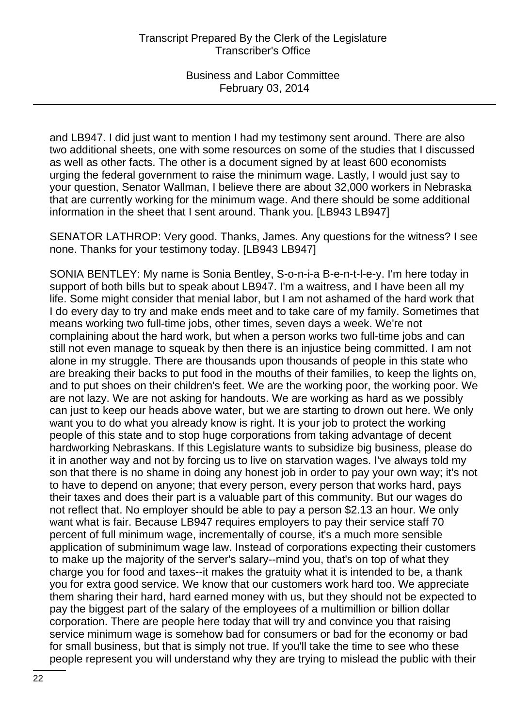and LB947. I did just want to mention I had my testimony sent around. There are also two additional sheets, one with some resources on some of the studies that I discussed as well as other facts. The other is a document signed by at least 600 economists urging the federal government to raise the minimum wage. Lastly, I would just say to your question, Senator Wallman, I believe there are about 32,000 workers in Nebraska that are currently working for the minimum wage. And there should be some additional information in the sheet that I sent around. Thank you. [LB943 LB947]

SENATOR LATHROP: Very good. Thanks, James. Any questions for the witness? I see none. Thanks for your testimony today. [LB943 LB947]

SONIA BENTLEY: My name is Sonia Bentley, S-o-n-i-a B-e-n-t-l-e-y. I'm here today in support of both bills but to speak about LB947. I'm a waitress, and I have been all my life. Some might consider that menial labor, but I am not ashamed of the hard work that I do every day to try and make ends meet and to take care of my family. Sometimes that means working two full-time jobs, other times, seven days a week. We're not complaining about the hard work, but when a person works two full-time jobs and can still not even manage to squeak by then there is an injustice being committed. I am not alone in my struggle. There are thousands upon thousands of people in this state who are breaking their backs to put food in the mouths of their families, to keep the lights on, and to put shoes on their children's feet. We are the working poor, the working poor. We are not lazy. We are not asking for handouts. We are working as hard as we possibly can just to keep our heads above water, but we are starting to drown out here. We only want you to do what you already know is right. It is your job to protect the working people of this state and to stop huge corporations from taking advantage of decent hardworking Nebraskans. If this Legislature wants to subsidize big business, please do it in another way and not by forcing us to live on starvation wages. I've always told my son that there is no shame in doing any honest job in order to pay your own way; it's not to have to depend on anyone; that every person, every person that works hard, pays their taxes and does their part is a valuable part of this community. But our wages do not reflect that. No employer should be able to pay a person $2.13 an hour. We only want what is fair. Because LB947 requires employers to pay their service staff 70 percent of full minimum wage, incrementally of course, it's a much more sensible application of subminimum wage law. Instead of corporations expecting their customers to make up the majority of the server's salary--mind you, that's on top of what they charge you for food and taxes--it makes the gratuity what it is intended to be, a thank you for extra good service. We know that our customers work hard too. We appreciate them sharing their hard, hard earned money with us, but they should not be expected to pay the biggest part of the salary of the employees of a multimillion or billion dollar corporation. There are people here today that will try and convince you that raising service minimum wage is somehow bad for consumers or bad for the economy or bad for small business, but that is simply not true. If you'll take the time to see who these people represent you will understand why they are trying to mislead the public with their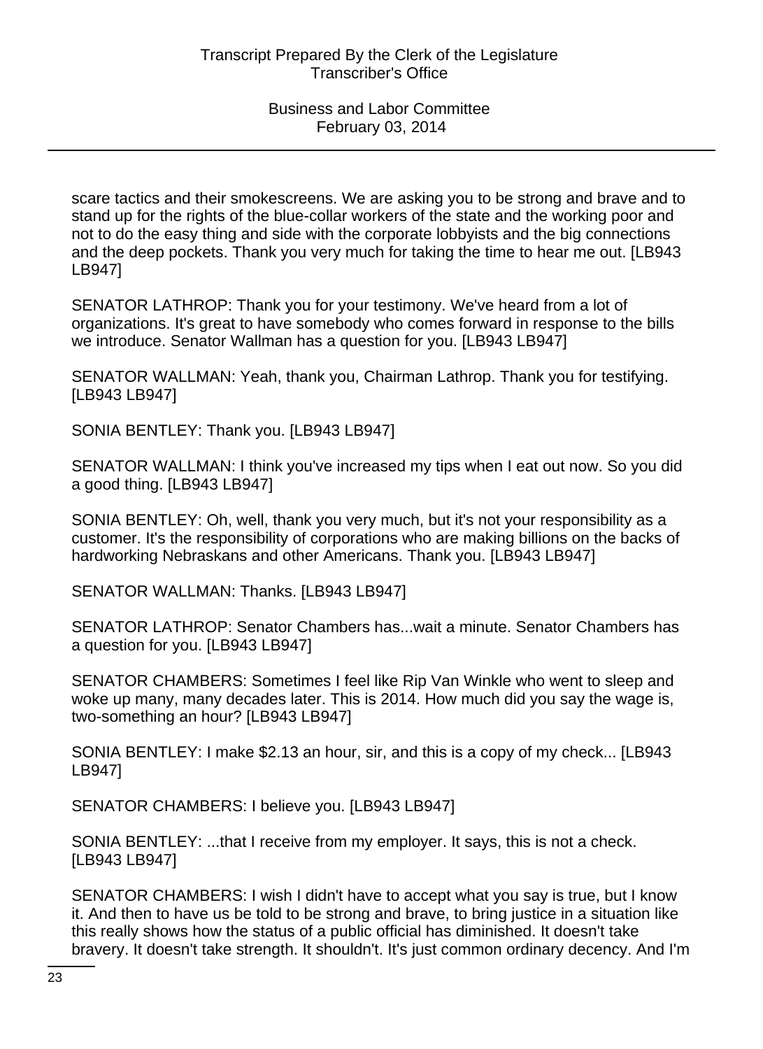scare tactics and their smokescreens. We are asking you to be strong and brave and to stand up for the rights of the blue-collar workers of the state and the working poor and not to do the easy thing and side with the corporate lobbyists and the big connections and the deep pockets. Thank you very much for taking the time to hear me out. [LB943 LB947]

SENATOR LATHROP: Thank you for your testimony. We've heard from a lot of organizations. It's great to have somebody who comes forward in response to the bills we introduce. Senator Wallman has a question for you. [LB943 LB947]

SENATOR WALLMAN: Yeah, thank you, Chairman Lathrop. Thank you for testifying. [LB943 LB947]

SONIA BENTLEY: Thank you. [LB943 LB947]

SENATOR WALLMAN: I think you've increased my tips when I eat out now. So you did a good thing. [LB943 LB947]

SONIA BENTLEY: Oh, well, thank you very much, but it's not your responsibility as a customer. It's the responsibility of corporations who are making billions on the backs of hardworking Nebraskans and other Americans. Thank you. [LB943 LB947]

SENATOR WALLMAN: Thanks. [LB943 LB947]

SENATOR LATHROP: Senator Chambers has...wait a minute. Senator Chambers has a question for you. [LB943 LB947]

SENATOR CHAMBERS: Sometimes I feel like Rip Van Winkle who went to sleep and woke up many, many decades later. This is 2014. How much did you say the wage is, two-something an hour? [LB943 LB947]

SONIA BENTLEY: I make $2.13 an hour, sir, and this is a copy of my check... [LB943 LB947]

SENATOR CHAMBERS: I believe you. [LB943 LB947]

SONIA BENTLEY: ...that I receive from my employer. It says, this is not a check. [LB943 LB947]

SENATOR CHAMBERS: I wish I didn't have to accept what you say is true, but I know it. And then to have us be told to be strong and brave, to bring justice in a situation like this really shows how the status of a public official has diminished. It doesn't take bravery. It doesn't take strength. It shouldn't. It's just common ordinary decency. And I'm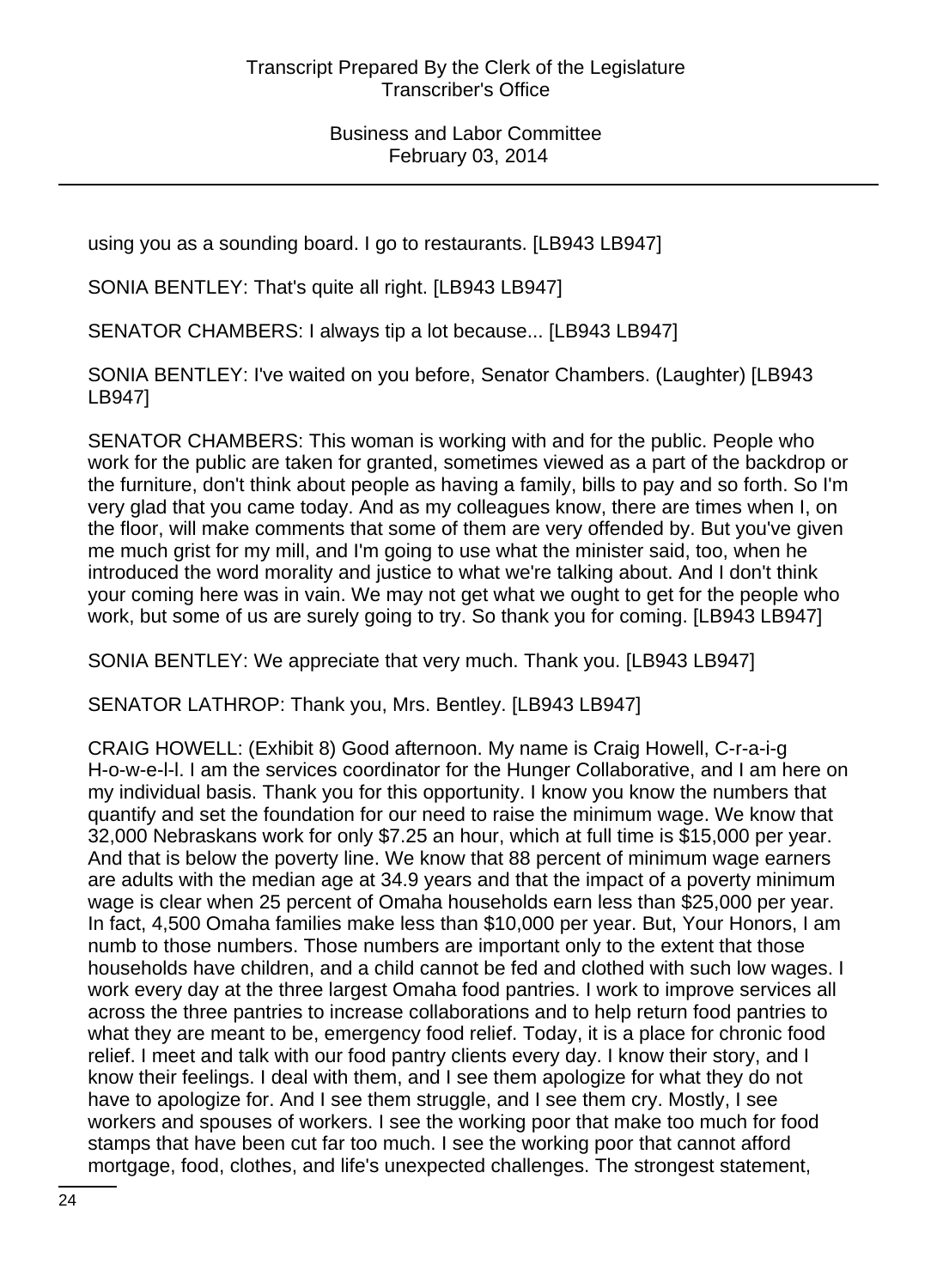using you as a sounding board. I go to restaurants. [LB943 LB947]

SONIA BENTLEY: That's quite all right. [LB943 LB947]

SENATOR CHAMBERS: I always tip a lot because... [LB943 LB947]

SONIA BENTLEY: I've waited on you before, Senator Chambers. (Laughter) [LB943 LB947]

SENATOR CHAMBERS: This woman is working with and for the public. People who work for the public are taken for granted, sometimes viewed as a part of the backdrop or the furniture, don't think about people as having a family, bills to pay and so forth. So I'm very glad that you came today. And as my colleagues know, there are times when I, on the floor, will make comments that some of them are very offended by. But you've given me much grist for my mill, and I'm going to use what the minister said, too, when he introduced the word morality and justice to what we're talking about. And I don't think your coming here was in vain. We may not get what we ought to get for the people who work, but some of us are surely going to try. So thank you for coming. [LB943 LB947]

SONIA BENTLEY: We appreciate that very much. Thank you. [LB943 LB947]

SENATOR LATHROP: Thank you, Mrs. Bentley. [LB943 LB947]

CRAIG HOWELL: (Exhibit 8) Good afternoon. My name is Craig Howell, C-r-a-i-g H-o-w-e-l-l. I am the services coordinator for the Hunger Collaborative, and I am here on my individual basis. Thank you for this opportunity. I know you know the numbers that quantify and set the foundation for our need to raise the minimum wage. We know that 32,000 Nebraskans work for only $7.25 an hour, which at full time is $15,000 per year. And that is below the poverty line. We know that 88 percent of minimum wage earners are adults with the median age at 34.9 years and that the impact of a poverty minimum wage is clear when 25 percent of Omaha households earn less than $25,000 per year. In fact, 4,500 Omaha families make less than $10,000 per year. But, Your Honors, I am numb to those numbers. Those numbers are important only to the extent that those households have children, and a child cannot be fed and clothed with such low wages. I work every day at the three largest Omaha food pantries. I work to improve services all across the three pantries to increase collaborations and to help return food pantries to what they are meant to be, emergency food relief. Today, it is a place for chronic food relief. I meet and talk with our food pantry clients every day. I know their story, and I know their feelings. I deal with them, and I see them apologize for what they do not have to apologize for. And I see them struggle, and I see them cry. Mostly, I see workers and spouses of workers. I see the working poor that make too much for food stamps that have been cut far too much. I see the working poor that cannot afford mortgage, food, clothes, and life's unexpected challenges. The strongest statement,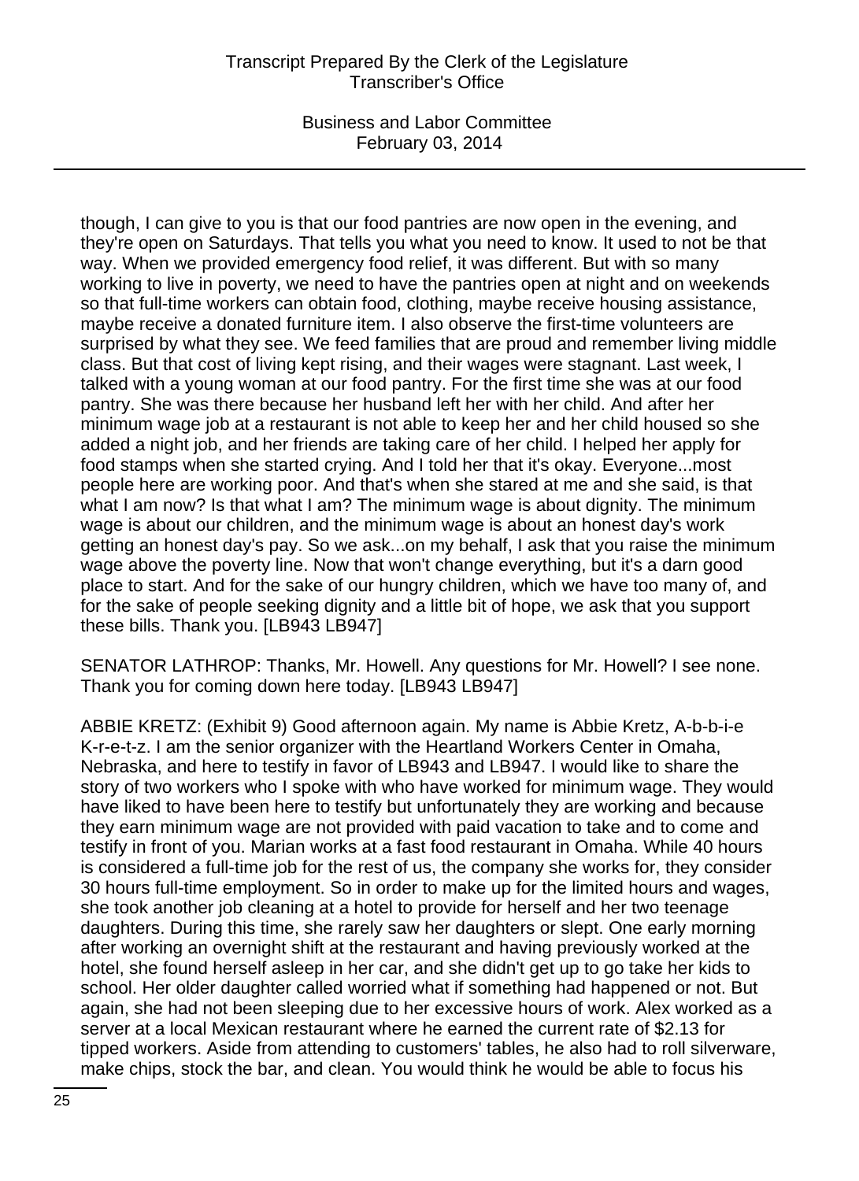though, I can give to you is that our food pantries are now open in the evening, and they're open on Saturdays. That tells you what you need to know. It used to not be that way. When we provided emergency food relief, it was different. But with so many working to live in poverty, we need to have the pantries open at night and on weekends so that full-time workers can obtain food, clothing, maybe receive housing assistance, maybe receive a donated furniture item. I also observe the first-time volunteers are surprised by what they see. We feed families that are proud and remember living middle class. But that cost of living kept rising, and their wages were stagnant. Last week, I talked with a young woman at our food pantry. For the first time she was at our food pantry. She was there because her husband left her with her child. And after her minimum wage job at a restaurant is not able to keep her and her child housed so she added a night job, and her friends are taking care of her child. I helped her apply for food stamps when she started crying. And I told her that it's okay. Everyone...most people here are working poor. And that's when she stared at me and she said, is that what I am now? Is that what I am? The minimum wage is about dignity. The minimum wage is about our children, and the minimum wage is about an honest day's work getting an honest day's pay. So we ask...on my behalf, I ask that you raise the minimum wage above the poverty line. Now that won't change everything, but it's a darn good place to start. And for the sake of our hungry children, which we have too many of, and for the sake of people seeking dignity and a little bit of hope, we ask that you support these bills. Thank you. [LB943 LB947]

SENATOR LATHROP: Thanks, Mr. Howell. Any questions for Mr. Howell? I see none. Thank you for coming down here today. [LB943 LB947]

ABBIE KRETZ: (Exhibit 9) Good afternoon again. My name is Abbie Kretz, A-b-b-i-e K-r-e-t-z. I am the senior organizer with the Heartland Workers Center in Omaha, Nebraska, and here to testify in favor of LB943 and LB947. I would like to share the story of two workers who I spoke with who have worked for minimum wage. They would have liked to have been here to testify but unfortunately they are working and because they earn minimum wage are not provided with paid vacation to take and to come and testify in front of you. Marian works at a fast food restaurant in Omaha. While 40 hours is considered a full-time job for the rest of us, the company she works for, they consider 30 hours full-time employment. So in order to make up for the limited hours and wages, she took another job cleaning at a hotel to provide for herself and her two teenage daughters. During this time, she rarely saw her daughters or slept. One early morning after working an overnight shift at the restaurant and having previously worked at the hotel, she found herself asleep in her car, and she didn't get up to go take her kids to school. Her older daughter called worried what if something had happened or not. But again, she had not been sleeping due to her excessive hours of work. Alex worked as a server at a local Mexican restaurant where he earned the current rate of $2.13 for tipped workers. Aside from attending to customers' tables, he also had to roll silverware, make chips, stock the bar, and clean. You would think he would be able to focus his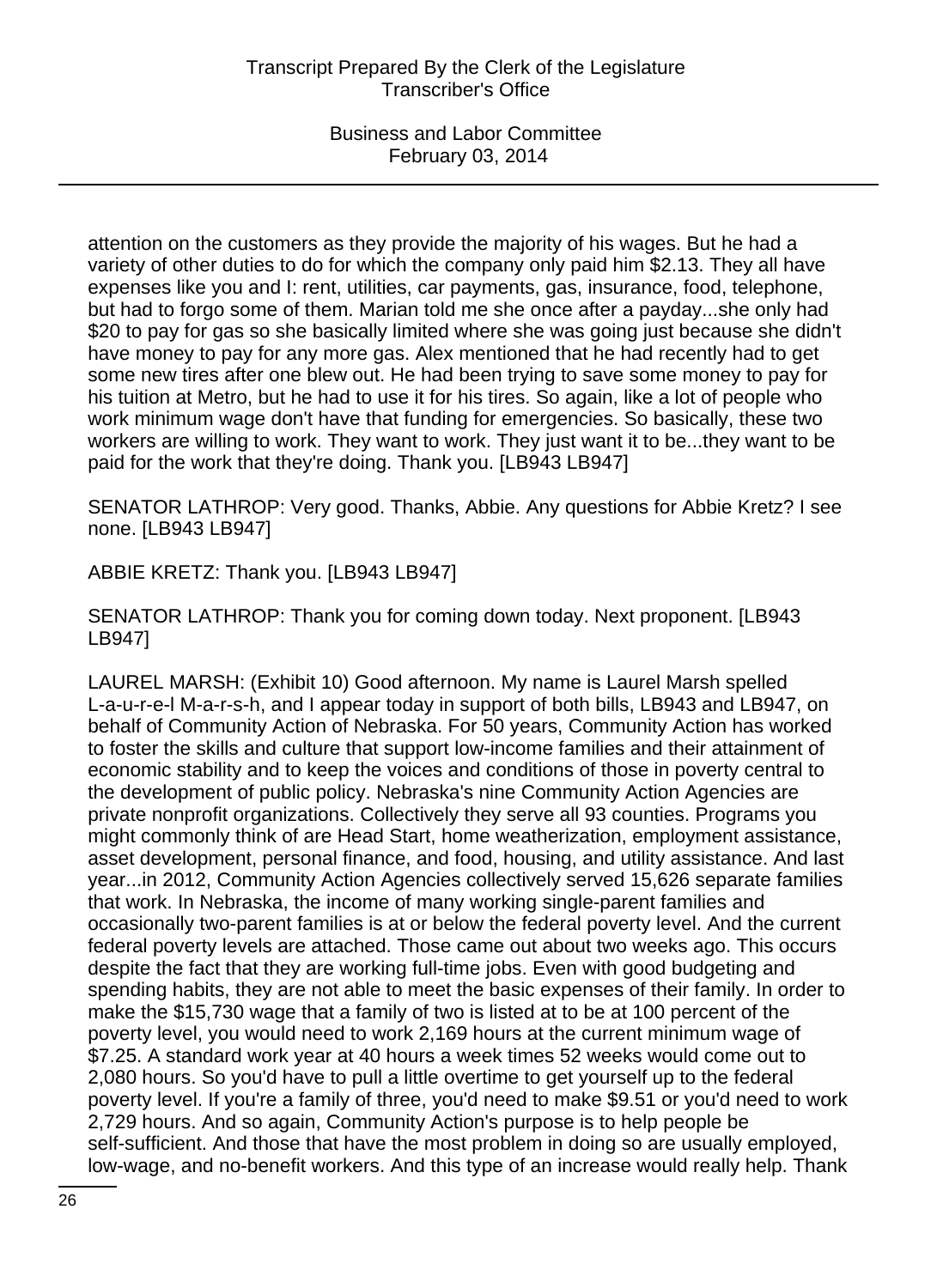attention on the customers as they provide the majority of his wages. But he had a variety of other duties to do for which the company only paid him $2.13. They all have expenses like you and I: rent, utilities, car payments, gas, insurance, food, telephone, but had to forgo some of them. Marian told me she once after a payday...she only had $20 to pay for gas so she basically limited where she was going just because she didn't have money to pay for any more gas. Alex mentioned that he had recently had to get some new tires after one blew out. He had been trying to save some money to pay for his tuition at Metro, but he had to use it for his tires. So again, like a lot of people who work minimum wage don't have that funding for emergencies. So basically, these two workers are willing to work. They want to work. They just want it to be...they want to be paid for the work that they're doing. Thank you. [LB943 LB947]

SENATOR LATHROP: Very good. Thanks, Abbie. Any questions for Abbie Kretz? I see none. [LB943 LB947]

ABBIE KRETZ: Thank you. [LB943 LB947]

SENATOR LATHROP: Thank you for coming down today. Next proponent. [LB943 LB947]

LAUREL MARSH: (Exhibit 10) Good afternoon. My name is Laurel Marsh spelled L-a-u-r-e-l M-a-r-s-h, and I appear today in support of both bills, LB943 and LB947, on behalf of Community Action of Nebraska. For 50 years, Community Action has worked to foster the skills and culture that support low-income families and their attainment of economic stability and to keep the voices and conditions of those in poverty central to the development of public policy. Nebraska's nine Community Action Agencies are private nonprofit organizations. Collectively they serve all 93 counties. Programs you might commonly think of are Head Start, home weatherization, employment assistance, asset development, personal finance, and food, housing, and utility assistance. And last year...in 2012, Community Action Agencies collectively served 15,626 separate families that work. In Nebraska, the income of many working single-parent families and occasionally two-parent families is at or below the federal poverty level. And the current federal poverty levels are attached. Those came out about two weeks ago. This occurs despite the fact that they are working full-time jobs. Even with good budgeting and spending habits, they are not able to meet the basic expenses of their family. In order to make the $15,730 wage that a family of two is listed at to be at 100 percent of the poverty level, you would need to work 2,169 hours at the current minimum wage of $7.25. A standard work year at 40 hours a week times 52 weeks would come out to 2,080 hours. So you'd have to pull a little overtime to get yourself up to the federal poverty level. If you're a family of three, you'd need to make $9.51 or you'd need to work 2,729 hours. And so again, Community Action's purpose is to help people be self-sufficient. And those that have the most problem in doing so are usually employed, low-wage, and no-benefit workers. And this type of an increase would really help. Thank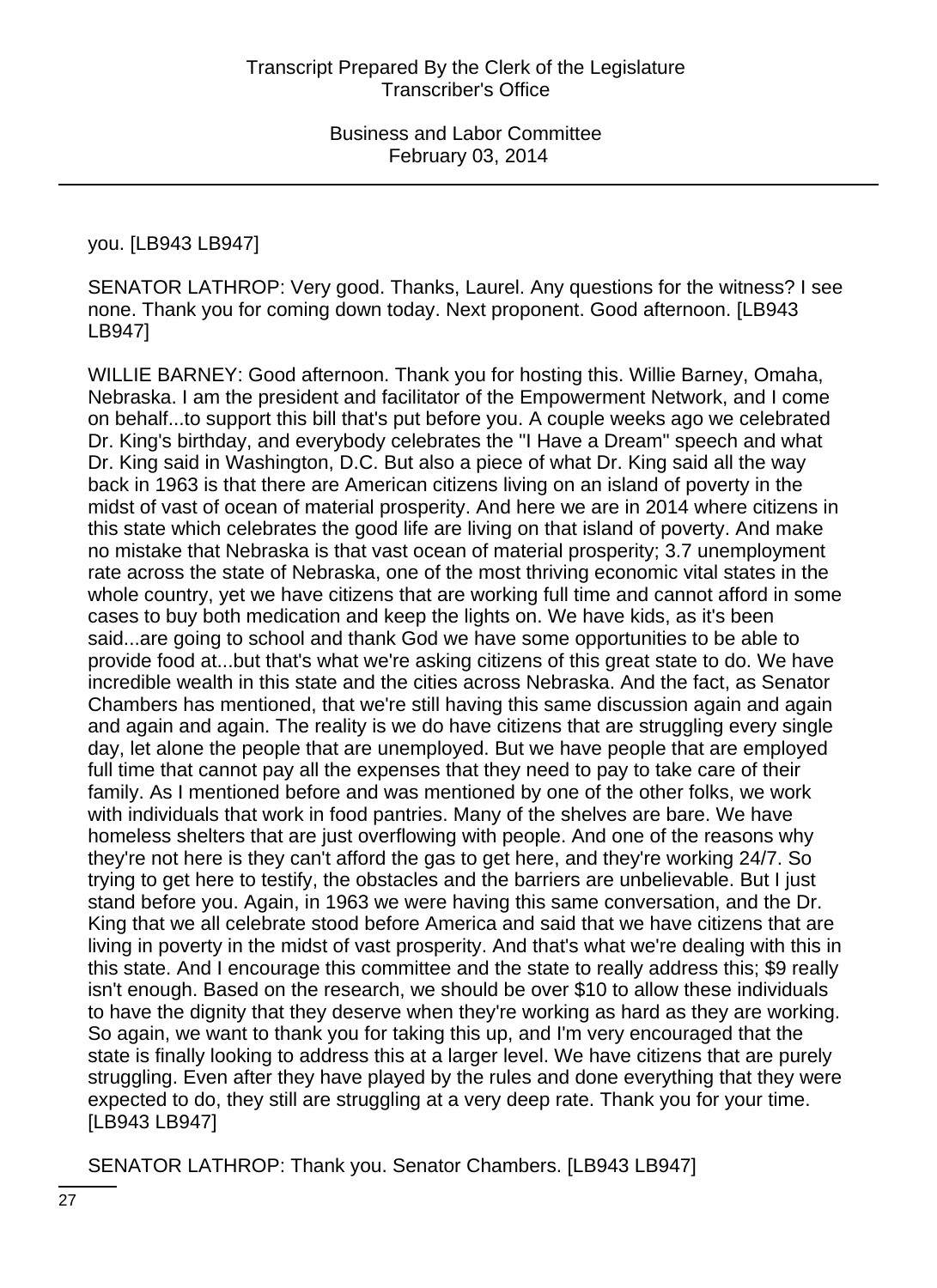you. [LB943 LB947]

SENATOR LATHROP: Very good. Thanks, Laurel. Any questions for the witness? I see none. Thank you for coming down today. Next proponent. Good afternoon. [LB943 LB947]

WILLIE BARNEY: Good afternoon. Thank you for hosting this. Willie Barney, Omaha, Nebraska. I am the president and facilitator of the Empowerment Network, and I come on behalf...to support this bill that's put before you. A couple weeks ago we celebrated Dr. King's birthday, and everybody celebrates the "I Have a Dream" speech and what Dr. King said in Washington, D.C. But also a piece of what Dr. King said all the way back in 1963 is that there are American citizens living on an island of poverty in the midst of vast of ocean of material prosperity. And here we are in 2014 where citizens in this state which celebrates the good life are living on that island of poverty. And make no mistake that Nebraska is that vast ocean of material prosperity; 3.7 unemployment rate across the state of Nebraska, one of the most thriving economic vital states in the whole country, yet we have citizens that are working full time and cannot afford in some cases to buy both medication and keep the lights on. We have kids, as it's been said...are going to school and thank God we have some opportunities to be able to provide food at...but that's what we're asking citizens of this great state to do. We have incredible wealth in this state and the cities across Nebraska. And the fact, as Senator Chambers has mentioned, that we're still having this same discussion again and again and again and again. The reality is we do have citizens that are struggling every single day, let alone the people that are unemployed. But we have people that are employed full time that cannot pay all the expenses that they need to pay to take care of their family. As I mentioned before and was mentioned by one of the other folks, we work with individuals that work in food pantries. Many of the shelves are bare. We have homeless shelters that are just overflowing with people. And one of the reasons why they're not here is they can't afford the gas to get here, and they're working 24/7. So trying to get here to testify, the obstacles and the barriers are unbelievable. But I just stand before you. Again, in 1963 we were having this same conversation, and the Dr. King that we all celebrate stood before America and said that we have citizens that are living in poverty in the midst of vast prosperity. And that's what we're dealing with this in this state. And I encourage this committee and the state to really address this; $9 really isn't enough. Based on the research, we should be over $10 to allow these individuals to have the dignity that they deserve when they're working as hard as they are working. So again, we want to thank you for taking this up, and I'm very encouraged that the state is finally looking to address this at a larger level. We have citizens that are purely struggling. Even after they have played by the rules and done everything that they were expected to do, they still are struggling at a very deep rate. Thank you for your time. [LB943 LB947]

SENATOR LATHROP: Thank you. Senator Chambers. [LB943 LB947]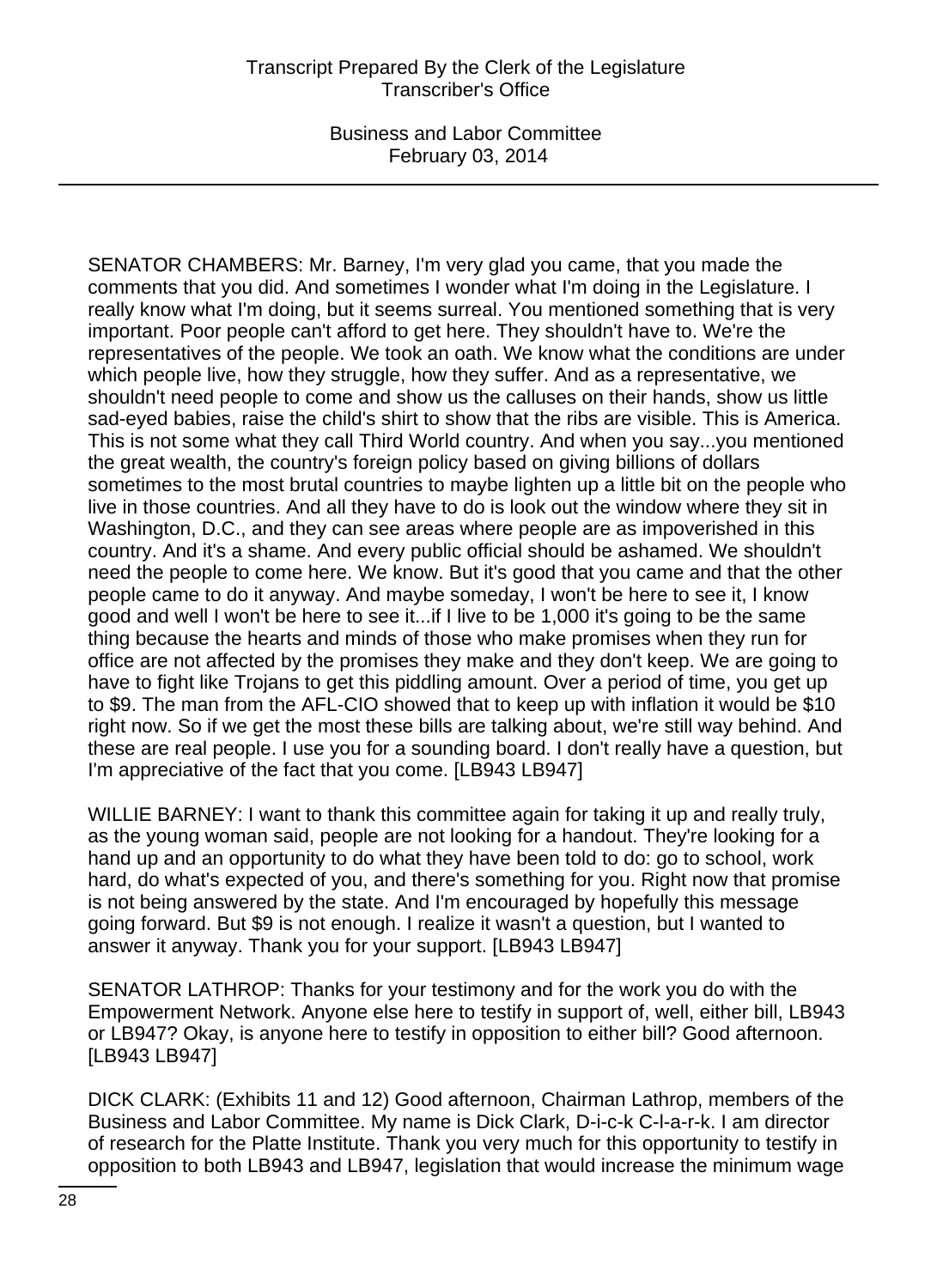SENATOR CHAMBERS: Mr. Barney, I'm very glad you came, that you made the comments that you did. And sometimes I wonder what I'm doing in the Legislature. I really know what I'm doing, but it seems surreal. You mentioned something that is very important. Poor people can't afford to get here. They shouldn't have to. We're the representatives of the people. We took an oath. We know what the conditions are under which people live, how they struggle, how they suffer. And as a representative, we shouldn't need people to come and show us the calluses on their hands, show us little sad-eyed babies, raise the child's shirt to show that the ribs are visible. This is America. This is not some what they call Third World country. And when you say...you mentioned the great wealth, the country's foreign policy based on giving billions of dollars sometimes to the most brutal countries to maybe lighten up a little bit on the people who live in those countries. And all they have to do is look out the window where they sit in Washington, D.C., and they can see areas where people are as impoverished in this country. And it's a shame. And every public official should be ashamed. We shouldn't need the people to come here. We know. But it's good that you came and that the other people came to do it anyway. And maybe someday, I won't be here to see it, I know good and well I won't be here to see it...if I live to be 1,000 it's going to be the same thing because the hearts and minds of those who make promises when they run for office are not affected by the promises they make and they don't keep. We are going to have to fight like Trojans to get this piddling amount. Over a period of time, you get up to $9. The man from the AFL-CIO showed that to keep up with inflation it would be $10 right now. So if we get the most these bills are talking about, we're still way behind. And these are real people. I use you for a sounding board. I don't really have a question, but I'm appreciative of the fact that you come. [LB943 LB947]

WILLIE BARNEY: I want to thank this committee again for taking it up and really truly, as the young woman said, people are not looking for a handout. They're looking for a hand up and an opportunity to do what they have been told to do: go to school, work hard, do what's expected of you, and there's something for you. Right now that promise is not being answered by the state. And I'm encouraged by hopefully this message going forward. But $9 is not enough. I realize it wasn't a question, but I wanted to answer it anyway. Thank you for your support. [LB943 LB947]

SENATOR LATHROP: Thanks for your testimony and for the work you do with the Empowerment Network. Anyone else here to testify in support of, well, either bill, LB943 or LB947? Okay, is anyone here to testify in opposition to either bill? Good afternoon. [LB943 LB947]

DICK CLARK: (Exhibits 11 and 12) Good afternoon, Chairman Lathrop, members of the Business and Labor Committee. My name is Dick Clark, D-i-c-k C-l-a-r-k. I am director of research for the Platte Institute. Thank you very much for this opportunity to testify in opposition to both LB943 and LB947, legislation that would increase the minimum wage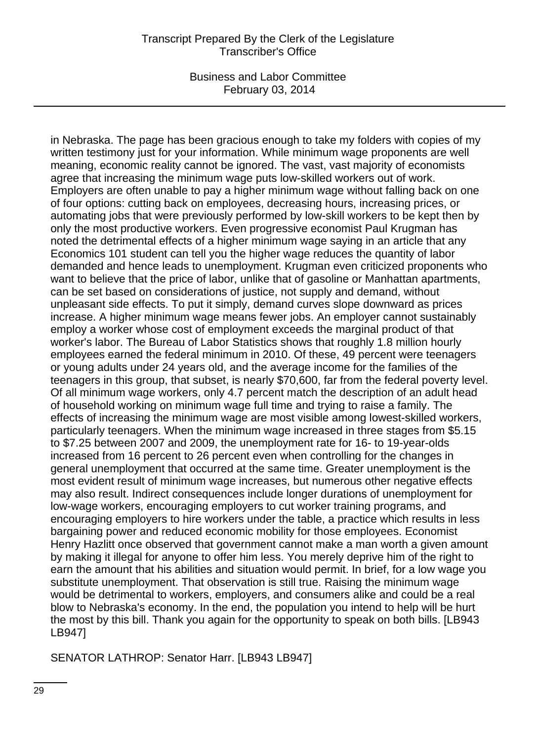in Nebraska. The page has been gracious enough to take my folders with copies of my written testimony just for your information. While minimum wage proponents are well meaning, economic reality cannot be ignored. The vast, vast majority of economists agree that increasing the minimum wage puts low-skilled workers out of work. Employers are often unable to pay a higher minimum wage without falling back on one of four options: cutting back on employees, decreasing hours, increasing prices, or automating jobs that were previously performed by low-skill workers to be kept then by only the most productive workers. Even progressive economist Paul Krugman has noted the detrimental effects of a higher minimum wage saying in an article that any Economics 101 student can tell you the higher wage reduces the quantity of labor demanded and hence leads to unemployment. Krugman even criticized proponents who want to believe that the price of labor, unlike that of gasoline or Manhattan apartments, can be set based on considerations of justice, not supply and demand, without unpleasant side effects. To put it simply, demand curves slope downward as prices increase. A higher minimum wage means fewer jobs. An employer cannot sustainably employ a worker whose cost of employment exceeds the marginal product of that worker's labor. The Bureau of Labor Statistics shows that roughly 1.8 million hourly employees earned the federal minimum in 2010. Of these, 49 percent were teenagers or young adults under 24 years old, and the average income for the families of the teenagers in this group, that subset, is nearly $70,600, far from the federal poverty level. Of all minimum wage workers, only 4.7 percent match the description of an adult head of household working on minimum wage full time and trying to raise a family. The effects of increasing the minimum wage are most visible among lowest-skilled workers, particularly teenagers. When the minimum wage increased in three stages from $5.15 to $7.25 between 2007 and 2009, the unemployment rate for 16- to 19-year-olds increased from 16 percent to 26 percent even when controlling for the changes in general unemployment that occurred at the same time. Greater unemployment is the most evident result of minimum wage increases, but numerous other negative effects may also result. Indirect consequences include longer durations of unemployment for low-wage workers, encouraging employers to cut worker training programs, and encouraging employers to hire workers under the table, a practice which results in less bargaining power and reduced economic mobility for those employees. Economist Henry Hazlitt once observed that government cannot make a man worth a given amount by making it illegal for anyone to offer him less. You merely deprive him of the right to earn the amount that his abilities and situation would permit. In brief, for a low wage you substitute unemployment. That observation is still true. Raising the minimum wage would be detrimental to workers, employers, and consumers alike and could be a real blow to Nebraska's economy. In the end, the population you intend to help will be hurt the most by this bill. Thank you again for the opportunity to speak on both bills. [LB943 LB947]

SENATOR LATHROP: Senator Harr. [LB943 LB947]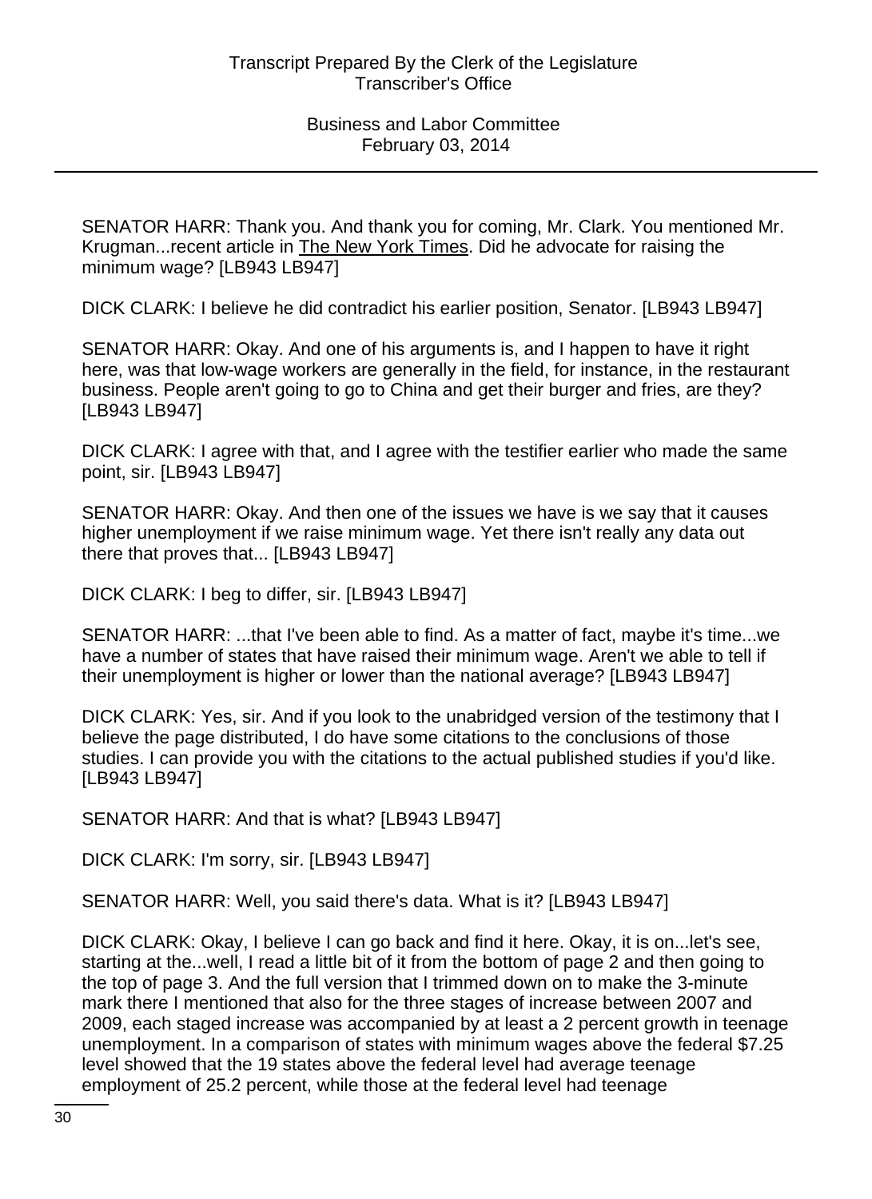SENATOR HARR: Thank you. And thank you for coming, Mr. Clark. You mentioned Mr. Krugman...recent article in The New York Times. Did he advocate for raising the minimum wage? [LB943 LB947]

DICK CLARK: I believe he did contradict his earlier position, Senator. [LB943 LB947]

SENATOR HARR: Okay. And one of his arguments is, and I happen to have it right here, was that low-wage workers are generally in the field, for instance, in the restaurant business. People aren't going to go to China and get their burger and fries, are they? [LB943 LB947]

DICK CLARK: I agree with that, and I agree with the testifier earlier who made the same point, sir. [LB943 LB947]

SENATOR HARR: Okay. And then one of the issues we have is we say that it causes higher unemployment if we raise minimum wage. Yet there isn't really any data out there that proves that... [LB943 LB947]

DICK CLARK: I beg to differ, sir. [LB943 LB947]

SENATOR HARR: ...that I've been able to find. As a matter of fact, maybe it's time...we have a number of states that have raised their minimum wage. Aren't we able to tell if their unemployment is higher or lower than the national average? [LB943 LB947]

DICK CLARK: Yes, sir. And if you look to the unabridged version of the testimony that I believe the page distributed, I do have some citations to the conclusions of those studies. I can provide you with the citations to the actual published studies if you'd like. [LB943 LB947]

SENATOR HARR: And that is what? [LB943 LB947]

DICK CLARK: I'm sorry, sir. [LB943 LB947]

SENATOR HARR: Well, you said there's data. What is it? [LB943 LB947]

DICK CLARK: Okay, I believe I can go back and find it here. Okay, it is on...let's see, starting at the...well, I read a little bit of it from the bottom of page 2 and then going to the top of page 3. And the full version that I trimmed down on to make the 3-minute mark there I mentioned that also for the three stages of increase between 2007 and 2009, each staged increase was accompanied by at least a 2 percent growth in teenage unemployment. In a comparison of states with minimum wages above the federal $7.25 level showed that the 19 states above the federal level had average teenage employment of 25.2 percent, while those at the federal level had teenage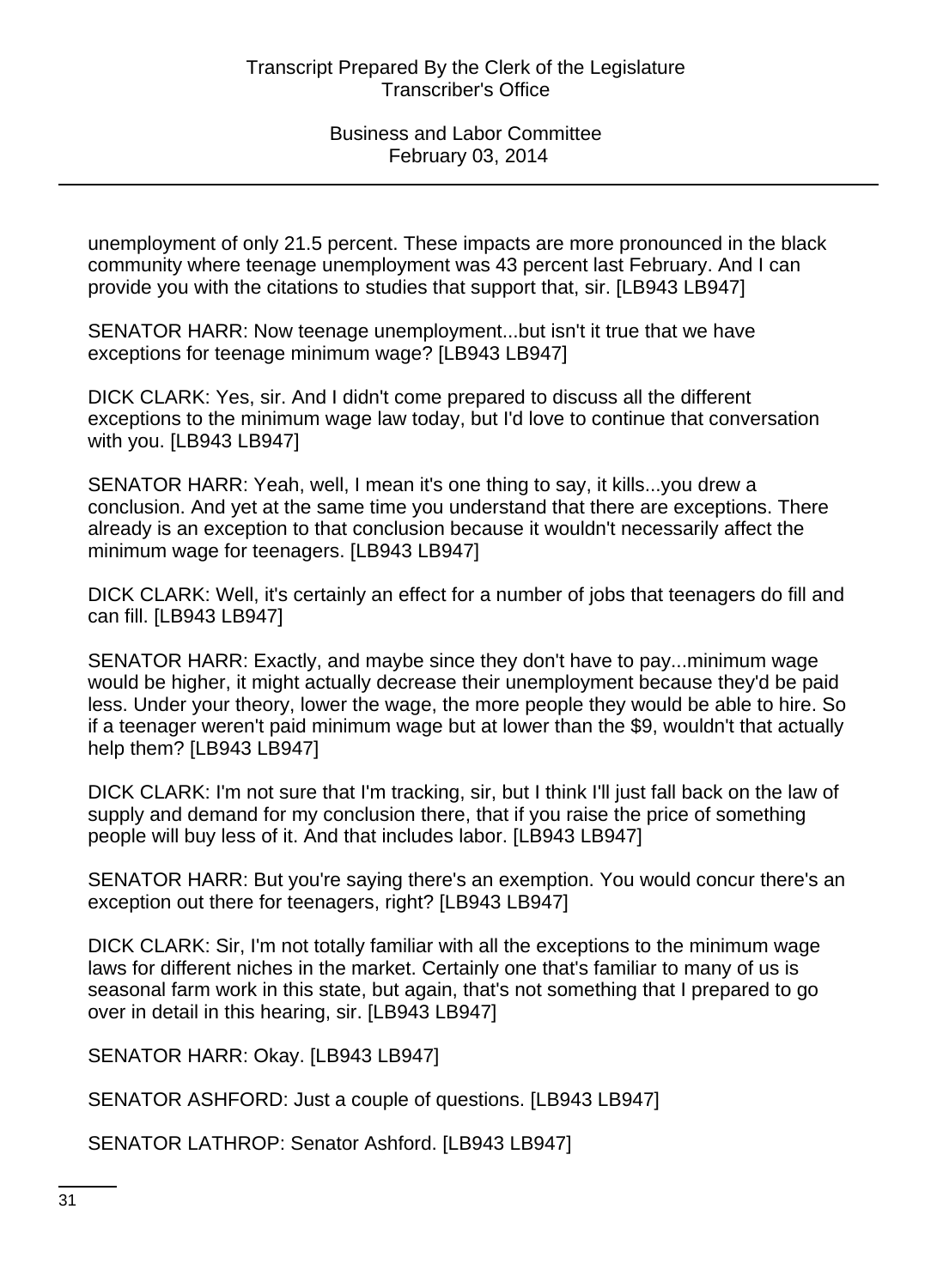unemployment of only 21.5 percent. These impacts are more pronounced in the black community where teenage unemployment was 43 percent last February. And I can provide you with the citations to studies that support that, sir. [LB943 LB947]

SENATOR HARR: Now teenage unemployment...but isn't it true that we have exceptions for teenage minimum wage? [LB943 LB947]

DICK CLARK: Yes, sir. And I didn't come prepared to discuss all the different exceptions to the minimum wage law today, but I'd love to continue that conversation with you. [LB943 LB947]

SENATOR HARR: Yeah, well, I mean it's one thing to say, it kills...you drew a conclusion. And yet at the same time you understand that there are exceptions. There already is an exception to that conclusion because it wouldn't necessarily affect the minimum wage for teenagers. [LB943 LB947]

DICK CLARK: Well, it's certainly an effect for a number of jobs that teenagers do fill and can fill. [LB943 LB947]

SENATOR HARR: Exactly, and maybe since they don't have to pay...minimum wage would be higher, it might actually decrease their unemployment because they'd be paid less. Under your theory, lower the wage, the more people they would be able to hire. So if a teenager weren't paid minimum wage but at lower than the $9, wouldn't that actually help them? [LB943 LB947]

DICK CLARK: I'm not sure that I'm tracking, sir, but I think I'll just fall back on the law of supply and demand for my conclusion there, that if you raise the price of something people will buy less of it. And that includes labor. [LB943 LB947]

SENATOR HARR: But you're saying there's an exemption. You would concur there's an exception out there for teenagers, right? [LB943 LB947]

DICK CLARK: Sir, I'm not totally familiar with all the exceptions to the minimum wage laws for different niches in the market. Certainly one that's familiar to many of us is seasonal farm work in this state, but again, that's not something that I prepared to go over in detail in this hearing, sir. [LB943 LB947]

SENATOR HARR: Okay. [LB943 LB947]

SENATOR ASHFORD: Just a couple of questions. [LB943 LB947]

SENATOR LATHROP: Senator Ashford. [LB943 LB947]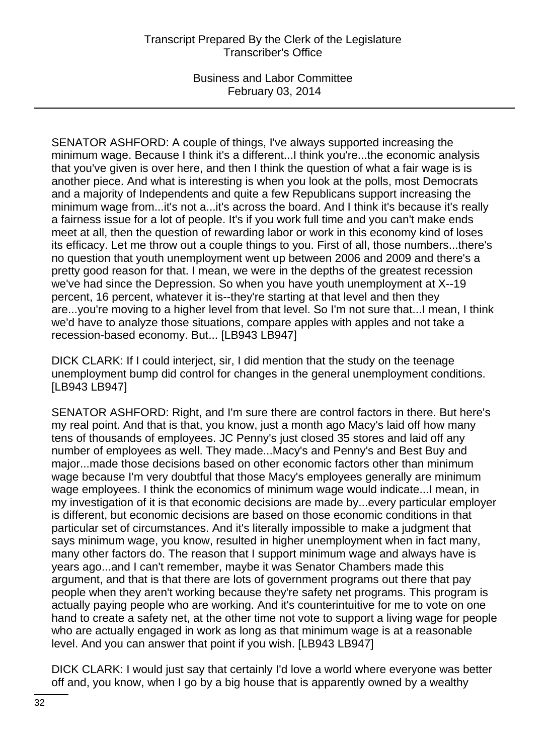SENATOR ASHFORD: A couple of things, I've always supported increasing the minimum wage. Because I think it's a different...I think you're...the economic analysis that you've given is over here, and then I think the question of what a fair wage is is another piece. And what is interesting is when you look at the polls, most Democrats and a majority of Independents and quite a few Republicans support increasing the minimum wage from...it's not a...it's across the board. And I think it's because it's really a fairness issue for a lot of people. It's if you work full time and you can't make ends meet at all, then the question of rewarding labor or work in this economy kind of loses its efficacy. Let me throw out a couple things to you. First of all, those numbers...there's no question that youth unemployment went up between 2006 and 2009 and there's a pretty good reason for that. I mean, we were in the depths of the greatest recession we've had since the Depression. So when you have youth unemployment at X--19 percent, 16 percent, whatever it is--they're starting at that level and then they are...you're moving to a higher level from that level. So I'm not sure that...I mean, I think we'd have to analyze those situations, compare apples with apples and not take a recession-based economy. But... [LB943 LB947]

DICK CLARK: If I could interject, sir, I did mention that the study on the teenage unemployment bump did control for changes in the general unemployment conditions. [LB943 LB947]

SENATOR ASHFORD: Right, and I'm sure there are control factors in there. But here's my real point. And that is that, you know, just a month ago Macy's laid off how many tens of thousands of employees. JC Penny's just closed 35 stores and laid off any number of employees as well. They made...Macy's and Penny's and Best Buy and major...made those decisions based on other economic factors other than minimum wage because I'm very doubtful that those Macy's employees generally are minimum wage employees. I think the economics of minimum wage would indicate...I mean, in my investigation of it is that economic decisions are made by...every particular employer is different, but economic decisions are based on those economic conditions in that particular set of circumstances. And it's literally impossible to make a judgment that says minimum wage, you know, resulted in higher unemployment when in fact many, many other factors do. The reason that I support minimum wage and always have is years ago...and I can't remember, maybe it was Senator Chambers made this argument, and that is that there are lots of government programs out there that pay people when they aren't working because they're safety net programs. This program is actually paying people who are working. And it's counterintuitive for me to vote on one hand to create a safety net, at the other time not vote to support a living wage for people who are actually engaged in work as long as that minimum wage is at a reasonable level. And you can answer that point if you wish. [LB943 LB947]

DICK CLARK: I would just say that certainly I'd love a world where everyone was better off and, you know, when I go by a big house that is apparently owned by a wealthy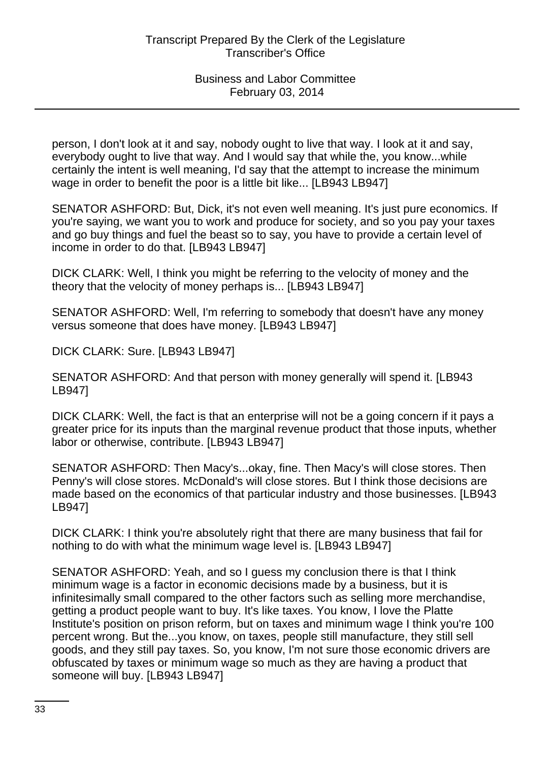person, I don't look at it and say, nobody ought to live that way. I look at it and say, everybody ought to live that way. And I would say that while the, you know...while certainly the intent is well meaning, I'd say that the attempt to increase the minimum wage in order to benefit the poor is a little bit like... [LB943 LB947]

SENATOR ASHFORD: But, Dick, it's not even well meaning. It's just pure economics. If you're saying, we want you to work and produce for society, and so you pay your taxes and go buy things and fuel the beast so to say, you have to provide a certain level of income in order to do that. [LB943 LB947]

DICK CLARK: Well, I think you might be referring to the velocity of money and the theory that the velocity of money perhaps is... [LB943 LB947]

SENATOR ASHFORD: Well, I'm referring to somebody that doesn't have any money versus someone that does have money. [LB943 LB947]

DICK CLARK: Sure. [LB943 LB947]

SENATOR ASHFORD: And that person with money generally will spend it. [LB943 LB947]

DICK CLARK: Well, the fact is that an enterprise will not be a going concern if it pays a greater price for its inputs than the marginal revenue product that those inputs, whether labor or otherwise, contribute. [LB943 LB947]

SENATOR ASHFORD: Then Macy's...okay, fine. Then Macy's will close stores. Then Penny's will close stores. McDonald's will close stores. But I think those decisions are made based on the economics of that particular industry and those businesses. [LB943 LB947]

DICK CLARK: I think you're absolutely right that there are many business that fail for nothing to do with what the minimum wage level is. [LB943 LB947]

SENATOR ASHFORD: Yeah, and so I guess my conclusion there is that I think minimum wage is a factor in economic decisions made by a business, but it is infinitesimally small compared to the other factors such as selling more merchandise, getting a product people want to buy. It's like taxes. You know, I love the Platte Institute's position on prison reform, but on taxes and minimum wage I think you're 100 percent wrong. But the...you know, on taxes, people still manufacture, they still sell goods, and they still pay taxes. So, you know, I'm not sure those economic drivers are obfuscated by taxes or minimum wage so much as they are having a product that someone will buy. [LB943 LB947]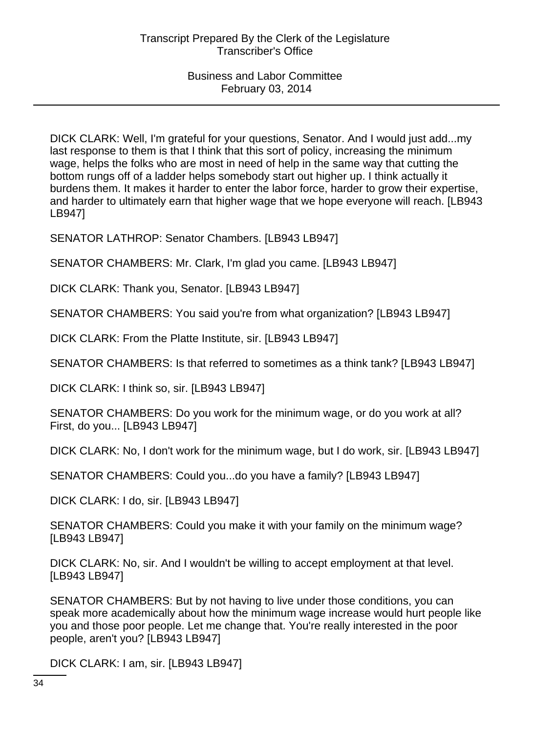DICK CLARK: Well, I'm grateful for your questions, Senator. And I would just add...my last response to them is that I think that this sort of policy, increasing the minimum wage, helps the folks who are most in need of help in the same way that cutting the bottom rungs off of a ladder helps somebody start out higher up. I think actually it burdens them. It makes it harder to enter the labor force, harder to grow their expertise, and harder to ultimately earn that higher wage that we hope everyone will reach. [LB943 LB947]

SENATOR LATHROP: Senator Chambers. [LB943 LB947]

SENATOR CHAMBERS: Mr. Clark, I'm glad you came. [LB943 LB947]

DICK CLARK: Thank you, Senator. [LB943 LB947]

SENATOR CHAMBERS: You said you're from what organization? [LB943 LB947]

DICK CLARK: From the Platte Institute, sir. [LB943 LB947]

SENATOR CHAMBERS: Is that referred to sometimes as a think tank? [LB943 LB947]

DICK CLARK: I think so, sir. [LB943 LB947]

SENATOR CHAMBERS: Do you work for the minimum wage, or do you work at all? First, do you... [LB943 LB947]

DICK CLARK: No, I don't work for the minimum wage, but I do work, sir. [LB943 LB947]

SENATOR CHAMBERS: Could you...do you have a family? [LB943 LB947]

DICK CLARK: I do, sir. [LB943 LB947]

SENATOR CHAMBERS: Could you make it with your family on the minimum wage? [LB943 LB947]

DICK CLARK: No, sir. And I wouldn't be willing to accept employment at that level. [LB943 LB947]

SENATOR CHAMBERS: But by not having to live under those conditions, you can speak more academically about how the minimum wage increase would hurt people like you and those poor people. Let me change that. You're really interested in the poor people, aren't you? [LB943 LB947]

DICK CLARK: I am, sir. [LB943 LB947]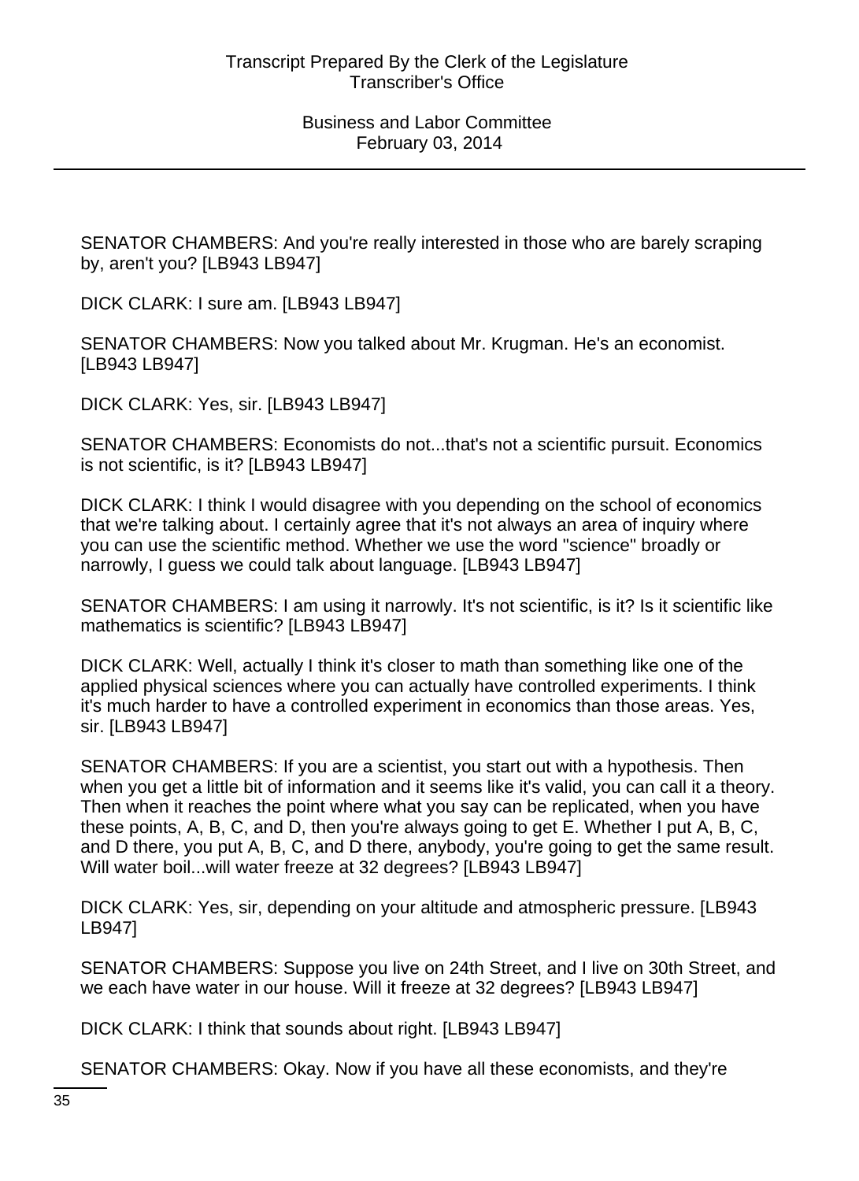SENATOR CHAMBERS: And you're really interested in those who are barely scraping by, aren't you? [LB943 LB947]

DICK CLARK: I sure am. [LB943 LB947]

SENATOR CHAMBERS: Now you talked about Mr. Krugman. He's an economist. [LB943 LB947]

DICK CLARK: Yes, sir. [LB943 LB947]

SENATOR CHAMBERS: Economists do not...that's not a scientific pursuit. Economics is not scientific, is it? [LB943 LB947]

DICK CLARK: I think I would disagree with you depending on the school of economics that we're talking about. I certainly agree that it's not always an area of inquiry where you can use the scientific method. Whether we use the word "science" broadly or narrowly, I guess we could talk about language. [LB943 LB947]

SENATOR CHAMBERS: I am using it narrowly. It's not scientific, is it? Is it scientific like mathematics is scientific? [LB943 LB947]

DICK CLARK: Well, actually I think it's closer to math than something like one of the applied physical sciences where you can actually have controlled experiments. I think it's much harder to have a controlled experiment in economics than those areas. Yes, sir. [LB943 LB947]

SENATOR CHAMBERS: If you are a scientist, you start out with a hypothesis. Then when you get a little bit of information and it seems like it's valid, you can call it a theory. Then when it reaches the point where what you say can be replicated, when you have these points, A, B, C, and D, then you're always going to get E. Whether I put A, B, C, and D there, you put A, B, C, and D there, anybody, you're going to get the same result. Will water boil...will water freeze at 32 degrees? [LB943 LB947]

DICK CLARK: Yes, sir, depending on your altitude and atmospheric pressure. [LB943 LB947]

SENATOR CHAMBERS: Suppose you live on 24th Street, and I live on 30th Street, and we each have water in our house. Will it freeze at 32 degrees? [LB943 LB947]

DICK CLARK: I think that sounds about right. [LB943 LB947]

SENATOR CHAMBERS: Okay. Now if you have all these economists, and they're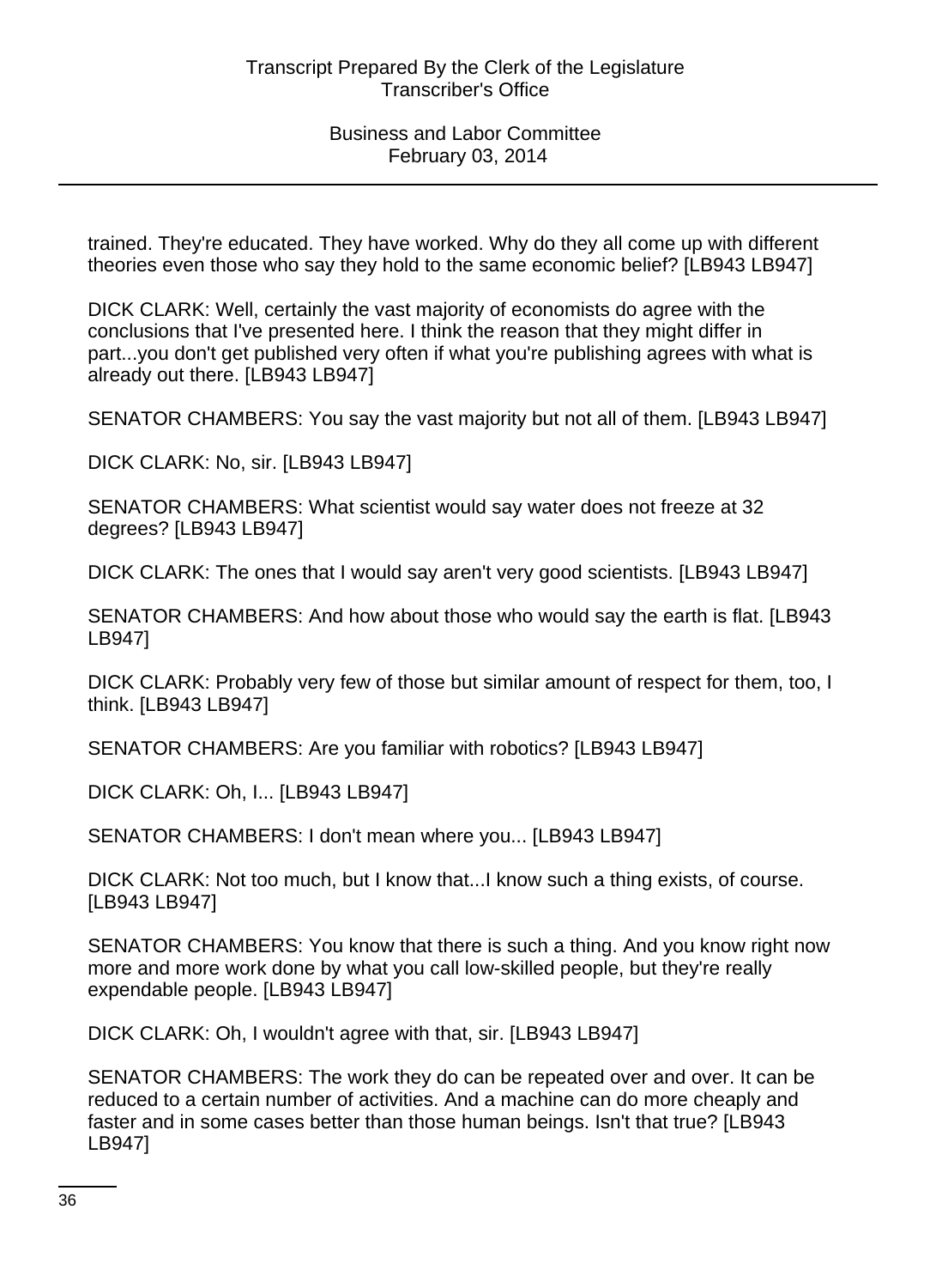trained. They're educated. They have worked. Why do they all come up with different theories even those who say they hold to the same economic belief? [LB943 LB947]

DICK CLARK: Well, certainly the vast majority of economists do agree with the conclusions that I've presented here. I think the reason that they might differ in part...you don't get published very often if what you're publishing agrees with what is already out there. [LB943 LB947]

SENATOR CHAMBERS: You say the vast majority but not all of them. [LB943 LB947]

DICK CLARK: No, sir. [LB943 LB947]

SENATOR CHAMBERS: What scientist would say water does not freeze at 32 degrees? [LB943 LB947]

DICK CLARK: The ones that I would say aren't very good scientists. [LB943 LB947]

SENATOR CHAMBERS: And how about those who would say the earth is flat. [LB943 LB947]

DICK CLARK: Probably very few of those but similar amount of respect for them, too, I think. [LB943 LB947]

SENATOR CHAMBERS: Are you familiar with robotics? [LB943 LB947]

DICK CLARK: Oh, I... [LB943 LB947]

SENATOR CHAMBERS: I don't mean where you... [LB943 LB947]

DICK CLARK: Not too much, but I know that...I know such a thing exists, of course. [LB943 LB947]

SENATOR CHAMBERS: You know that there is such a thing. And you know right now more and more work done by what you call low-skilled people, but they're really expendable people. [LB943 LB947]

DICK CLARK: Oh, I wouldn't agree with that, sir. [LB943 LB947]

SENATOR CHAMBERS: The work they do can be repeated over and over. It can be reduced to a certain number of activities. And a machine can do more cheaply and faster and in some cases better than those human beings. Isn't that true? [LB943 LB947]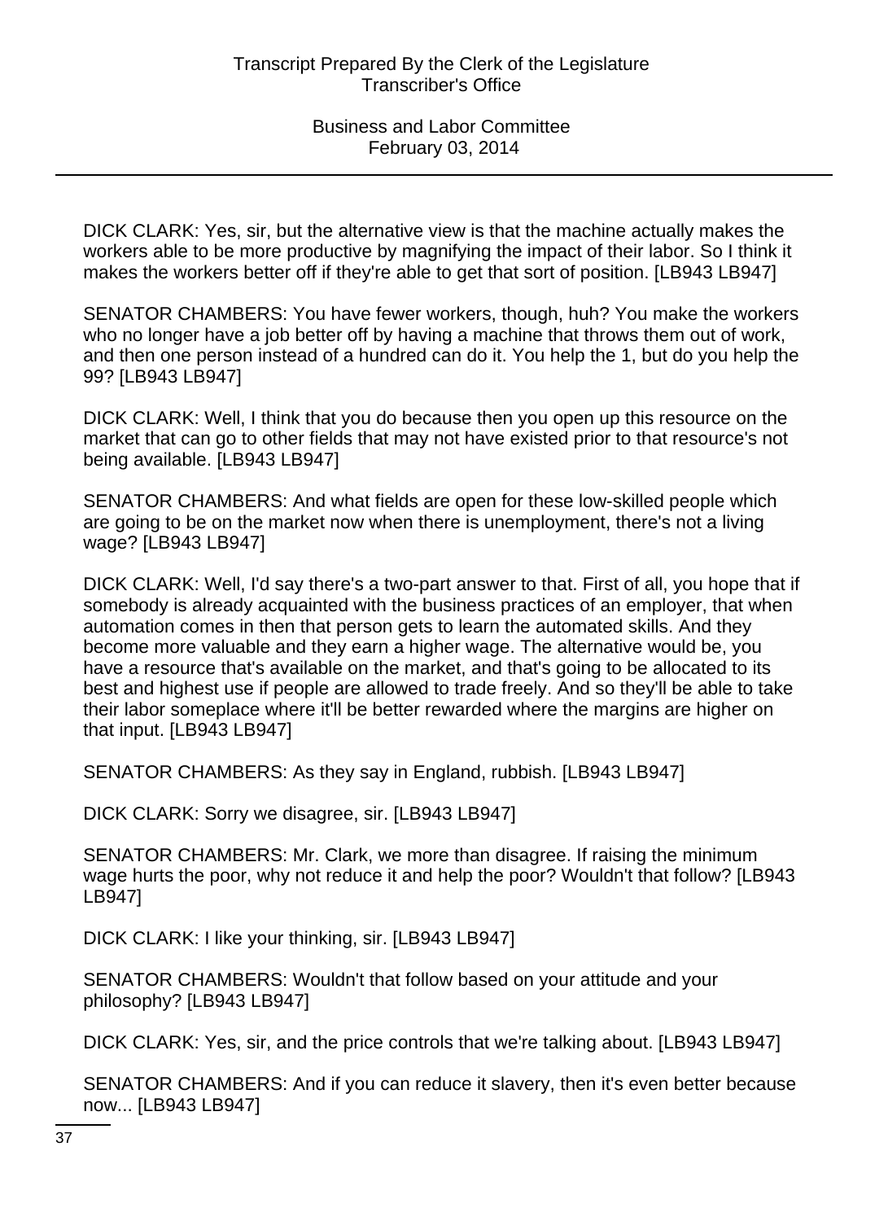DICK CLARK: Yes, sir, but the alternative view is that the machine actually makes the workers able to be more productive by magnifying the impact of their labor. So I think it makes the workers better off if they're able to get that sort of position. [LB943 LB947]

SENATOR CHAMBERS: You have fewer workers, though, huh? You make the workers who no longer have a job better off by having a machine that throws them out of work, and then one person instead of a hundred can do it. You help the 1, but do you help the 99? [LB943 LB947]

DICK CLARK: Well, I think that you do because then you open up this resource on the market that can go to other fields that may not have existed prior to that resource's not being available. [LB943 LB947]

SENATOR CHAMBERS: And what fields are open for these low-skilled people which are going to be on the market now when there is unemployment, there's not a living wage? [LB943 LB947]

DICK CLARK: Well, I'd say there's a two-part answer to that. First of all, you hope that if somebody is already acquainted with the business practices of an employer, that when automation comes in then that person gets to learn the automated skills. And they become more valuable and they earn a higher wage. The alternative would be, you have a resource that's available on the market, and that's going to be allocated to its best and highest use if people are allowed to trade freely. And so they'll be able to take their labor someplace where it'll be better rewarded where the margins are higher on that input. [LB943 LB947]

SENATOR CHAMBERS: As they say in England, rubbish. [LB943 LB947]

DICK CLARK: Sorry we disagree, sir. [LB943 LB947]

SENATOR CHAMBERS: Mr. Clark, we more than disagree. If raising the minimum wage hurts the poor, why not reduce it and help the poor? Wouldn't that follow? [LB943 LB947]

DICK CLARK: I like your thinking, sir. [LB943 LB947]

SENATOR CHAMBERS: Wouldn't that follow based on your attitude and your philosophy? [LB943 LB947]

DICK CLARK: Yes, sir, and the price controls that we're talking about. [LB943 LB947]

SENATOR CHAMBERS: And if you can reduce it slavery, then it's even better because now... [LB943 LB947]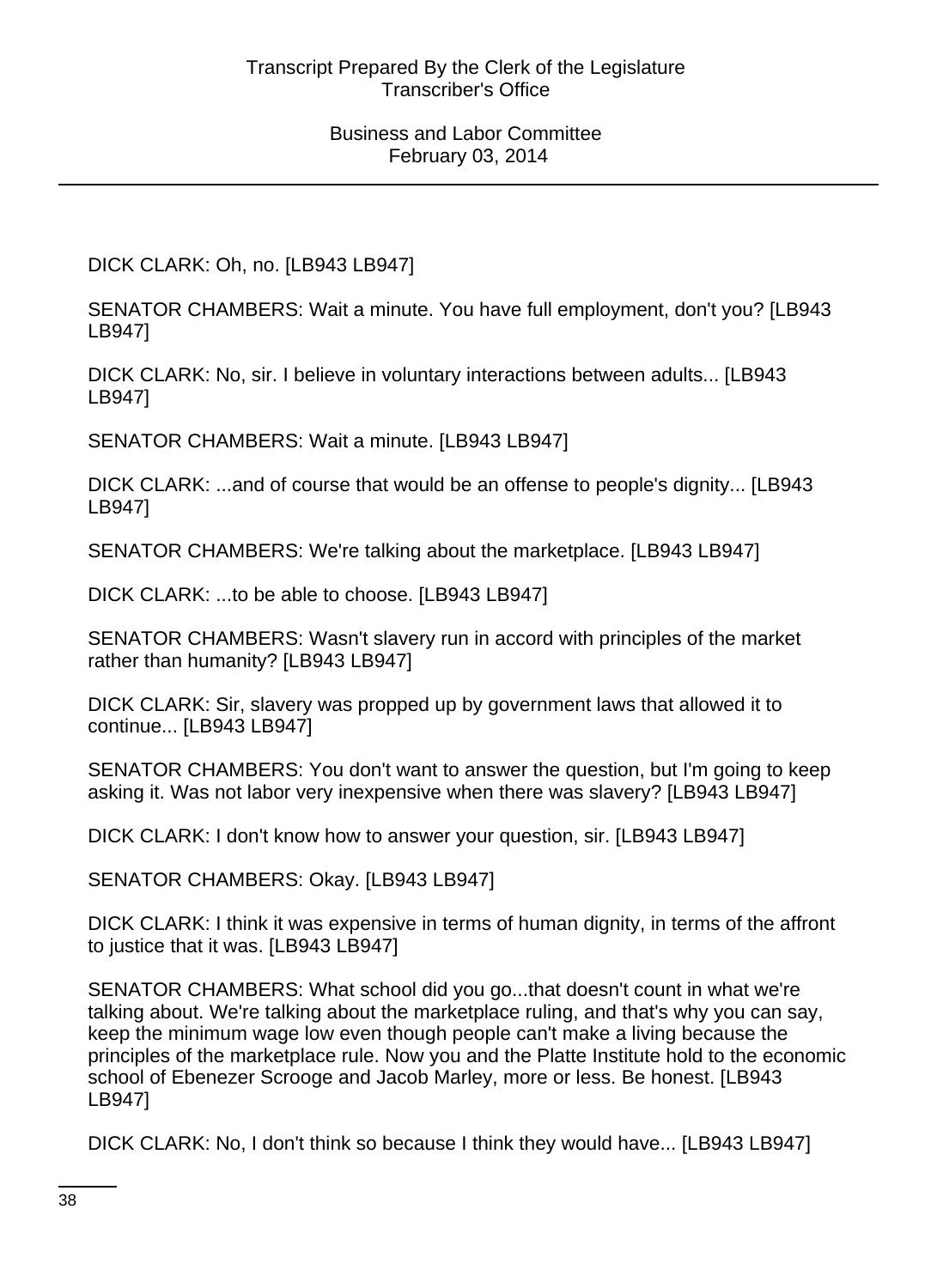DICK CLARK: Oh, no. [LB943 LB947]

SENATOR CHAMBERS: Wait a minute. You have full employment, don't you? [LB943 LB947]

DICK CLARK: No, sir. I believe in voluntary interactions between adults... [LB943 LB947]

SENATOR CHAMBERS: Wait a minute. [LB943 LB947]

DICK CLARK: ...and of course that would be an offense to people's dignity... [LB943 LB947]

SENATOR CHAMBERS: We're talking about the marketplace. [LB943 LB947]

DICK CLARK: ...to be able to choose. [LB943 LB947]

SENATOR CHAMBERS: Wasn't slavery run in accord with principles of the market rather than humanity? [LB943 LB947]

DICK CLARK: Sir, slavery was propped up by government laws that allowed it to continue... [LB943 LB947]

SENATOR CHAMBERS: You don't want to answer the question, but I'm going to keep asking it. Was not labor very inexpensive when there was slavery? [LB943 LB947]

DICK CLARK: I don't know how to answer your question, sir. [LB943 LB947]

SENATOR CHAMBERS: Okay. [LB943 LB947]

DICK CLARK: I think it was expensive in terms of human dignity, in terms of the affront to justice that it was. [LB943 LB947]

SENATOR CHAMBERS: What school did you go...that doesn't count in what we're talking about. We're talking about the marketplace ruling, and that's why you can say, keep the minimum wage low even though people can't make a living because the principles of the marketplace rule. Now you and the Platte Institute hold to the economic school of Ebenezer Scrooge and Jacob Marley, more or less. Be honest. [LB943 LB947]

DICK CLARK: No, I don't think so because I think they would have... [LB943 LB947]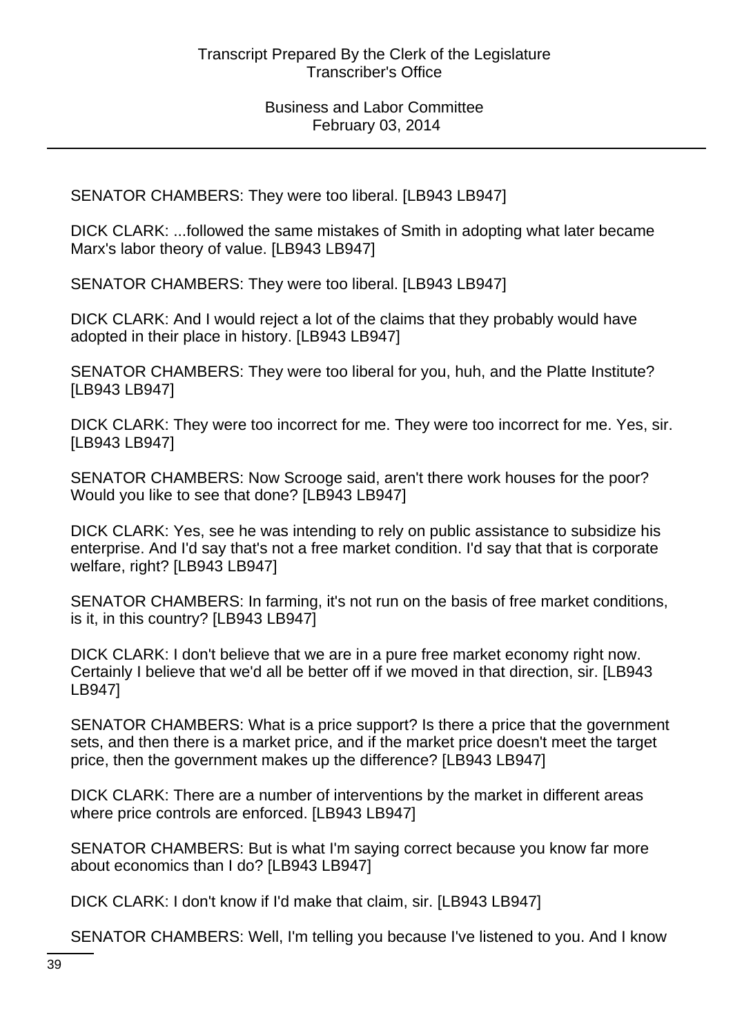SENATOR CHAMBERS: They were too liberal. [LB943 LB947]

DICK CLARK: ...followed the same mistakes of Smith in adopting what later became Marx's labor theory of value. [LB943 LB947]

SENATOR CHAMBERS: They were too liberal. [LB943 LB947]

DICK CLARK: And I would reject a lot of the claims that they probably would have adopted in their place in history. [LB943 LB947]

SENATOR CHAMBERS: They were too liberal for you, huh, and the Platte Institute? [LB943 LB947]

DICK CLARK: They were too incorrect for me. They were too incorrect for me. Yes, sir. [LB943 LB947]

SENATOR CHAMBERS: Now Scrooge said, aren't there work houses for the poor? Would you like to see that done? [LB943 LB947]

DICK CLARK: Yes, see he was intending to rely on public assistance to subsidize his enterprise. And I'd say that's not a free market condition. I'd say that that is corporate welfare, right? [LB943 LB947]

SENATOR CHAMBERS: In farming, it's not run on the basis of free market conditions, is it, in this country? [LB943 LB947]

DICK CLARK: I don't believe that we are in a pure free market economy right now. Certainly I believe that we'd all be better off if we moved in that direction, sir. [LB943 LB947]

SENATOR CHAMBERS: What is a price support? Is there a price that the government sets, and then there is a market price, and if the market price doesn't meet the target price, then the government makes up the difference? [LB943 LB947]

DICK CLARK: There are a number of interventions by the market in different areas where price controls are enforced. [LB943 LB947]

SENATOR CHAMBERS: But is what I'm saying correct because you know far more about economics than I do? [LB943 LB947]

DICK CLARK: I don't know if I'd make that claim, sir. [LB943 LB947]

SENATOR CHAMBERS: Well, I'm telling you because I've listened to you. And I know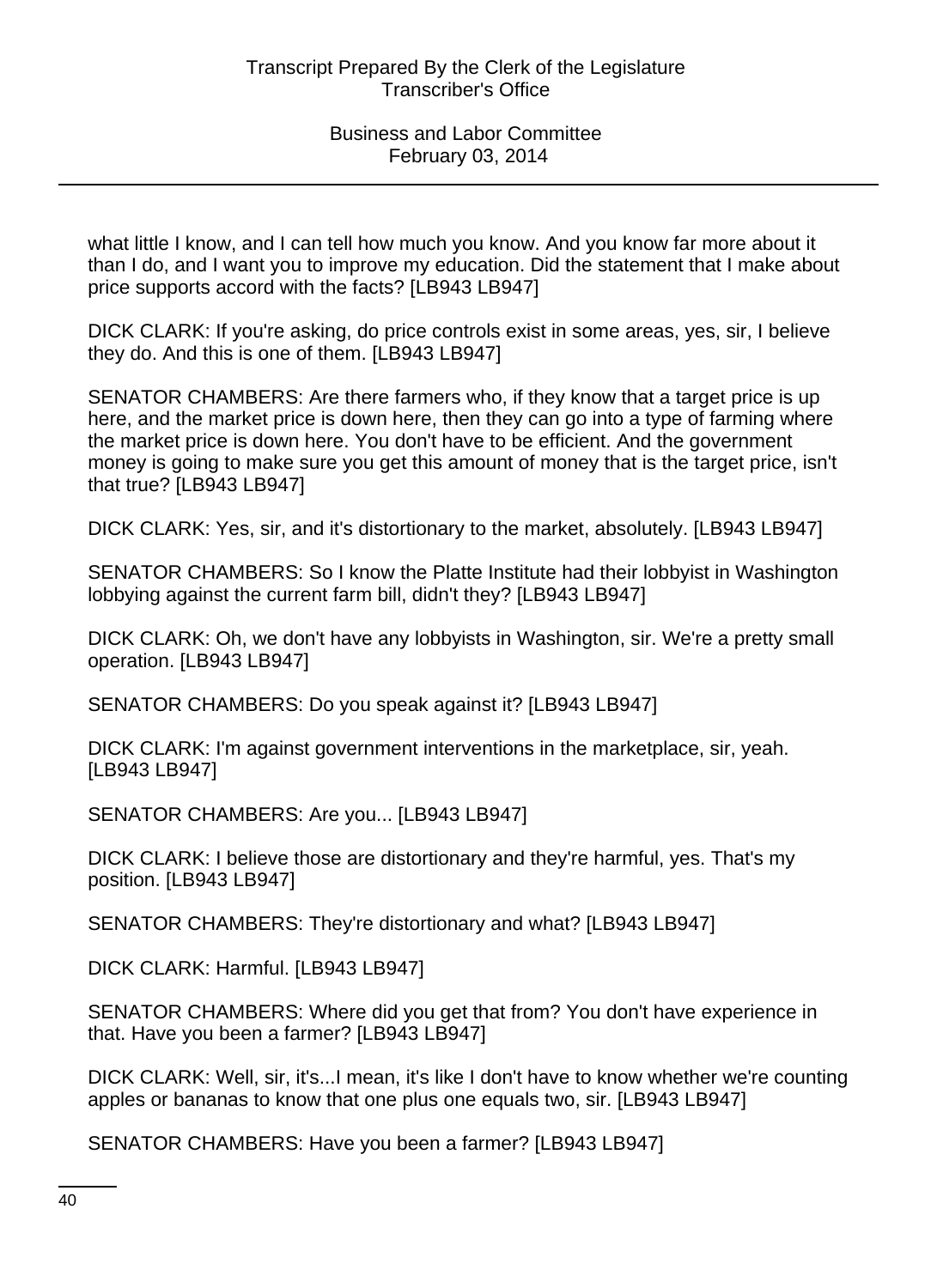what little I know, and I can tell how much you know. And you know far more about it than I do, and I want you to improve my education. Did the statement that I make about price supports accord with the facts? [LB943 LB947]

DICK CLARK: If you're asking, do price controls exist in some areas, yes, sir, I believe they do. And this is one of them. [LB943 LB947]

SENATOR CHAMBERS: Are there farmers who, if they know that a target price is up here, and the market price is down here, then they can go into a type of farming where the market price is down here. You don't have to be efficient. And the government money is going to make sure you get this amount of money that is the target price, isn't that true? [LB943 LB947]

DICK CLARK: Yes, sir, and it's distortionary to the market, absolutely. [LB943 LB947]

SENATOR CHAMBERS: So I know the Platte Institute had their lobbyist in Washington lobbying against the current farm bill, didn't they? [LB943 LB947]

DICK CLARK: Oh, we don't have any lobbyists in Washington, sir. We're a pretty small operation. [LB943 LB947]

SENATOR CHAMBERS: Do you speak against it? [LB943 LB947]

DICK CLARK: I'm against government interventions in the marketplace, sir, yeah. [LB943 LB947]

SENATOR CHAMBERS: Are you... [LB943 LB947]

DICK CLARK: I believe those are distortionary and they're harmful, yes. That's my position. [LB943 LB947]

SENATOR CHAMBERS: They're distortionary and what? [LB943 LB947]

DICK CLARK: Harmful. [LB943 LB947]

SENATOR CHAMBERS: Where did you get that from? You don't have experience in that. Have you been a farmer? [LB943 LB947]

DICK CLARK: Well, sir, it's...I mean, it's like I don't have to know whether we're counting apples or bananas to know that one plus one equals two, sir. [LB943 LB947]

SENATOR CHAMBERS: Have you been a farmer? [LB943 LB947]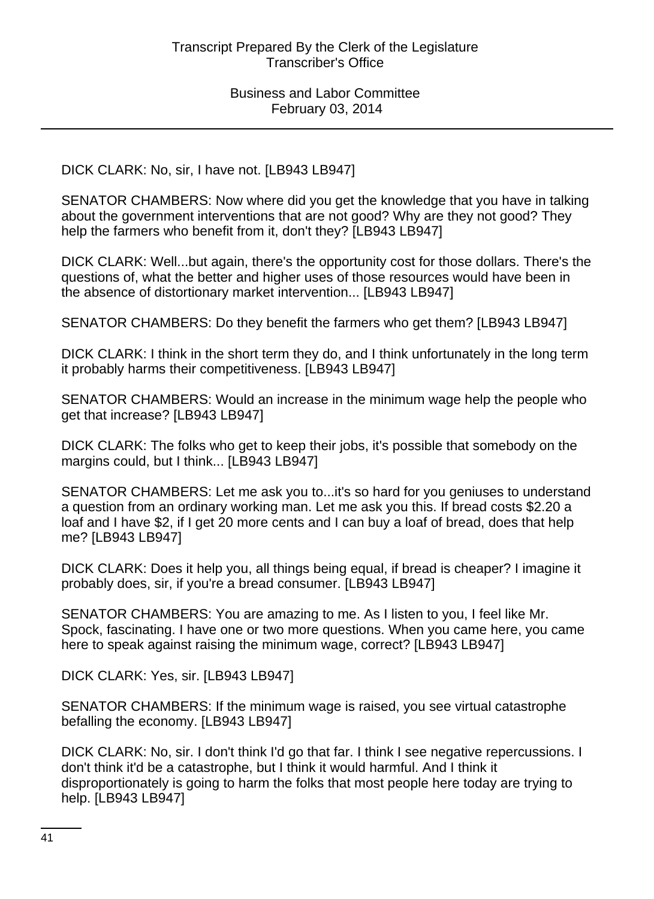DICK CLARK: No, sir, I have not. [LB943 LB947]

SENATOR CHAMBERS: Now where did you get the knowledge that you have in talking about the government interventions that are not good? Why are they not good? They help the farmers who benefit from it, don't they? [LB943 LB947]

DICK CLARK: Well...but again, there's the opportunity cost for those dollars. There's the questions of, what the better and higher uses of those resources would have been in the absence of distortionary market intervention... [LB943 LB947]

SENATOR CHAMBERS: Do they benefit the farmers who get them? [LB943 LB947]

DICK CLARK: I think in the short term they do, and I think unfortunately in the long term it probably harms their competitiveness. [LB943 LB947]

SENATOR CHAMBERS: Would an increase in the minimum wage help the people who get that increase? [LB943 LB947]

DICK CLARK: The folks who get to keep their jobs, it's possible that somebody on the margins could, but I think... [LB943 LB947]

SENATOR CHAMBERS: Let me ask you to...it's so hard for you geniuses to understand a question from an ordinary working man. Let me ask you this. If bread costs $2.20 a loaf and I have $2, if I get 20 more cents and I can buy a loaf of bread, does that help me? [LB943 LB947]

DICK CLARK: Does it help you, all things being equal, if bread is cheaper? I imagine it probably does, sir, if you're a bread consumer. [LB943 LB947]

SENATOR CHAMBERS: You are amazing to me. As I listen to you, I feel like Mr. Spock, fascinating. I have one or two more questions. When you came here, you came here to speak against raising the minimum wage, correct? [LB943 LB947]

DICK CLARK: Yes, sir. [LB943 LB947]

SENATOR CHAMBERS: If the minimum wage is raised, you see virtual catastrophe befalling the economy. [LB943 LB947]

DICK CLARK: No, sir. I don't think I'd go that far. I think I see negative repercussions. I don't think it'd be a catastrophe, but I think it would harmful. And I think it disproportionately is going to harm the folks that most people here today are trying to help. [LB943 LB947]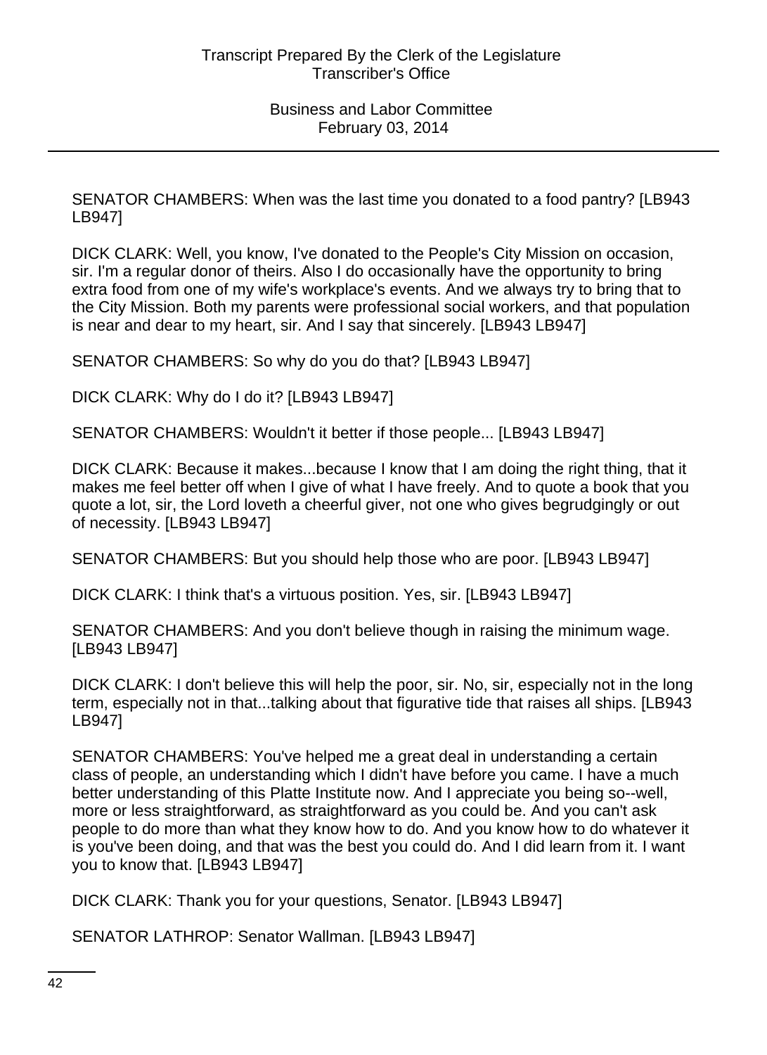SENATOR CHAMBERS: When was the last time you donated to a food pantry? [LB943 LB947]

DICK CLARK: Well, you know, I've donated to the People's City Mission on occasion, sir. I'm a regular donor of theirs. Also I do occasionally have the opportunity to bring extra food from one of my wife's workplace's events. And we always try to bring that to the City Mission. Both my parents were professional social workers, and that population is near and dear to my heart, sir. And I say that sincerely. [LB943 LB947]

SENATOR CHAMBERS: So why do you do that? [LB943 LB947]

DICK CLARK: Why do I do it? [LB943 LB947]

SENATOR CHAMBERS: Wouldn't it better if those people... [LB943 LB947]

DICK CLARK: Because it makes...because I know that I am doing the right thing, that it makes me feel better off when I give of what I have freely. And to quote a book that you quote a lot, sir, the Lord loveth a cheerful giver, not one who gives begrudgingly or out of necessity. [LB943 LB947]

SENATOR CHAMBERS: But you should help those who are poor. [LB943 LB947]

DICK CLARK: I think that's a virtuous position. Yes, sir. [LB943 LB947]

SENATOR CHAMBERS: And you don't believe though in raising the minimum wage. [LB943 LB947]

DICK CLARK: I don't believe this will help the poor, sir. No, sir, especially not in the long term, especially not in that...talking about that figurative tide that raises all ships. [LB943 LB947]

SENATOR CHAMBERS: You've helped me a great deal in understanding a certain class of people, an understanding which I didn't have before you came. I have a much better understanding of this Platte Institute now. And I appreciate you being so--well, more or less straightforward, as straightforward as you could be. And you can't ask people to do more than what they know how to do. And you know how to do whatever it is you've been doing, and that was the best you could do. And I did learn from it. I want you to know that. [LB943 LB947]

DICK CLARK: Thank you for your questions, Senator. [LB943 LB947]

SENATOR LATHROP: Senator Wallman. [LB943 LB947]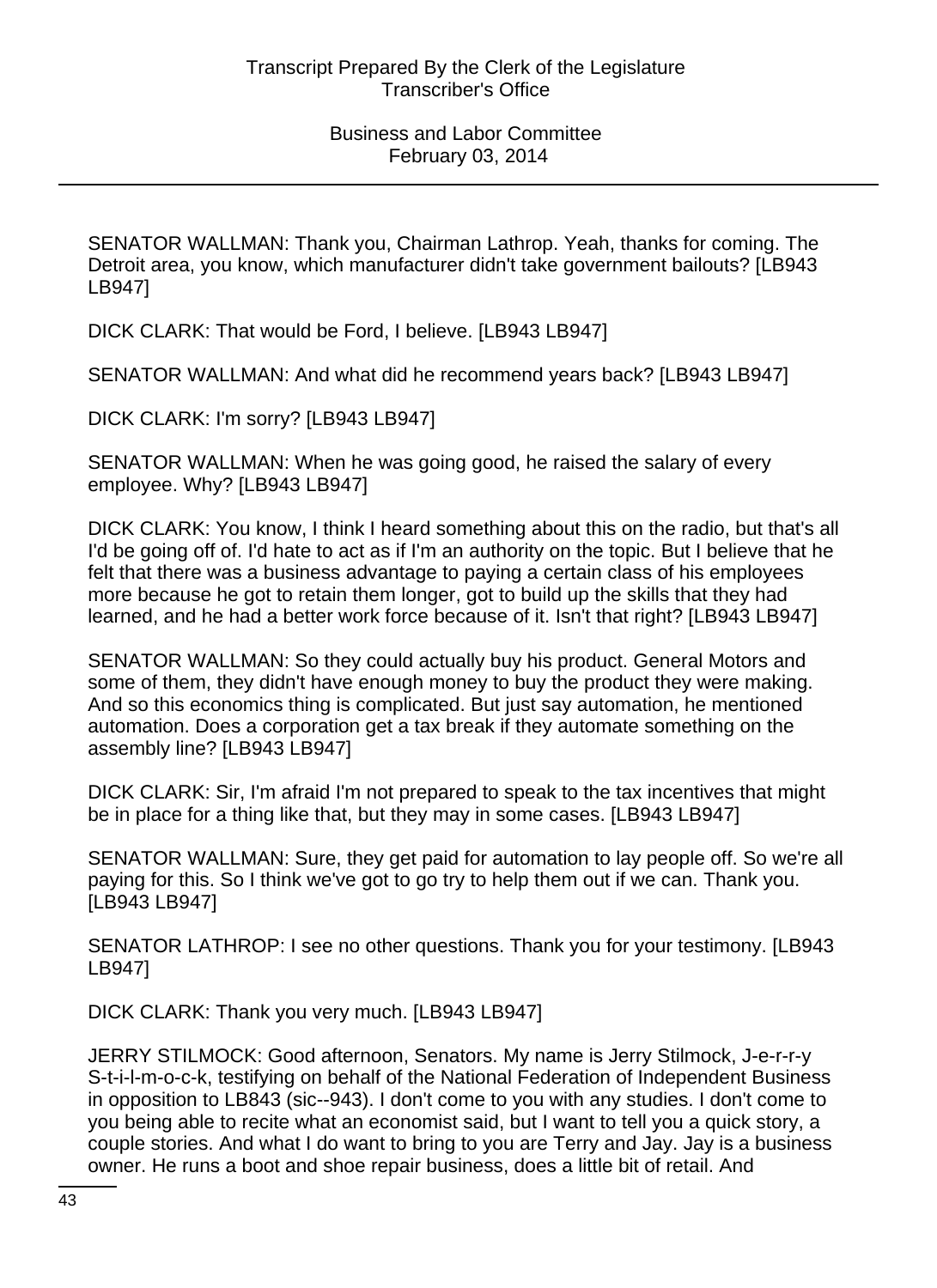SENATOR WALLMAN: Thank you, Chairman Lathrop. Yeah, thanks for coming. The Detroit area, you know, which manufacturer didn't take government bailouts? [LB943 LB947]

DICK CLARK: That would be Ford, I believe. [LB943 LB947]

SENATOR WALLMAN: And what did he recommend years back? [LB943 LB947]

DICK CLARK: I'm sorry? [LB943 LB947]

SENATOR WALLMAN: When he was going good, he raised the salary of every employee. Why? [LB943 LB947]

DICK CLARK: You know, I think I heard something about this on the radio, but that's all I'd be going off of. I'd hate to act as if I'm an authority on the topic. But I believe that he felt that there was a business advantage to paying a certain class of his employees more because he got to retain them longer, got to build up the skills that they had learned, and he had a better work force because of it. Isn't that right? [LB943 LB947]

SENATOR WALLMAN: So they could actually buy his product. General Motors and some of them, they didn't have enough money to buy the product they were making. And so this economics thing is complicated. But just say automation, he mentioned automation. Does a corporation get a tax break if they automate something on the assembly line? [LB943 LB947]

DICK CLARK: Sir, I'm afraid I'm not prepared to speak to the tax incentives that might be in place for a thing like that, but they may in some cases. [LB943 LB947]

SENATOR WALLMAN: Sure, they get paid for automation to lay people off. So we're all paying for this. So I think we've got to go try to help them out if we can. Thank you. [LB943 LB947]

SENATOR LATHROP: I see no other questions. Thank you for your testimony. [LB943 LB947]

DICK CLARK: Thank you very much. [LB943 LB947]

JERRY STILMOCK: Good afternoon, Senators. My name is Jerry Stilmock, J-e-r-r-y S-t-i-l-m-o-c-k, testifying on behalf of the National Federation of Independent Business in opposition to LB843 (sic--943). I don't come to you with any studies. I don't come to you being able to recite what an economist said, but I want to tell you a quick story, a couple stories. And what I do want to bring to you are Terry and Jay. Jay is a business owner. He runs a boot and shoe repair business, does a little bit of retail. And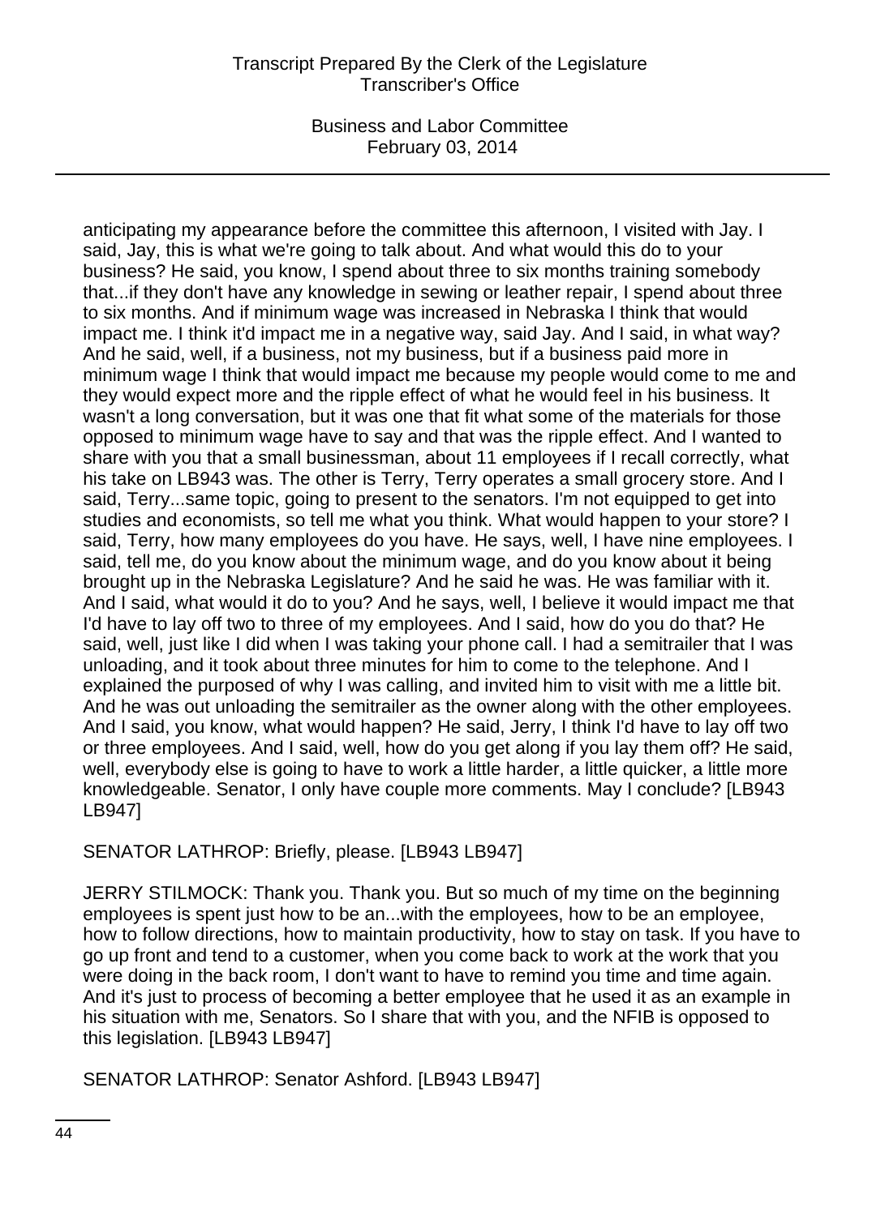anticipating my appearance before the committee this afternoon, I visited with Jay. I said, Jay, this is what we're going to talk about. And what would this do to your business? He said, you know, I spend about three to six months training somebody that...if they don't have any knowledge in sewing or leather repair, I spend about three to six months. And if minimum wage was increased in Nebraska I think that would impact me. I think it'd impact me in a negative way, said Jay. And I said, in what way? And he said, well, if a business, not my business, but if a business paid more in minimum wage I think that would impact me because my people would come to me and they would expect more and the ripple effect of what he would feel in his business. It wasn't a long conversation, but it was one that fit what some of the materials for those opposed to minimum wage have to say and that was the ripple effect. And I wanted to share with you that a small businessman, about 11 employees if I recall correctly, what his take on LB943 was. The other is Terry, Terry operates a small grocery store. And I said, Terry...same topic, going to present to the senators. I'm not equipped to get into studies and economists, so tell me what you think. What would happen to your store? I said, Terry, how many employees do you have. He says, well, I have nine employees. I said, tell me, do you know about the minimum wage, and do you know about it being brought up in the Nebraska Legislature? And he said he was. He was familiar with it. And I said, what would it do to you? And he says, well, I believe it would impact me that I'd have to lay off two to three of my employees. And I said, how do you do that? He said, well, just like I did when I was taking your phone call. I had a semitrailer that I was unloading, and it took about three minutes for him to come to the telephone. And I explained the purposed of why I was calling, and invited him to visit with me a little bit. And he was out unloading the semitrailer as the owner along with the other employees. And I said, you know, what would happen? He said, Jerry, I think I'd have to lay off two or three employees. And I said, well, how do you get along if you lay them off? He said, well, everybody else is going to have to work a little harder, a little quicker, a little more knowledgeable. Senator, I only have couple more comments. May I conclude? [LB943 LB947]

SENATOR LATHROP: Briefly, please. [LB943 LB947]

JERRY STILMOCK: Thank you. Thank you. But so much of my time on the beginning employees is spent just how to be an...with the employees, how to be an employee, how to follow directions, how to maintain productivity, how to stay on task. If you have to go up front and tend to a customer, when you come back to work at the work that you were doing in the back room, I don't want to have to remind you time and time again. And it's just to process of becoming a better employee that he used it as an example in his situation with me, Senators. So I share that with you, and the NFIB is opposed to this legislation. [LB943 LB947]

SENATOR LATHROP: Senator Ashford. [LB943 LB947]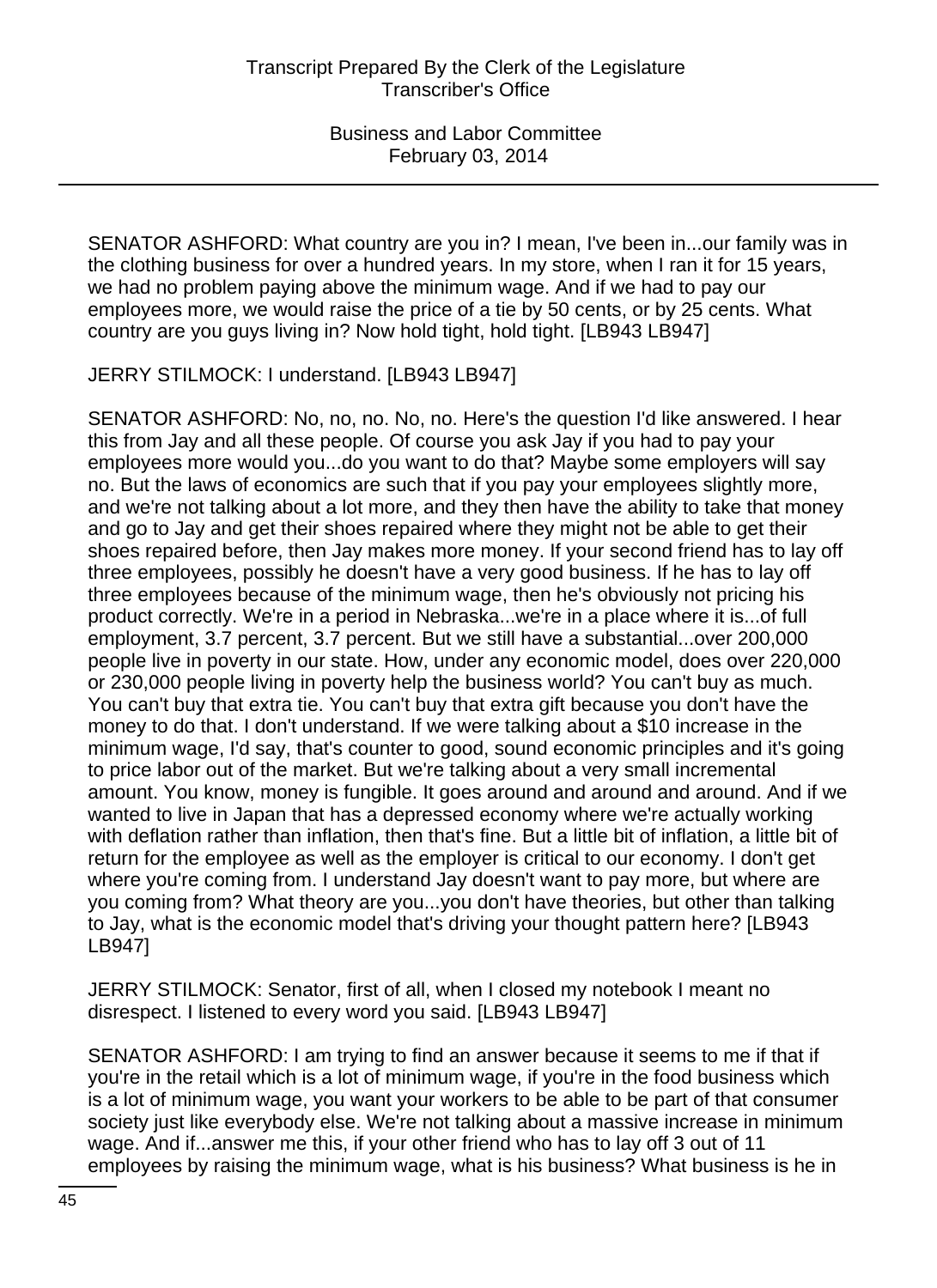SENATOR ASHFORD: What country are you in? I mean, I've been in...our family was in the clothing business for over a hundred years. In my store, when I ran it for 15 years, we had no problem paying above the minimum wage. And if we had to pay our employees more, we would raise the price of a tie by 50 cents, or by 25 cents. What country are you guys living in? Now hold tight, hold tight. [LB943 LB947]

JERRY STILMOCK: I understand. [LB943 LB947]

SENATOR ASHFORD: No, no, no. No, no. Here's the question I'd like answered. I hear this from Jay and all these people. Of course you ask Jay if you had to pay your employees more would you...do you want to do that? Maybe some employers will say no. But the laws of economics are such that if you pay your employees slightly more, and we're not talking about a lot more, and they then have the ability to take that money and go to Jay and get their shoes repaired where they might not be able to get their shoes repaired before, then Jay makes more money. If your second friend has to lay off three employees, possibly he doesn't have a very good business. If he has to lay off three employees because of the minimum wage, then he's obviously not pricing his product correctly. We're in a period in Nebraska...we're in a place where it is...of full employment, 3.7 percent, 3.7 percent. But we still have a substantial...over 200,000 people live in poverty in our state. How, under any economic model, does over 220,000 or 230,000 people living in poverty help the business world? You can't buy as much. You can't buy that extra tie. You can't buy that extra gift because you don't have the money to do that. I don't understand. If we were talking about a $10 increase in the minimum wage, I'd say, that's counter to good, sound economic principles and it's going to price labor out of the market. But we're talking about a very small incremental amount. You know, money is fungible. It goes around and around and around. And if we wanted to live in Japan that has a depressed economy where we're actually working with deflation rather than inflation, then that's fine. But a little bit of inflation, a little bit of return for the employee as well as the employer is critical to our economy. I don't get where you're coming from. I understand Jay doesn't want to pay more, but where are you coming from? What theory are you...you don't have theories, but other than talking to Jay, what is the economic model that's driving your thought pattern here? [LB943 LB947]

JERRY STILMOCK: Senator, first of all, when I closed my notebook I meant no disrespect. I listened to every word you said. [LB943 LB947]

SENATOR ASHFORD: I am trying to find an answer because it seems to me if that if you're in the retail which is a lot of minimum wage, if you're in the food business which is a lot of minimum wage, you want your workers to be able to be part of that consumer society just like everybody else. We're not talking about a massive increase in minimum wage. And if...answer me this, if your other friend who has to lay off 3 out of 11 employees by raising the minimum wage, what is his business? What business is he in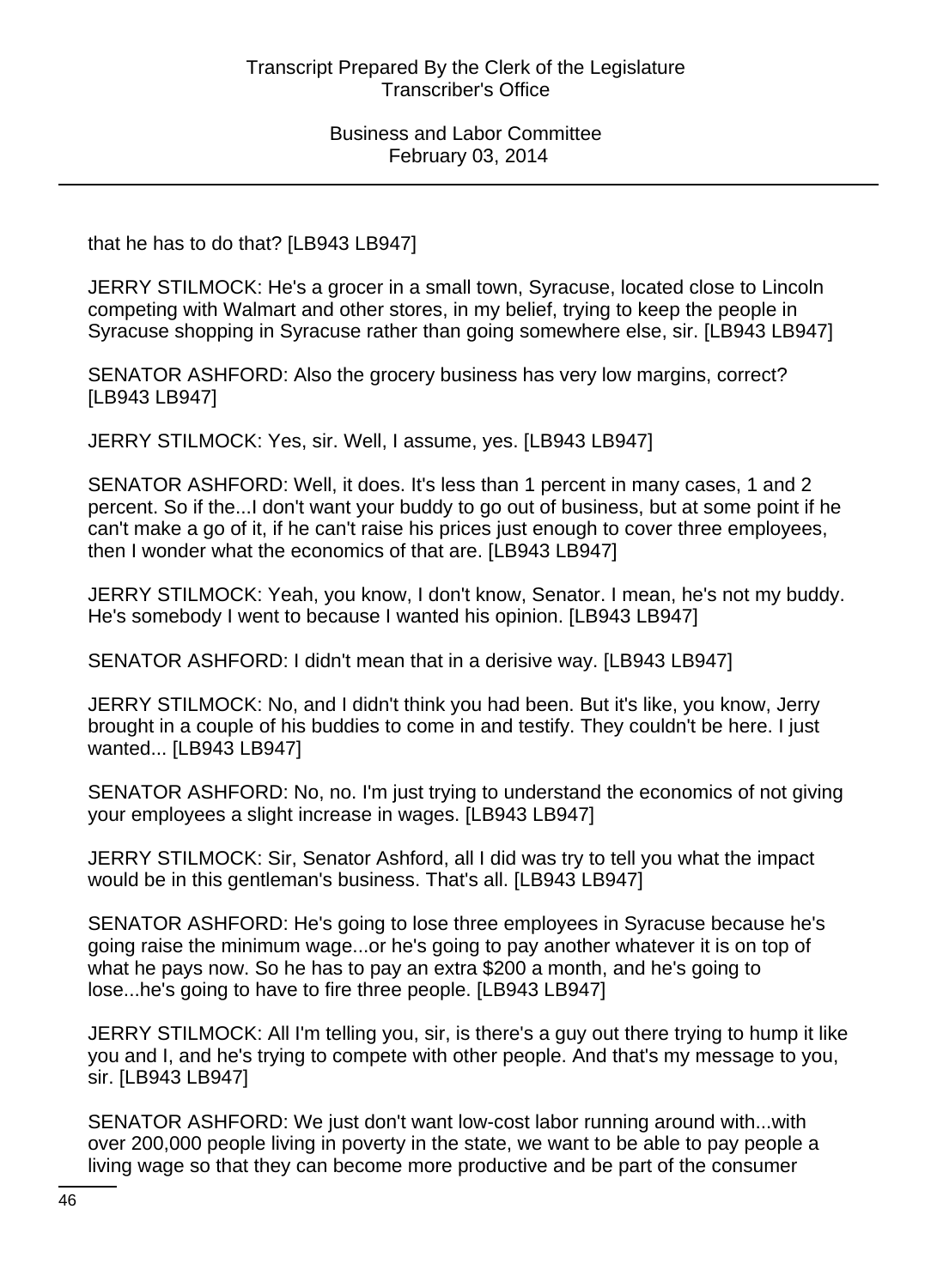that he has to do that? [LB943 LB947]

JERRY STILMOCK: He's a grocer in a small town, Syracuse, located close to Lincoln competing with Walmart and other stores, in my belief, trying to keep the people in Syracuse shopping in Syracuse rather than going somewhere else, sir. [LB943 LB947]

SENATOR ASHFORD: Also the grocery business has very low margins, correct? [LB943 LB947]

JERRY STILMOCK: Yes, sir. Well, I assume, yes. [LB943 LB947]

SENATOR ASHFORD: Well, it does. It's less than 1 percent in many cases, 1 and 2 percent. So if the...I don't want your buddy to go out of business, but at some point if he can't make a go of it, if he can't raise his prices just enough to cover three employees, then I wonder what the economics of that are. [LB943 LB947]

JERRY STILMOCK: Yeah, you know, I don't know, Senator. I mean, he's not my buddy. He's somebody I went to because I wanted his opinion. [LB943 LB947]

SENATOR ASHFORD: I didn't mean that in a derisive way. [LB943 LB947]

JERRY STILMOCK: No, and I didn't think you had been. But it's like, you know, Jerry brought in a couple of his buddies to come in and testify. They couldn't be here. I just wanted... [LB943 LB947]

SENATOR ASHFORD: No, no. I'm just trying to understand the economics of not giving your employees a slight increase in wages. [LB943 LB947]

JERRY STILMOCK: Sir, Senator Ashford, all I did was try to tell you what the impact would be in this gentleman's business. That's all. [LB943 LB947]

SENATOR ASHFORD: He's going to lose three employees in Syracuse because he's going raise the minimum wage...or he's going to pay another whatever it is on top of what he pays now. So he has to pay an extra $200 a month, and he's going to lose...he's going to have to fire three people. [LB943 LB947]

JERRY STILMOCK: All I'm telling you, sir, is there's a guy out there trying to hump it like you and I, and he's trying to compete with other people. And that's my message to you, sir. [LB943 LB947]

SENATOR ASHFORD: We just don't want low-cost labor running around with...with over 200,000 people living in poverty in the state, we want to be able to pay people a living wage so that they can become more productive and be part of the consumer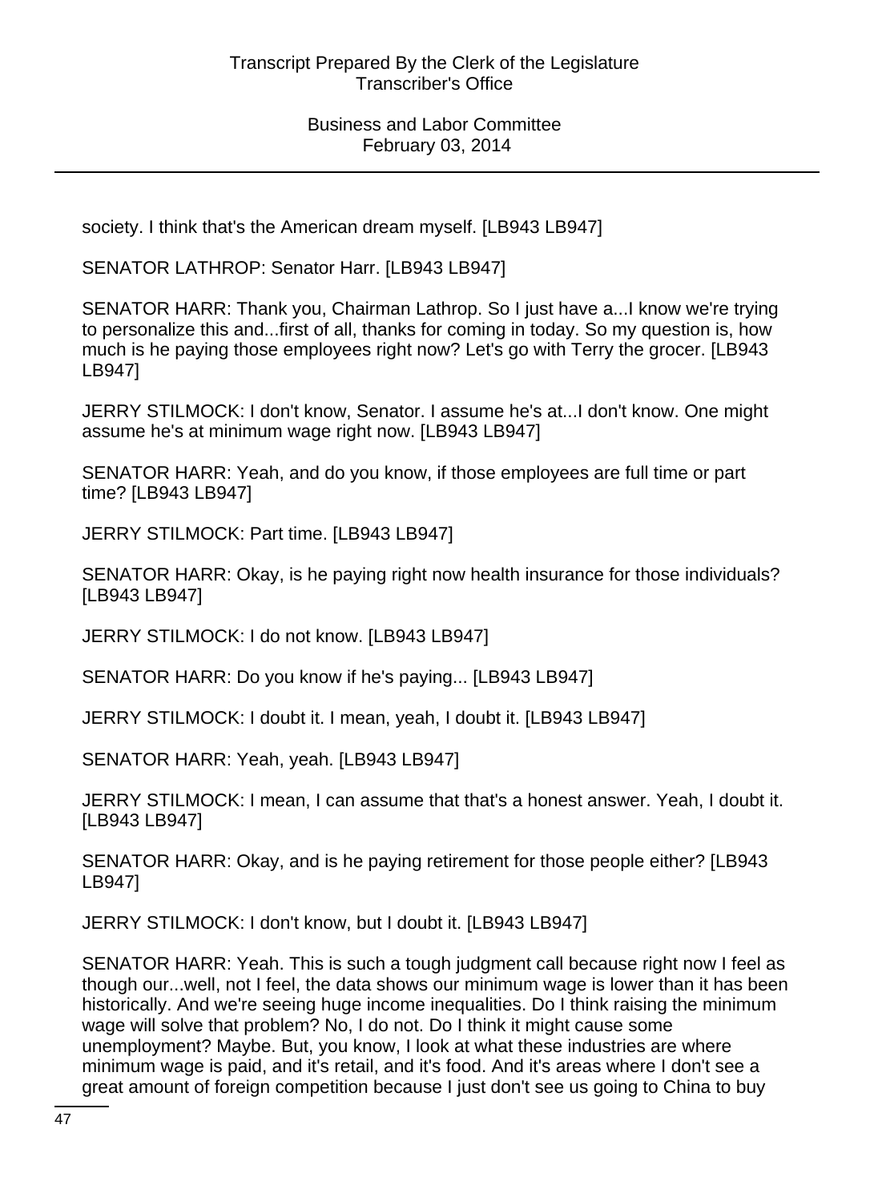society. I think that's the American dream myself. [LB943 LB947]

SENATOR LATHROP: Senator Harr. [LB943 LB947]

SENATOR HARR: Thank you, Chairman Lathrop. So I just have a...I know we're trying to personalize this and...first of all, thanks for coming in today. So my question is, how much is he paying those employees right now? Let's go with Terry the grocer. [LB943 LB947]

JERRY STILMOCK: I don't know, Senator. I assume he's at...I don't know. One might assume he's at minimum wage right now. [LB943 LB947]

SENATOR HARR: Yeah, and do you know, if those employees are full time or part time? [LB943 LB947]

JERRY STILMOCK: Part time. [LB943 LB947]

SENATOR HARR: Okay, is he paying right now health insurance for those individuals? [LB943 LB947]

JERRY STILMOCK: I do not know. [LB943 LB947]

SENATOR HARR: Do you know if he's paying... [LB943 LB947]

JERRY STILMOCK: I doubt it. I mean, yeah, I doubt it. [LB943 LB947]

SENATOR HARR: Yeah, yeah. [LB943 LB947]

JERRY STILMOCK: I mean, I can assume that that's a honest answer. Yeah, I doubt it. [LB943 LB947]

SENATOR HARR: Okay, and is he paying retirement for those people either? [LB943 LB947]

JERRY STILMOCK: I don't know, but I doubt it. [LB943 LB947]

SENATOR HARR: Yeah. This is such a tough judgment call because right now I feel as though our...well, not I feel, the data shows our minimum wage is lower than it has been historically. And we're seeing huge income inequalities. Do I think raising the minimum wage will solve that problem? No, I do not. Do I think it might cause some unemployment? Maybe. But, you know, I look at what these industries are where minimum wage is paid, and it's retail, and it's food. And it's areas where I don't see a great amount of foreign competition because I just don't see us going to China to buy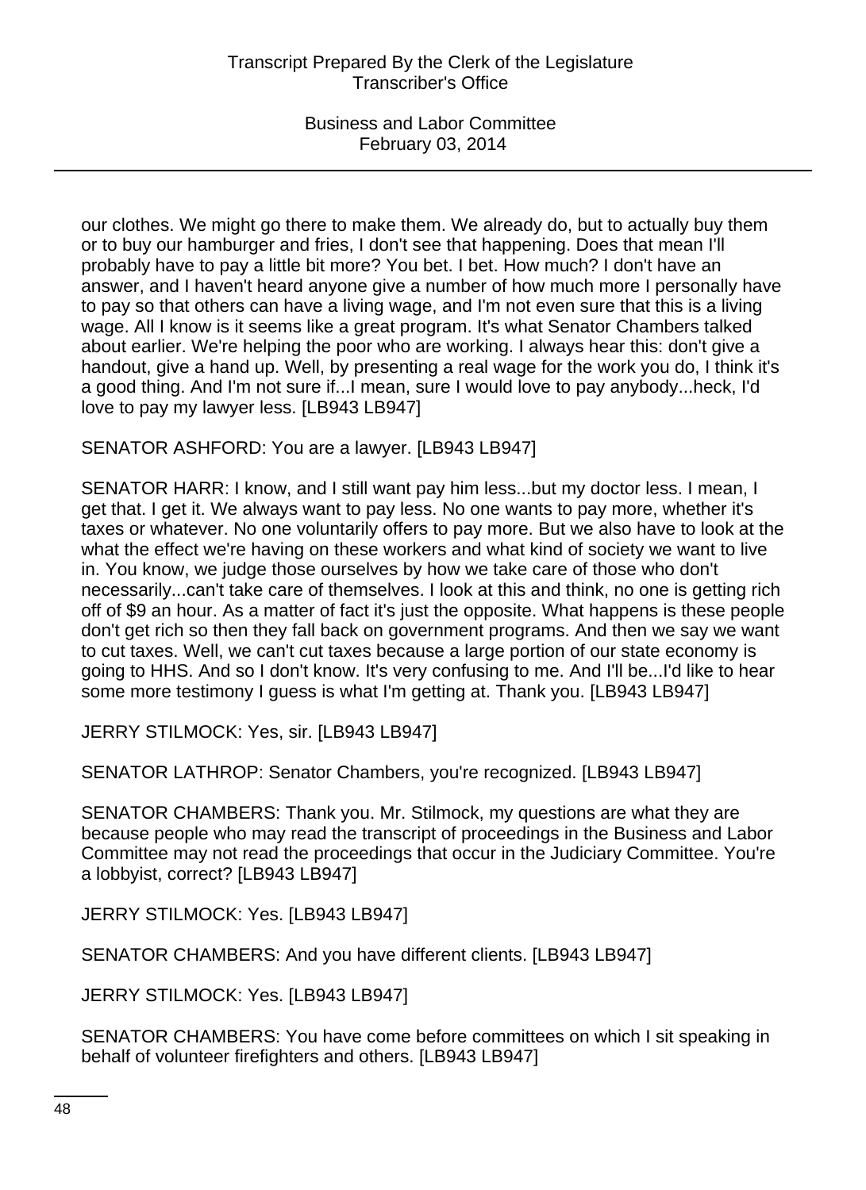our clothes. We might go there to make them. We already do, but to actually buy them or to buy our hamburger and fries, I don't see that happening. Does that mean I'll probably have to pay a little bit more? You bet. I bet. How much? I don't have an answer, and I haven't heard anyone give a number of how much more I personally have to pay so that others can have a living wage, and I'm not even sure that this is a living wage. All I know is it seems like a great program. It's what Senator Chambers talked about earlier. We're helping the poor who are working. I always hear this: don't give a handout, give a hand up. Well, by presenting a real wage for the work you do, I think it's a good thing. And I'm not sure if...I mean, sure I would love to pay anybody...heck, I'd love to pay my lawyer less. [LB943 LB947]

SENATOR ASHFORD: You are a lawyer. [LB943 LB947]

SENATOR HARR: I know, and I still want pay him less...but my doctor less. I mean, I get that. I get it. We always want to pay less. No one wants to pay more, whether it's taxes or whatever. No one voluntarily offers to pay more. But we also have to look at the what the effect we're having on these workers and what kind of society we want to live in. You know, we judge those ourselves by how we take care of those who don't necessarily...can't take care of themselves. I look at this and think, no one is getting rich off of $9 an hour. As a matter of fact it's just the opposite. What happens is these people don't get rich so then they fall back on government programs. And then we say we want to cut taxes. Well, we can't cut taxes because a large portion of our state economy is going to HHS. And so I don't know. It's very confusing to me. And I'll be...I'd like to hear some more testimony I guess is what I'm getting at. Thank you. [LB943 LB947]

JERRY STILMOCK: Yes, sir. [LB943 LB947]

SENATOR LATHROP: Senator Chambers, you're recognized. [LB943 LB947]

SENATOR CHAMBERS: Thank you. Mr. Stilmock, my questions are what they are because people who may read the transcript of proceedings in the Business and Labor Committee may not read the proceedings that occur in the Judiciary Committee. You're a lobbyist, correct? [LB943 LB947]

JERRY STILMOCK: Yes. [LB943 LB947]

SENATOR CHAMBERS: And you have different clients. [LB943 LB947]

JERRY STILMOCK: Yes. [LB943 LB947]

SENATOR CHAMBERS: You have come before committees on which I sit speaking in behalf of volunteer firefighters and others. [LB943 LB947]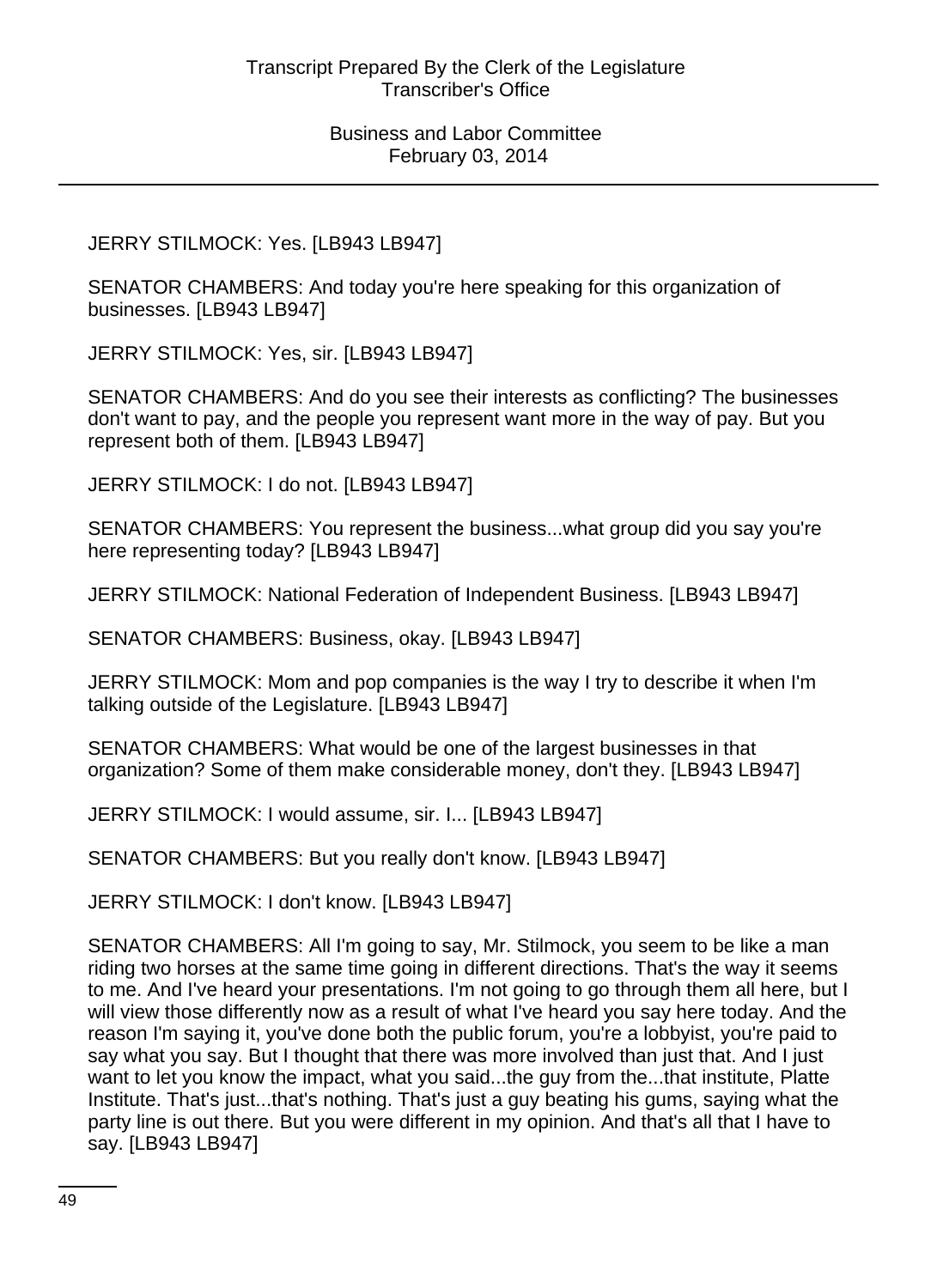JERRY STILMOCK: Yes. [LB943 LB947]

SENATOR CHAMBERS: And today you're here speaking for this organization of businesses. [LB943 LB947]

JERRY STILMOCK: Yes, sir. [LB943 LB947]

SENATOR CHAMBERS: And do you see their interests as conflicting? The businesses don't want to pay, and the people you represent want more in the way of pay. But you represent both of them. [LB943 LB947]

JERRY STILMOCK: I do not. [LB943 LB947]

SENATOR CHAMBERS: You represent the business...what group did you say you're here representing today? [LB943 LB947]

JERRY STILMOCK: National Federation of Independent Business. [LB943 LB947]

SENATOR CHAMBERS: Business, okay. [LB943 LB947]

JERRY STILMOCK: Mom and pop companies is the way I try to describe it when I'm talking outside of the Legislature. [LB943 LB947]

SENATOR CHAMBERS: What would be one of the largest businesses in that organization? Some of them make considerable money, don't they. [LB943 LB947]

JERRY STILMOCK: I would assume, sir. I... [LB943 LB947]

SENATOR CHAMBERS: But you really don't know. [LB943 LB947]

JERRY STILMOCK: I don't know. [LB943 LB947]

SENATOR CHAMBERS: All I'm going to say, Mr. Stilmock, you seem to be like a man riding two horses at the same time going in different directions. That's the way it seems to me. And I've heard your presentations. I'm not going to go through them all here, but I will view those differently now as a result of what I've heard you say here today. And the reason I'm saying it, you've done both the public forum, you're a lobbyist, you're paid to say what you say. But I thought that there was more involved than just that. And I just want to let you know the impact, what you said...the guy from the...that institute, Platte Institute. That's just...that's nothing. That's just a guy beating his gums, saying what the party line is out there. But you were different in my opinion. And that's all that I have to say. [LB943 LB947]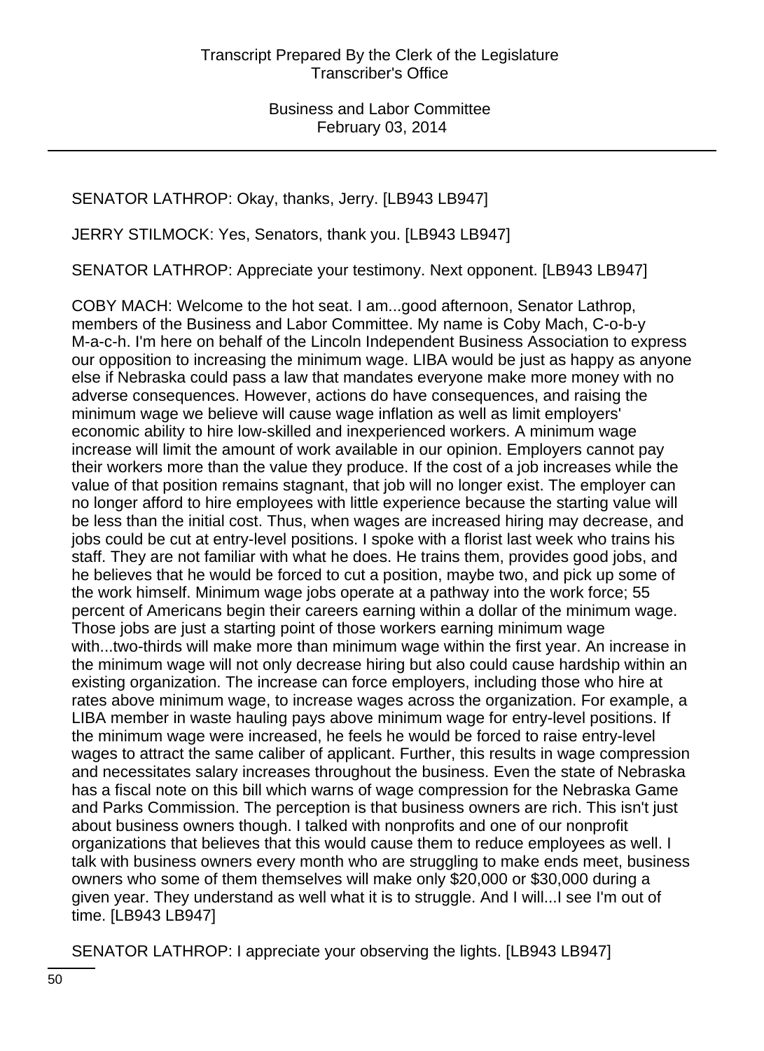SENATOR LATHROP: Okay, thanks, Jerry. [LB943 LB947]

JERRY STILMOCK: Yes, Senators, thank you. [LB943 LB947]

SENATOR LATHROP: Appreciate your testimony. Next opponent. [LB943 LB947]

COBY MACH: Welcome to the hot seat. I am...good afternoon, Senator Lathrop, members of the Business and Labor Committee. My name is Coby Mach, C-o-b-y M-a-c-h. I'm here on behalf of the Lincoln Independent Business Association to express our opposition to increasing the minimum wage. LIBA would be just as happy as anyone else if Nebraska could pass a law that mandates everyone make more money with no adverse consequences. However, actions do have consequences, and raising the minimum wage we believe will cause wage inflation as well as limit employers' economic ability to hire low-skilled and inexperienced workers. A minimum wage increase will limit the amount of work available in our opinion. Employers cannot pay their workers more than the value they produce. If the cost of a job increases while the value of that position remains stagnant, that job will no longer exist. The employer can no longer afford to hire employees with little experience because the starting value will be less than the initial cost. Thus, when wages are increased hiring may decrease, and jobs could be cut at entry-level positions. I spoke with a florist last week who trains his staff. They are not familiar with what he does. He trains them, provides good jobs, and he believes that he would be forced to cut a position, maybe two, and pick up some of the work himself. Minimum wage jobs operate at a pathway into the work force; 55 percent of Americans begin their careers earning within a dollar of the minimum wage. Those jobs are just a starting point of those workers earning minimum wage with...two-thirds will make more than minimum wage within the first year. An increase in the minimum wage will not only decrease hiring but also could cause hardship within an existing organization. The increase can force employers, including those who hire at rates above minimum wage, to increase wages across the organization. For example, a LIBA member in waste hauling pays above minimum wage for entry-level positions. If the minimum wage were increased, he feels he would be forced to raise entry-level wages to attract the same caliber of applicant. Further, this results in wage compression and necessitates salary increases throughout the business. Even the state of Nebraska has a fiscal note on this bill which warns of wage compression for the Nebraska Game and Parks Commission. The perception is that business owners are rich. This isn't just about business owners though. I talked with nonprofits and one of our nonprofit organizations that believes that this would cause them to reduce employees as well. I talk with business owners every month who are struggling to make ends meet, business owners who some of them themselves will make only $20,000 or $30,000 during a given year. They understand as well what it is to struggle. And I will...I see I'm out of time. [LB943 LB947]

SENATOR LATHROP: I appreciate your observing the lights. [LB943 LB947]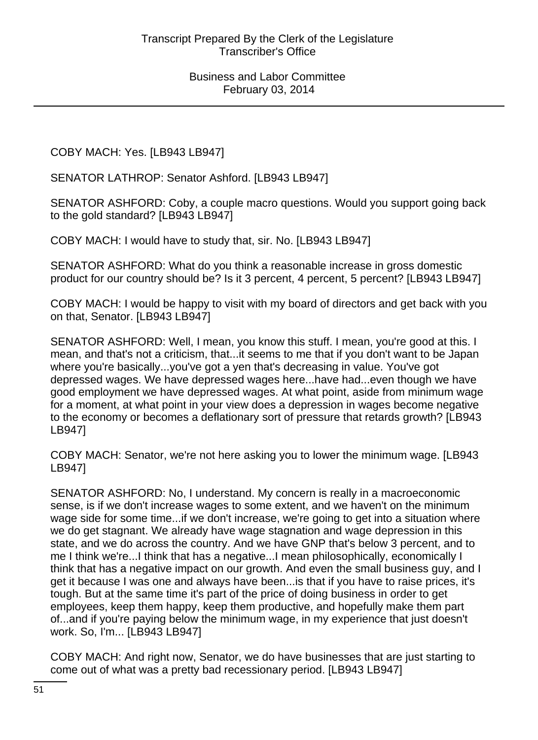COBY MACH: Yes. [LB943 LB947]

SENATOR LATHROP: Senator Ashford. [LB943 LB947]

SENATOR ASHFORD: Coby, a couple macro questions. Would you support going back to the gold standard? [LB943 LB947]

COBY MACH: I would have to study that, sir. No. [LB943 LB947]

SENATOR ASHFORD: What do you think a reasonable increase in gross domestic product for our country should be? Is it 3 percent, 4 percent, 5 percent? [LB943 LB947]

COBY MACH: I would be happy to visit with my board of directors and get back with you on that, Senator. [LB943 LB947]

SENATOR ASHFORD: Well, I mean, you know this stuff. I mean, you're good at this. I mean, and that's not a criticism, that...it seems to me that if you don't want to be Japan where you're basically...you've got a yen that's decreasing in value. You've got depressed wages. We have depressed wages here...have had...even though we have good employment we have depressed wages. At what point, aside from minimum wage for a moment, at what point in your view does a depression in wages become negative to the economy or becomes a deflationary sort of pressure that retards growth? [LB943 LB947]

COBY MACH: Senator, we're not here asking you to lower the minimum wage. [LB943 LB947]

SENATOR ASHFORD: No, I understand. My concern is really in a macroeconomic sense, is if we don't increase wages to some extent, and we haven't on the minimum wage side for some time...if we don't increase, we're going to get into a situation where we do get stagnant. We already have wage stagnation and wage depression in this state, and we do across the country. And we have GNP that's below 3 percent, and to me I think we're...I think that has a negative...I mean philosophically, economically I think that has a negative impact on our growth. And even the small business guy, and I get it because I was one and always have been...is that if you have to raise prices, it's tough. But at the same time it's part of the price of doing business in order to get employees, keep them happy, keep them productive, and hopefully make them part of...and if you're paying below the minimum wage, in my experience that just doesn't work. So, I'm... [LB943 LB947]

COBY MACH: And right now, Senator, we do have businesses that are just starting to come out of what was a pretty bad recessionary period. [LB943 LB947]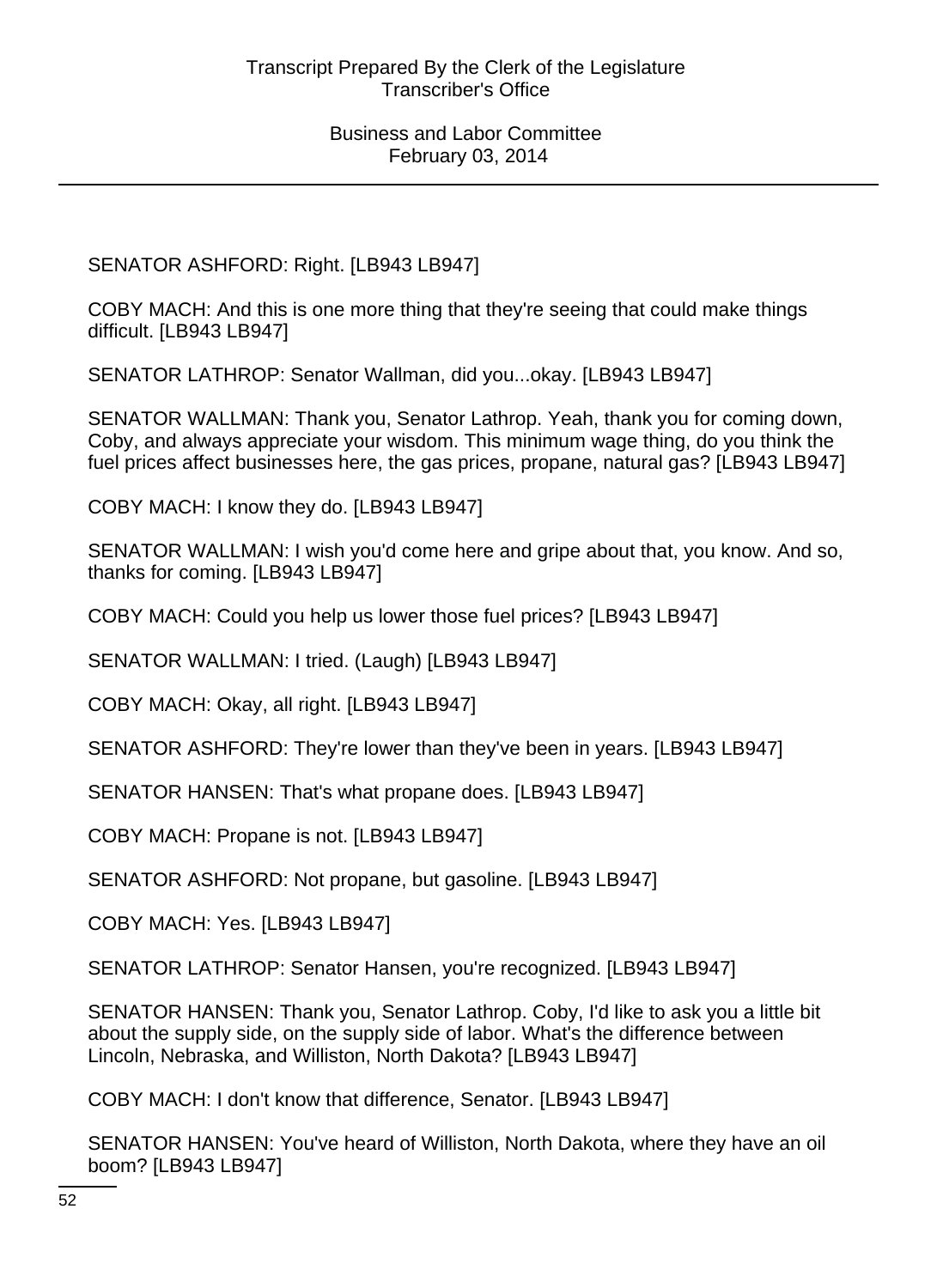SENATOR ASHFORD: Right. [LB943 LB947]

COBY MACH: And this is one more thing that they're seeing that could make things difficult. [LB943 LB947]

SENATOR LATHROP: Senator Wallman, did you...okay. [LB943 LB947]

SENATOR WALLMAN: Thank you, Senator Lathrop. Yeah, thank you for coming down, Coby, and always appreciate your wisdom. This minimum wage thing, do you think the fuel prices affect businesses here, the gas prices, propane, natural gas? [LB943 LB947]

COBY MACH: I know they do. [LB943 LB947]

SENATOR WALLMAN: I wish you'd come here and gripe about that, you know. And so, thanks for coming. [LB943 LB947]

COBY MACH: Could you help us lower those fuel prices? [LB943 LB947]

SENATOR WALLMAN: I tried. (Laugh) [LB943 LB947]

COBY MACH: Okay, all right. [LB943 LB947]

SENATOR ASHFORD: They're lower than they've been in years. [LB943 LB947]

SENATOR HANSEN: That's what propane does. [LB943 LB947]

COBY MACH: Propane is not. [LB943 LB947]

SENATOR ASHFORD: Not propane, but gasoline. [LB943 LB947]

COBY MACH: Yes. [LB943 LB947]

SENATOR LATHROP: Senator Hansen, you're recognized. [LB943 LB947]

SENATOR HANSEN: Thank you, Senator Lathrop. Coby, I'd like to ask you a little bit about the supply side, on the supply side of labor. What's the difference between Lincoln, Nebraska, and Williston, North Dakota? [LB943 LB947]

COBY MACH: I don't know that difference, Senator. [LB943 LB947]

SENATOR HANSEN: You've heard of Williston, North Dakota, where they have an oil boom? [LB943 LB947]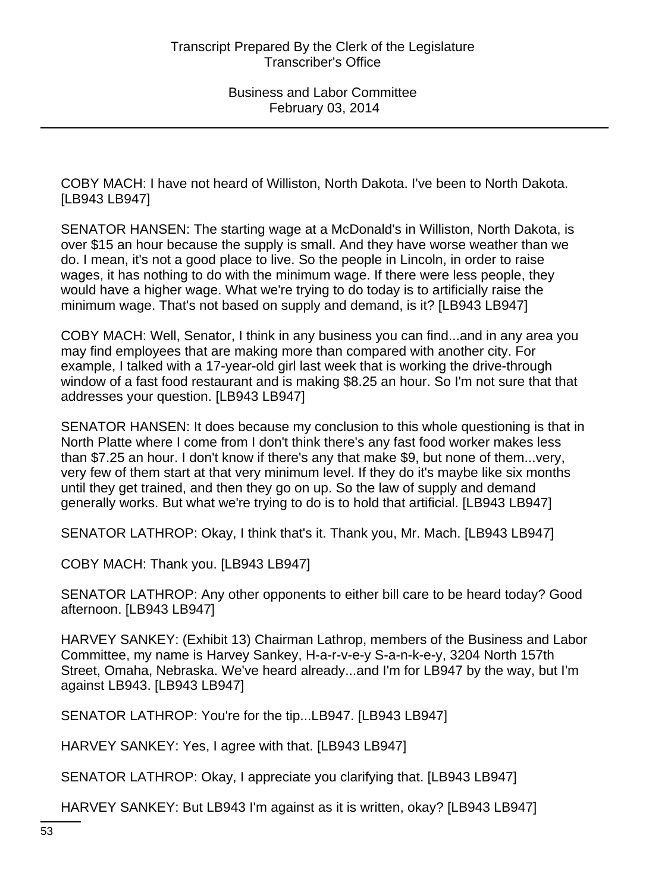COBY MACH: I have not heard of Williston, North Dakota. I've been to North Dakota. [LB943 LB947]

SENATOR HANSEN: The starting wage at a McDonald's in Williston, North Dakota, is over $15 an hour because the supply is small. And they have worse weather than we do. I mean, it's not a good place to live. So the people in Lincoln, in order to raise wages, it has nothing to do with the minimum wage. If there were less people, they would have a higher wage. What we're trying to do today is to artificially raise the minimum wage. That's not based on supply and demand, is it? [LB943 LB947]

COBY MACH: Well, Senator, I think in any business you can find...and in any area you may find employees that are making more than compared with another city. For example, I talked with a 17-year-old girl last week that is working the drive-through window of a fast food restaurant and is making $8.25 an hour. So I'm not sure that that addresses your question. [LB943 LB947]

SENATOR HANSEN: It does because my conclusion to this whole questioning is that in North Platte where I come from I don't think there's any fast food worker makes less than $7.25 an hour. I don't know if there's any that make $9, but none of them...very, very few of them start at that very minimum level. If they do it's maybe like six months until they get trained, and then they go on up. So the law of supply and demand generally works. But what we're trying to do is to hold that artificial. [LB943 LB947]

SENATOR LATHROP: Okay, I think that's it. Thank you, Mr. Mach. [LB943 LB947]

COBY MACH: Thank you. [LB943 LB947]

SENATOR LATHROP: Any other opponents to either bill care to be heard today? Good afternoon. [LB943 LB947]

HARVEY SANKEY: (Exhibit 13) Chairman Lathrop, members of the Business and Labor Committee, my name is Harvey Sankey, H-a-r-v-e-y S-a-n-k-e-y, 3204 North 157th Street, Omaha, Nebraska. We've heard already...and I'm for LB947 by the way, but I'm against LB943. [LB943 LB947]

SENATOR LATHROP: You're for the tip...LB947. [LB943 LB947]

HARVEY SANKEY: Yes, I agree with that. [LB943 LB947]

SENATOR LATHROP: Okay, I appreciate you clarifying that. [LB943 LB947]

HARVEY SANKEY: But LB943 I'm against as it is written, okay? [LB943 LB947]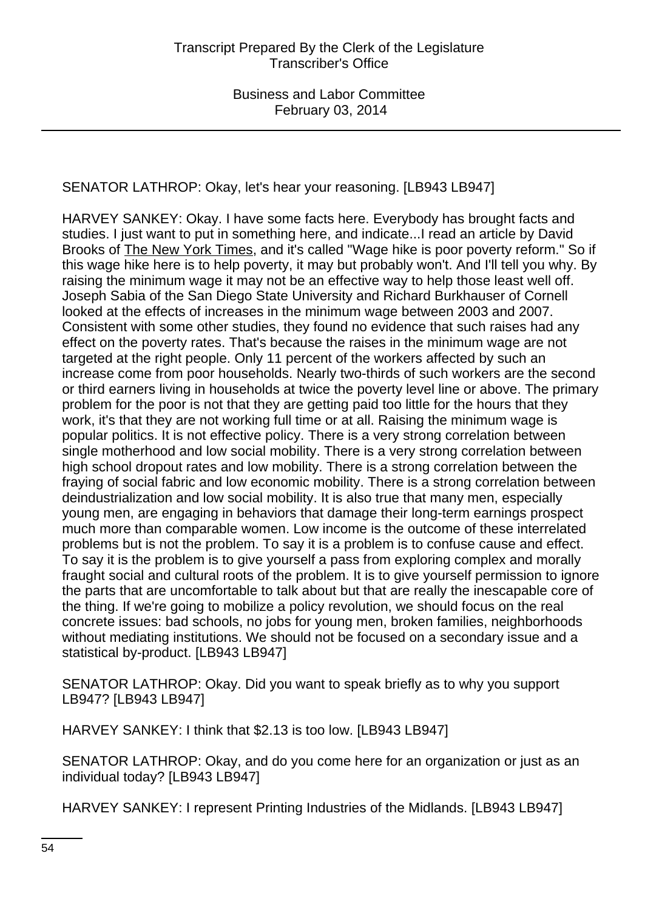SENATOR LATHROP: Okay, let's hear your reasoning. [LB943 LB947]

HARVEY SANKEY: Okay. I have some facts here. Everybody has brought facts and studies. I just want to put in something here, and indicate...I read an article by David Brooks of The New York Times, and it's called "Wage hike is poor poverty reform." So if this wage hike here is to help poverty, it may but probably won't. And I'll tell you why. By raising the minimum wage it may not be an effective way to help those least well off. Joseph Sabia of the San Diego State University and Richard Burkhauser of Cornell looked at the effects of increases in the minimum wage between 2003 and 2007. Consistent with some other studies, they found no evidence that such raises had any effect on the poverty rates. That's because the raises in the minimum wage are not targeted at the right people. Only 11 percent of the workers affected by such an increase come from poor households. Nearly two-thirds of such workers are the second or third earners living in households at twice the poverty level line or above. The primary problem for the poor is not that they are getting paid too little for the hours that they work, it's that they are not working full time or at all. Raising the minimum wage is popular politics. It is not effective policy. There is a very strong correlation between single motherhood and low social mobility. There is a very strong correlation between high school dropout rates and low mobility. There is a strong correlation between the fraying of social fabric and low economic mobility. There is a strong correlation between deindustrialization and low social mobility. It is also true that many men, especially young men, are engaging in behaviors that damage their long-term earnings prospect much more than comparable women. Low income is the outcome of these interrelated problems but is not the problem. To say it is a problem is to confuse cause and effect. To say it is the problem is to give yourself a pass from exploring complex and morally fraught social and cultural roots of the problem. It is to give yourself permission to ignore the parts that are uncomfortable to talk about but that are really the inescapable core of the thing. If we're going to mobilize a policy revolution, we should focus on the real concrete issues: bad schools, no jobs for young men, broken families, neighborhoods without mediating institutions. We should not be focused on a secondary issue and a statistical by-product. [LB943 LB947]

SENATOR LATHROP: Okay. Did you want to speak briefly as to why you support LB947? [LB943 LB947]

HARVEY SANKEY: I think that $2.13 is too low. [LB943 LB947]

SENATOR LATHROP: Okay, and do you come here for an organization or just as an individual today? [LB943 LB947]

HARVEY SANKEY: I represent Printing Industries of the Midlands. [LB943 LB947]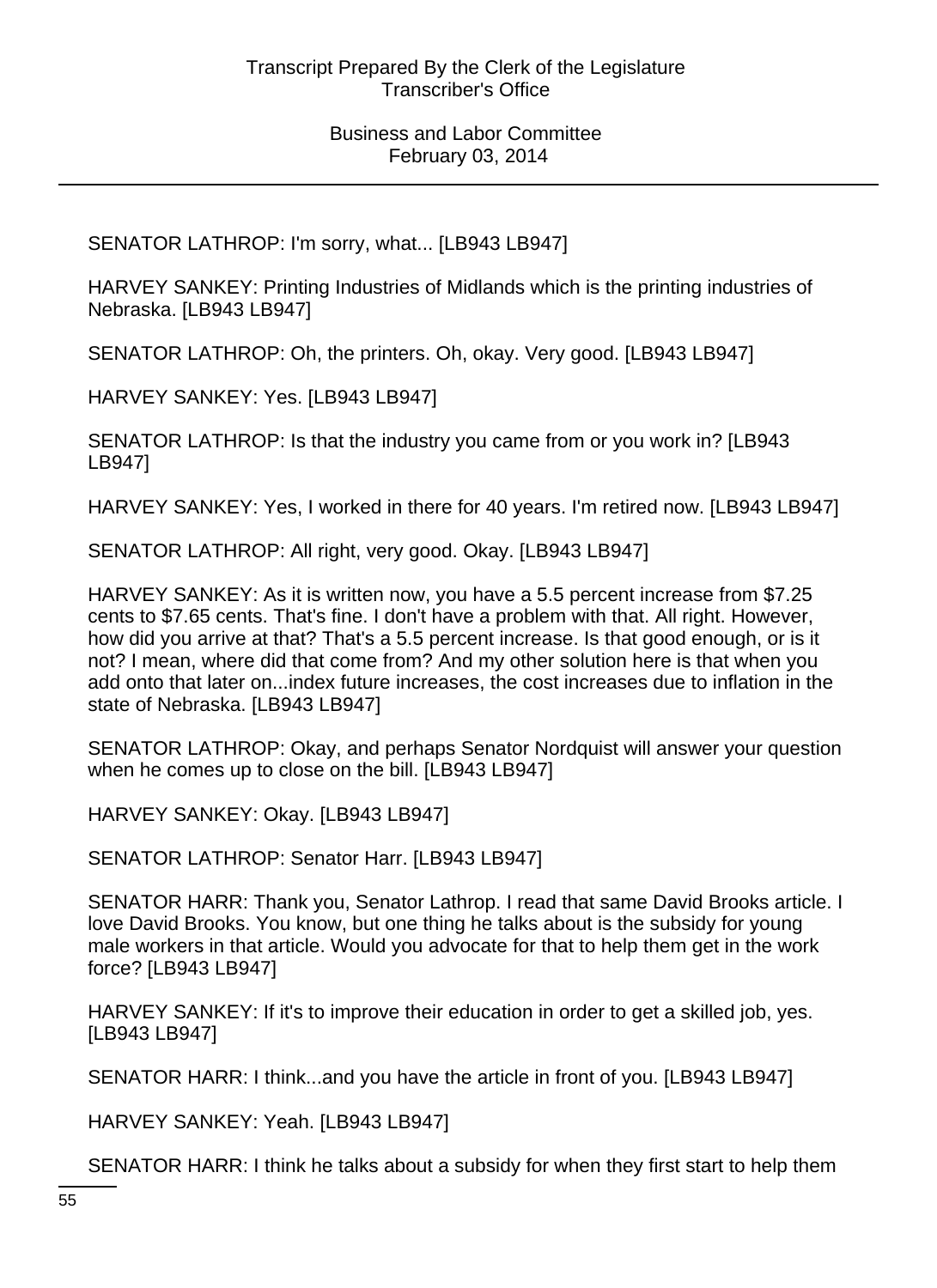SENATOR LATHROP: I'm sorry, what... [LB943 LB947]

HARVEY SANKEY: Printing Industries of Midlands which is the printing industries of Nebraska. [LB943 LB947]

SENATOR LATHROP: Oh, the printers. Oh, okay. Very good. [LB943 LB947]

HARVEY SANKEY: Yes. [LB943 LB947]

SENATOR LATHROP: Is that the industry you came from or you work in? [LB943 LB947]

HARVEY SANKEY: Yes, I worked in there for 40 years. I'm retired now. [LB943 LB947]

SENATOR LATHROP: All right, very good. Okay. [LB943 LB947]

HARVEY SANKEY: As it is written now, you have a 5.5 percent increase from $7.25 cents to $7.65 cents. That's fine. I don't have a problem with that. All right. However, how did you arrive at that? That's a 5.5 percent increase. Is that good enough, or is it not? I mean, where did that come from? And my other solution here is that when you add onto that later on...index future increases, the cost increases due to inflation in the state of Nebraska. [LB943 LB947]

SENATOR LATHROP: Okay, and perhaps Senator Nordquist will answer your question when he comes up to close on the bill. [LB943 LB947]

HARVEY SANKEY: Okay. [LB943 LB947]

SENATOR LATHROP: Senator Harr. [LB943 LB947]

SENATOR HARR: Thank you, Senator Lathrop. I read that same David Brooks article. I love David Brooks. You know, but one thing he talks about is the subsidy for young male workers in that article. Would you advocate for that to help them get in the work force? [LB943 LB947]

HARVEY SANKEY: If it's to improve their education in order to get a skilled job, yes. [LB943 LB947]

SENATOR HARR: I think...and you have the article in front of you. [LB943 LB947]

HARVEY SANKEY: Yeah. [LB943 LB947]

SENATOR HARR: I think he talks about a subsidy for when they first start to help them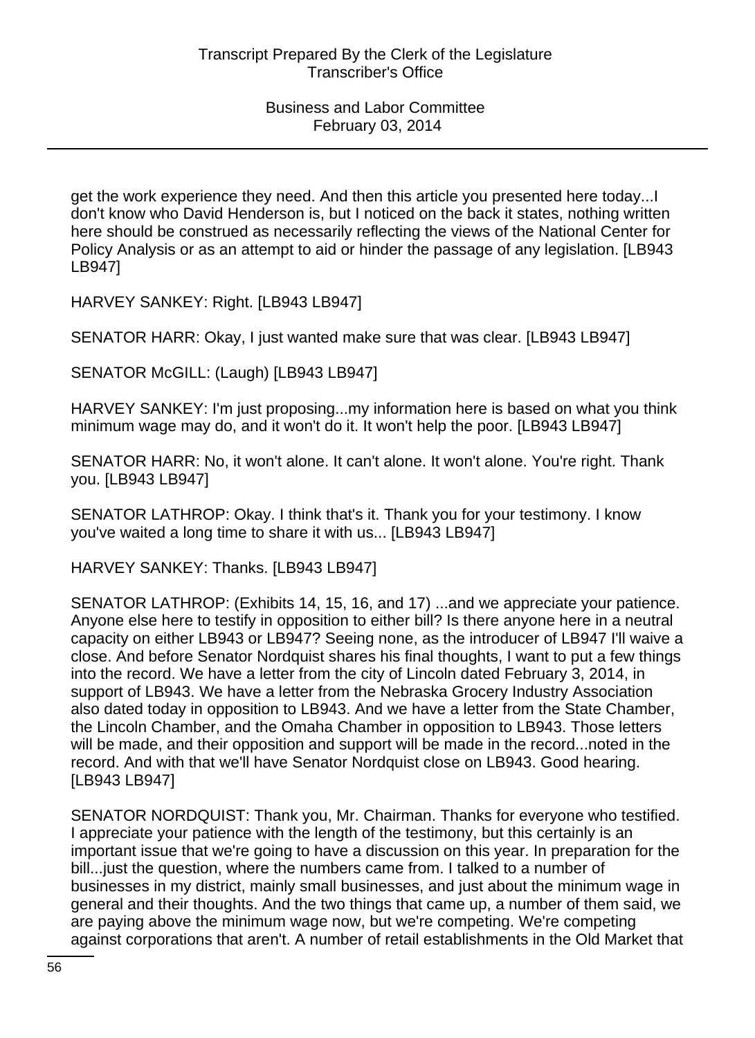get the work experience they need. And then this article you presented here today...I don't know who David Henderson is, but I noticed on the back it states, nothing written here should be construed as necessarily reflecting the views of the National Center for Policy Analysis or as an attempt to aid or hinder the passage of any legislation. [LB943 LB947]

HARVEY SANKEY: Right. [LB943 LB947]

SENATOR HARR: Okay, I just wanted make sure that was clear. [LB943 LB947]

SENATOR McGILL: (Laugh) [LB943 LB947]

HARVEY SANKEY: I'm just proposing...my information here is based on what you think minimum wage may do, and it won't do it. It won't help the poor. [LB943 LB947]

SENATOR HARR: No, it won't alone. It can't alone. It won't alone. You're right. Thank you. [LB943 LB947]

SENATOR LATHROP: Okay. I think that's it. Thank you for your testimony. I know you've waited a long time to share it with us... [LB943 LB947]

HARVEY SANKEY: Thanks. [LB943 LB947]

SENATOR LATHROP: (Exhibits 14, 15, 16, and 17) ...and we appreciate your patience. Anyone else here to testify in opposition to either bill? Is there anyone here in a neutral capacity on either LB943 or LB947? Seeing none, as the introducer of LB947 I'll waive a close. And before Senator Nordquist shares his final thoughts, I want to put a few things into the record. We have a letter from the city of Lincoln dated February 3, 2014, in support of LB943. We have a letter from the Nebraska Grocery Industry Association also dated today in opposition to LB943. And we have a letter from the State Chamber, the Lincoln Chamber, and the Omaha Chamber in opposition to LB943. Those letters will be made, and their opposition and support will be made in the record...noted in the record. And with that we'll have Senator Nordquist close on LB943. Good hearing. [LB943 LB947]

SENATOR NORDQUIST: Thank you, Mr. Chairman. Thanks for everyone who testified. I appreciate your patience with the length of the testimony, but this certainly is an important issue that we're going to have a discussion on this year. In preparation for the bill...just the question, where the numbers came from. I talked to a number of businesses in my district, mainly small businesses, and just about the minimum wage in general and their thoughts. And the two things that came up, a number of them said, we are paying above the minimum wage now, but we're competing. We're competing against corporations that aren't. A number of retail establishments in the Old Market that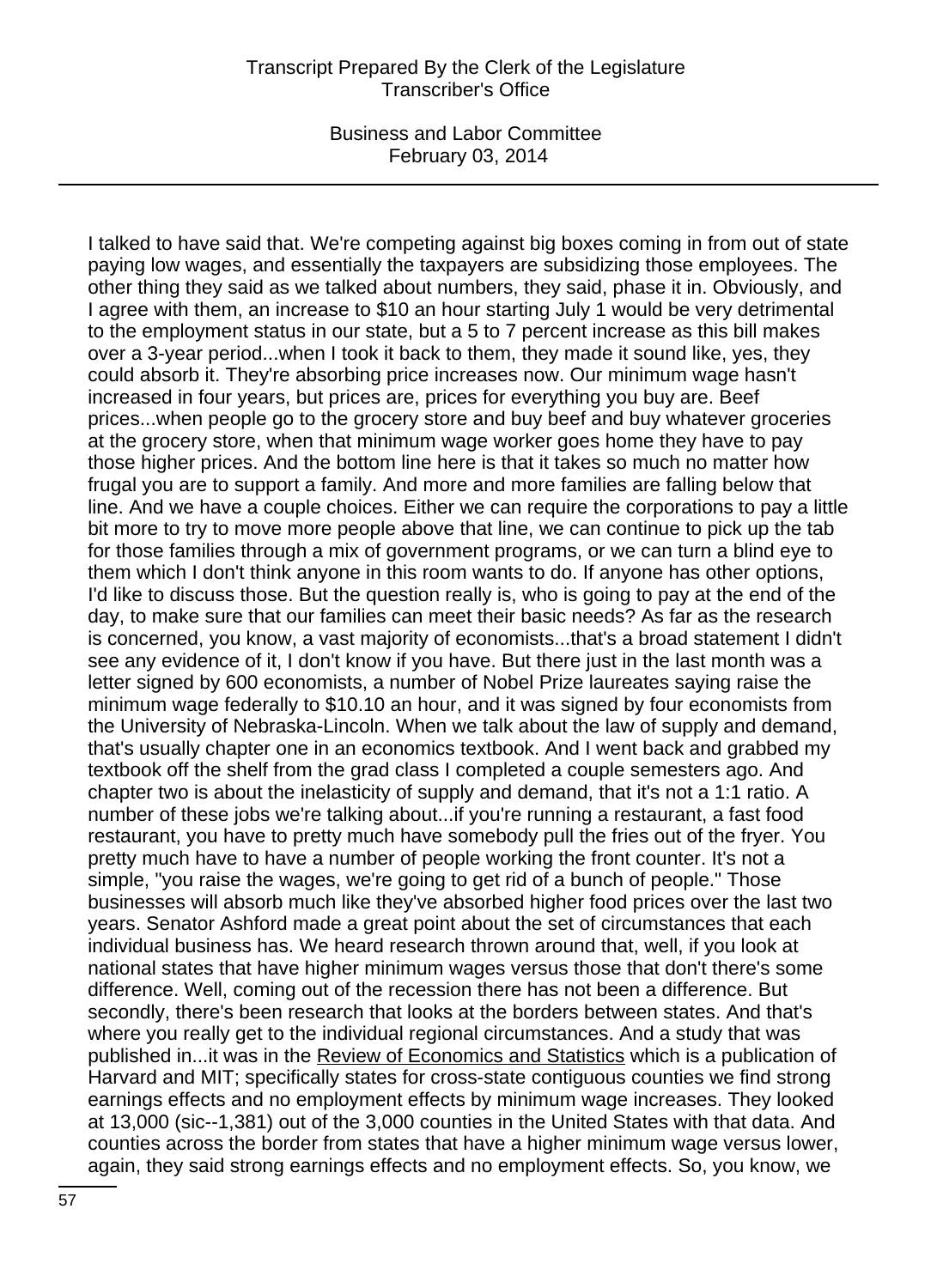I talked to have said that. We're competing against big boxes coming in from out of state paying low wages, and essentially the taxpayers are subsidizing those employees. The other thing they said as we talked about numbers, they said, phase it in. Obviously, and I agree with them, an increase to $10 an hour starting July 1 would be very detrimental to the employment status in our state, but a 5 to 7 percent increase as this bill makes over a 3-year period...when I took it back to them, they made it sound like, yes, they could absorb it. They're absorbing price increases now. Our minimum wage hasn't increased in four years, but prices are, prices for everything you buy are. Beef prices...when people go to the grocery store and buy beef and buy whatever groceries at the grocery store, when that minimum wage worker goes home they have to pay those higher prices. And the bottom line here is that it takes so much no matter how frugal you are to support a family. And more and more families are falling below that line. And we have a couple choices. Either we can require the corporations to pay a little bit more to try to move more people above that line, we can continue to pick up the tab for those families through a mix of government programs, or we can turn a blind eye to them which I don't think anyone in this room wants to do. If anyone has other options, I'd like to discuss those. But the question really is, who is going to pay at the end of the day, to make sure that our families can meet their basic needs? As far as the research is concerned, you know, a vast majority of economists...that's a broad statement I didn't see any evidence of it, I don't know if you have. But there just in the last month was a letter signed by 600 economists, a number of Nobel Prize laureates saying raise the minimum wage federally to $10.10 an hour, and it was signed by four economists from the University of Nebraska-Lincoln. When we talk about the law of supply and demand, that's usually chapter one in an economics textbook. And I went back and grabbed my textbook off the shelf from the grad class I completed a couple semesters ago. And chapter two is about the inelasticity of supply and demand, that it's not a 1:1 ratio. A number of these jobs we're talking about...if you're running a restaurant, a fast food restaurant, you have to pretty much have somebody pull the fries out of the fryer. You pretty much have to have a number of people working the front counter. It's not a simple, "you raise the wages, we're going to get rid of a bunch of people." Those businesses will absorb much like they've absorbed higher food prices over the last two years. Senator Ashford made a great point about the set of circumstances that each individual business has. We heard research thrown around that, well, if you look at national states that have higher minimum wages versus those that don't there's some difference. Well, coming out of the recession there has not been a difference. But secondly, there's been research that looks at the borders between states. And that's where you really get to the individual regional circumstances. And a study that was published in...it was in the Review of Economics and Statistics which is a publication of Harvard and MIT; specifically states for cross-state contiguous counties we find strong earnings effects and no employment effects by minimum wage increases. They looked at 13,000 (sic--1,381) out of the 3,000 counties in the United States with that data. And counties across the border from states that have a higher minimum wage versus lower, again, they said strong earnings effects and no employment effects. So, you know, we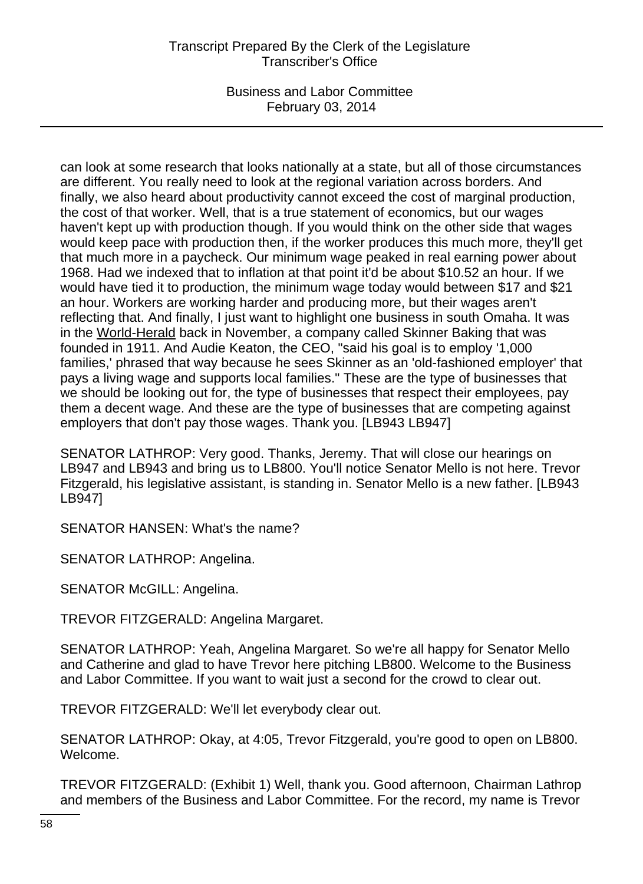can look at some research that looks nationally at a state, but all of those circumstances are different. You really need to look at the regional variation across borders. And finally, we also heard about productivity cannot exceed the cost of marginal production, the cost of that worker. Well, that is a true statement of economics, but our wages haven't kept up with production though. If you would think on the other side that wages would keep pace with production then, if the worker produces this much more, they'll get that much more in a paycheck. Our minimum wage peaked in real earning power about 1968. Had we indexed that to inflation at that point it'd be about $10.52 an hour. If we would have tied it to production, the minimum wage today would between $17 and $21 an hour. Workers are working harder and producing more, but their wages aren't reflecting that. And finally, I just want to highlight one business in south Omaha. It was in the World-Herald back in November, a company called Skinner Baking that was founded in 1911. And Audie Keaton, the CEO, "said his goal is to employ '1,000 families,' phrased that way because he sees Skinner as an 'old-fashioned employer' that pays a living wage and supports local families." These are the type of businesses that we should be looking out for, the type of businesses that respect their employees, pay them a decent wage. And these are the type of businesses that are competing against employers that don't pay those wages. Thank you. [LB943 LB947]

SENATOR LATHROP: Very good. Thanks, Jeremy. That will close our hearings on LB947 and LB943 and bring us to LB800. You'll notice Senator Mello is not here. Trevor Fitzgerald, his legislative assistant, is standing in. Senator Mello is a new father. [LB943 LB947]

SENATOR HANSEN: What's the name?

SENATOR LATHROP: Angelina.

SENATOR McGILL: Angelina.

TREVOR FITZGERALD: Angelina Margaret.

SENATOR LATHROP: Yeah, Angelina Margaret. So we're all happy for Senator Mello and Catherine and glad to have Trevor here pitching LB800. Welcome to the Business and Labor Committee. If you want to wait just a second for the crowd to clear out.

TREVOR FITZGERALD: We'll let everybody clear out.

SENATOR LATHROP: Okay, at 4:05, Trevor Fitzgerald, you're good to open on LB800. Welcome.

TREVOR FITZGERALD: (Exhibit 1) Well, thank you. Good afternoon, Chairman Lathrop and members of the Business and Labor Committee. For the record, my name is Trevor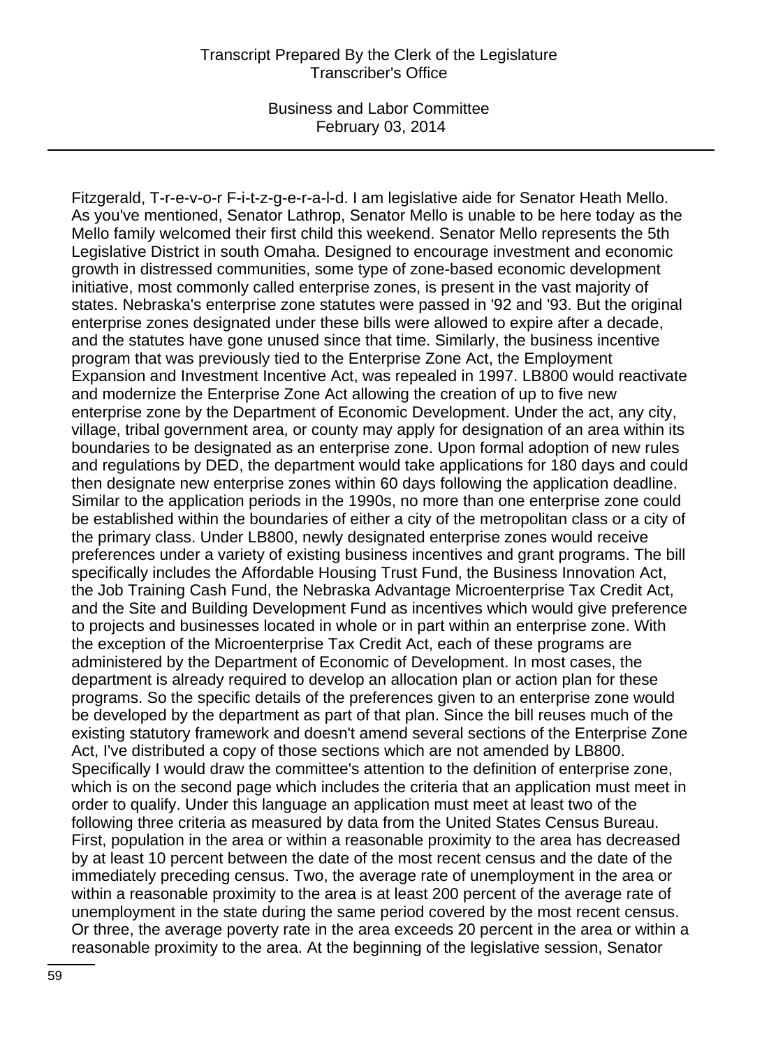Fitzgerald, T-r-e-v-o-r F-i-t-z-g-e-r-a-l-d. I am legislative aide for Senator Heath Mello. As you've mentioned, Senator Lathrop, Senator Mello is unable to be here today as the Mello family welcomed their first child this weekend. Senator Mello represents the 5th Legislative District in south Omaha. Designed to encourage investment and economic growth in distressed communities, some type of zone-based economic development initiative, most commonly called enterprise zones, is present in the vast majority of states. Nebraska's enterprise zone statutes were passed in '92 and '93. But the original enterprise zones designated under these bills were allowed to expire after a decade, and the statutes have gone unused since that time. Similarly, the business incentive program that was previously tied to the Enterprise Zone Act, the Employment Expansion and Investment Incentive Act, was repealed in 1997. LB800 would reactivate and modernize the Enterprise Zone Act allowing the creation of up to five new enterprise zone by the Department of Economic Development. Under the act, any city, village, tribal government area, or county may apply for designation of an area within its boundaries to be designated as an enterprise zone. Upon formal adoption of new rules and regulations by DED, the department would take applications for 180 days and could then designate new enterprise zones within 60 days following the application deadline. Similar to the application periods in the 1990s, no more than one enterprise zone could be established within the boundaries of either a city of the metropolitan class or a city of the primary class. Under LB800, newly designated enterprise zones would receive preferences under a variety of existing business incentives and grant programs. The bill specifically includes the Affordable Housing Trust Fund, the Business Innovation Act, the Job Training Cash Fund, the Nebraska Advantage Microenterprise Tax Credit Act, and the Site and Building Development Fund as incentives which would give preference to projects and businesses located in whole or in part within an enterprise zone. With the exception of the Microenterprise Tax Credit Act, each of these programs are administered by the Department of Economic of Development. In most cases, the department is already required to develop an allocation plan or action plan for these programs. So the specific details of the preferences given to an enterprise zone would be developed by the department as part of that plan. Since the bill reuses much of the existing statutory framework and doesn't amend several sections of the Enterprise Zone Act, I've distributed a copy of those sections which are not amended by LB800. Specifically I would draw the committee's attention to the definition of enterprise zone, which is on the second page which includes the criteria that an application must meet in order to qualify. Under this language an application must meet at least two of the following three criteria as measured by data from the United States Census Bureau. First, population in the area or within a reasonable proximity to the area has decreased by at least 10 percent between the date of the most recent census and the date of the immediately preceding census. Two, the average rate of unemployment in the area or within a reasonable proximity to the area is at least 200 percent of the average rate of unemployment in the state during the same period covered by the most recent census. Or three, the average poverty rate in the area exceeds 20 percent in the area or within a reasonable proximity to the area. At the beginning of the legislative session, Senator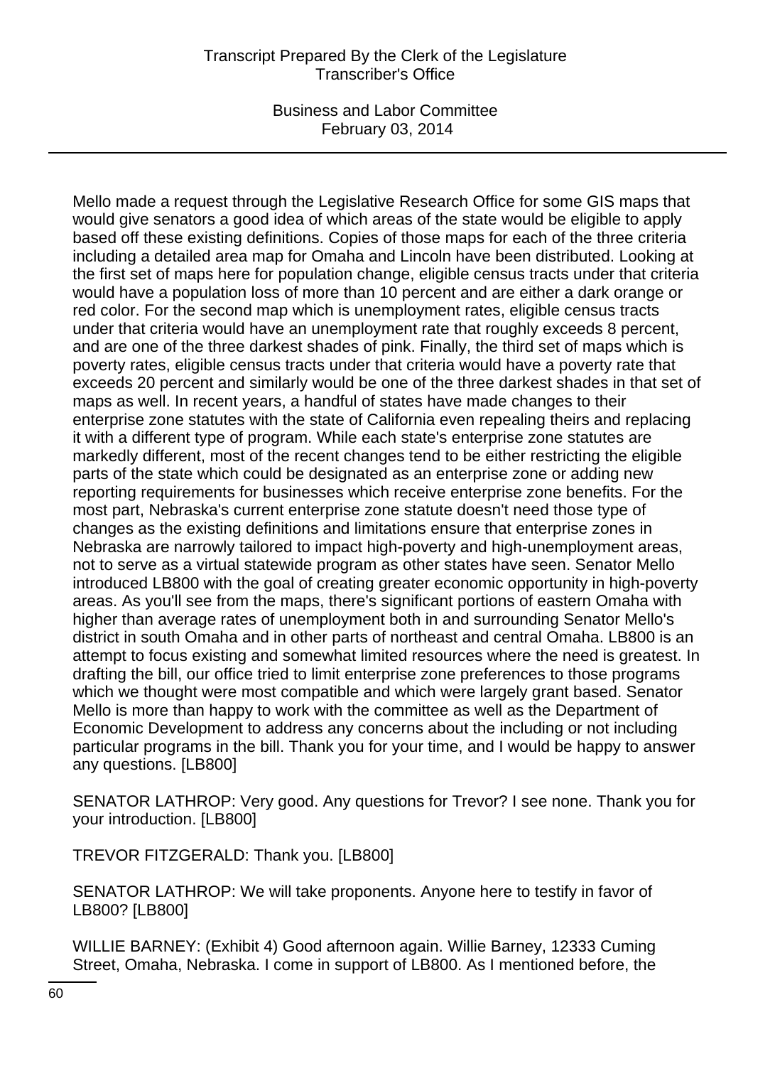Mello made a request through the Legislative Research Office for some GIS maps that would give senators a good idea of which areas of the state would be eligible to apply based off these existing definitions. Copies of those maps for each of the three criteria including a detailed area map for Omaha and Lincoln have been distributed. Looking at the first set of maps here for population change, eligible census tracts under that criteria would have a population loss of more than 10 percent and are either a dark orange or red color. For the second map which is unemployment rates, eligible census tracts under that criteria would have an unemployment rate that roughly exceeds 8 percent, and are one of the three darkest shades of pink. Finally, the third set of maps which is poverty rates, eligible census tracts under that criteria would have a poverty rate that exceeds 20 percent and similarly would be one of the three darkest shades in that set of maps as well. In recent years, a handful of states have made changes to their enterprise zone statutes with the state of California even repealing theirs and replacing it with a different type of program. While each state's enterprise zone statutes are markedly different, most of the recent changes tend to be either restricting the eligible parts of the state which could be designated as an enterprise zone or adding new reporting requirements for businesses which receive enterprise zone benefits. For the most part, Nebraska's current enterprise zone statute doesn't need those type of changes as the existing definitions and limitations ensure that enterprise zones in Nebraska are narrowly tailored to impact high-poverty and high-unemployment areas, not to serve as a virtual statewide program as other states have seen. Senator Mello introduced LB800 with the goal of creating greater economic opportunity in high-poverty areas. As you'll see from the maps, there's significant portions of eastern Omaha with higher than average rates of unemployment both in and surrounding Senator Mello's district in south Omaha and in other parts of northeast and central Omaha. LB800 is an attempt to focus existing and somewhat limited resources where the need is greatest. In drafting the bill, our office tried to limit enterprise zone preferences to those programs which we thought were most compatible and which were largely grant based. Senator Mello is more than happy to work with the committee as well as the Department of Economic Development to address any concerns about the including or not including particular programs in the bill. Thank you for your time, and I would be happy to answer any questions. [LB800]

SENATOR LATHROP: Very good. Any questions for Trevor? I see none. Thank you for your introduction. [LB800]

TREVOR FITZGERALD: Thank you. [LB800]

SENATOR LATHROP: We will take proponents. Anyone here to testify in favor of LB800? [LB800]

WILLIE BARNEY: (Exhibit 4) Good afternoon again. Willie Barney, 12333 Cuming Street, Omaha, Nebraska. I come in support of LB800. As I mentioned before, the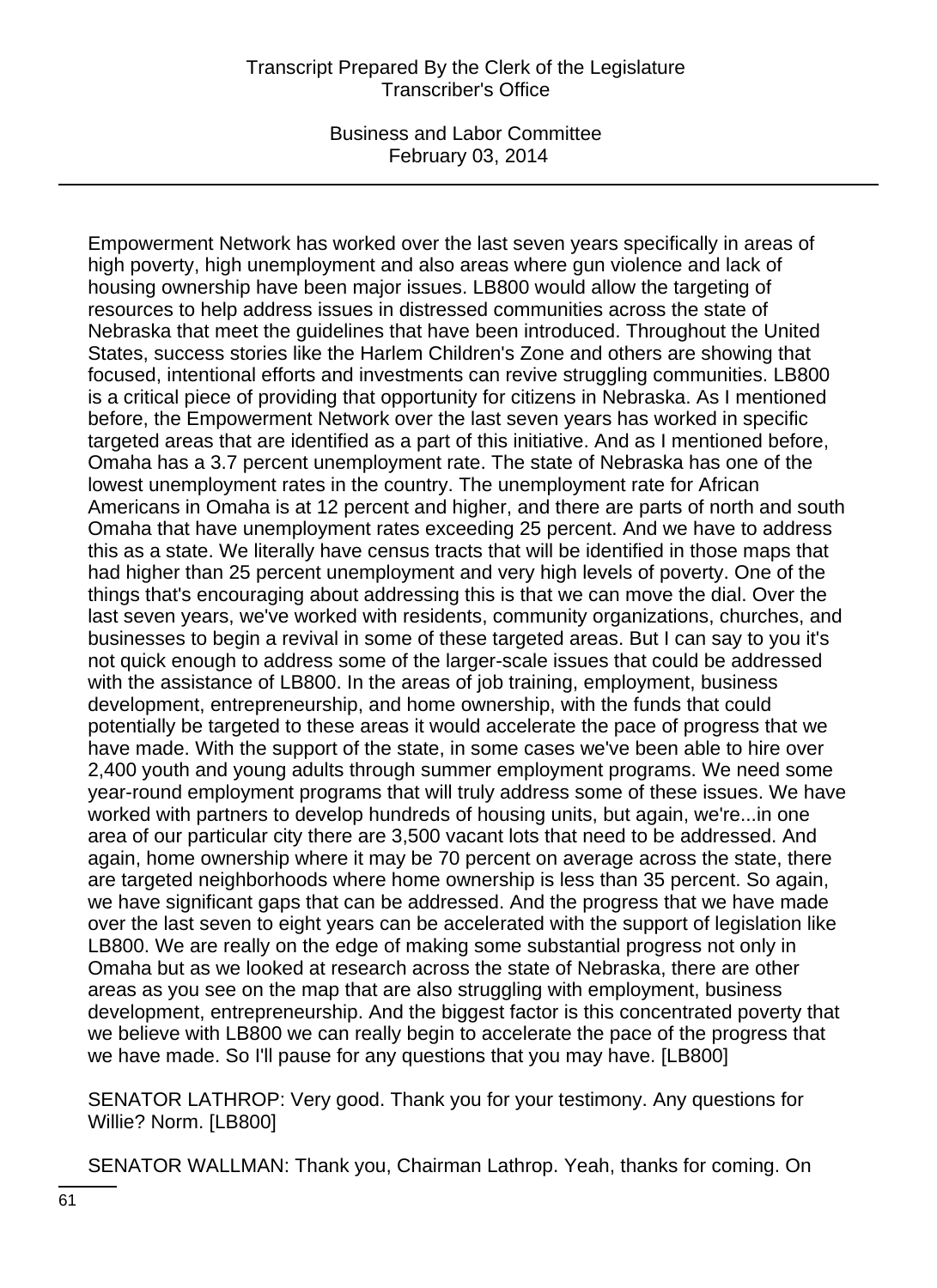Empowerment Network has worked over the last seven years specifically in areas of high poverty, high unemployment and also areas where gun violence and lack of housing ownership have been major issues. LB800 would allow the targeting of resources to help address issues in distressed communities across the state of Nebraska that meet the guidelines that have been introduced. Throughout the United States, success stories like the Harlem Children's Zone and others are showing that focused, intentional efforts and investments can revive struggling communities. LB800 is a critical piece of providing that opportunity for citizens in Nebraska. As I mentioned before, the Empowerment Network over the last seven years has worked in specific targeted areas that are identified as a part of this initiative. And as I mentioned before, Omaha has a 3.7 percent unemployment rate. The state of Nebraska has one of the lowest unemployment rates in the country. The unemployment rate for African Americans in Omaha is at 12 percent and higher, and there are parts of north and south Omaha that have unemployment rates exceeding 25 percent. And we have to address this as a state. We literally have census tracts that will be identified in those maps that had higher than 25 percent unemployment and very high levels of poverty. One of the things that's encouraging about addressing this is that we can move the dial. Over the last seven years, we've worked with residents, community organizations, churches, and businesses to begin a revival in some of these targeted areas. But I can say to you it's not quick enough to address some of the larger-scale issues that could be addressed with the assistance of LB800. In the areas of job training, employment, business development, entrepreneurship, and home ownership, with the funds that could potentially be targeted to these areas it would accelerate the pace of progress that we have made. With the support of the state, in some cases we've been able to hire over 2,400 youth and young adults through summer employment programs. We need some year-round employment programs that will truly address some of these issues. We have worked with partners to develop hundreds of housing units, but again, we're...in one area of our particular city there are 3,500 vacant lots that need to be addressed. And again, home ownership where it may be 70 percent on average across the state, there are targeted neighborhoods where home ownership is less than 35 percent. So again, we have significant gaps that can be addressed. And the progress that we have made over the last seven to eight years can be accelerated with the support of legislation like LB800. We are really on the edge of making some substantial progress not only in Omaha but as we looked at research across the state of Nebraska, there are other areas as you see on the map that are also struggling with employment, business development, entrepreneurship. And the biggest factor is this concentrated poverty that we believe with LB800 we can really begin to accelerate the pace of the progress that we have made. So I'll pause for any questions that you may have. [LB800]

SENATOR LATHROP: Very good. Thank you for your testimony. Any questions for Willie? Norm. [LB800]

SENATOR WALLMAN: Thank you, Chairman Lathrop. Yeah, thanks for coming. On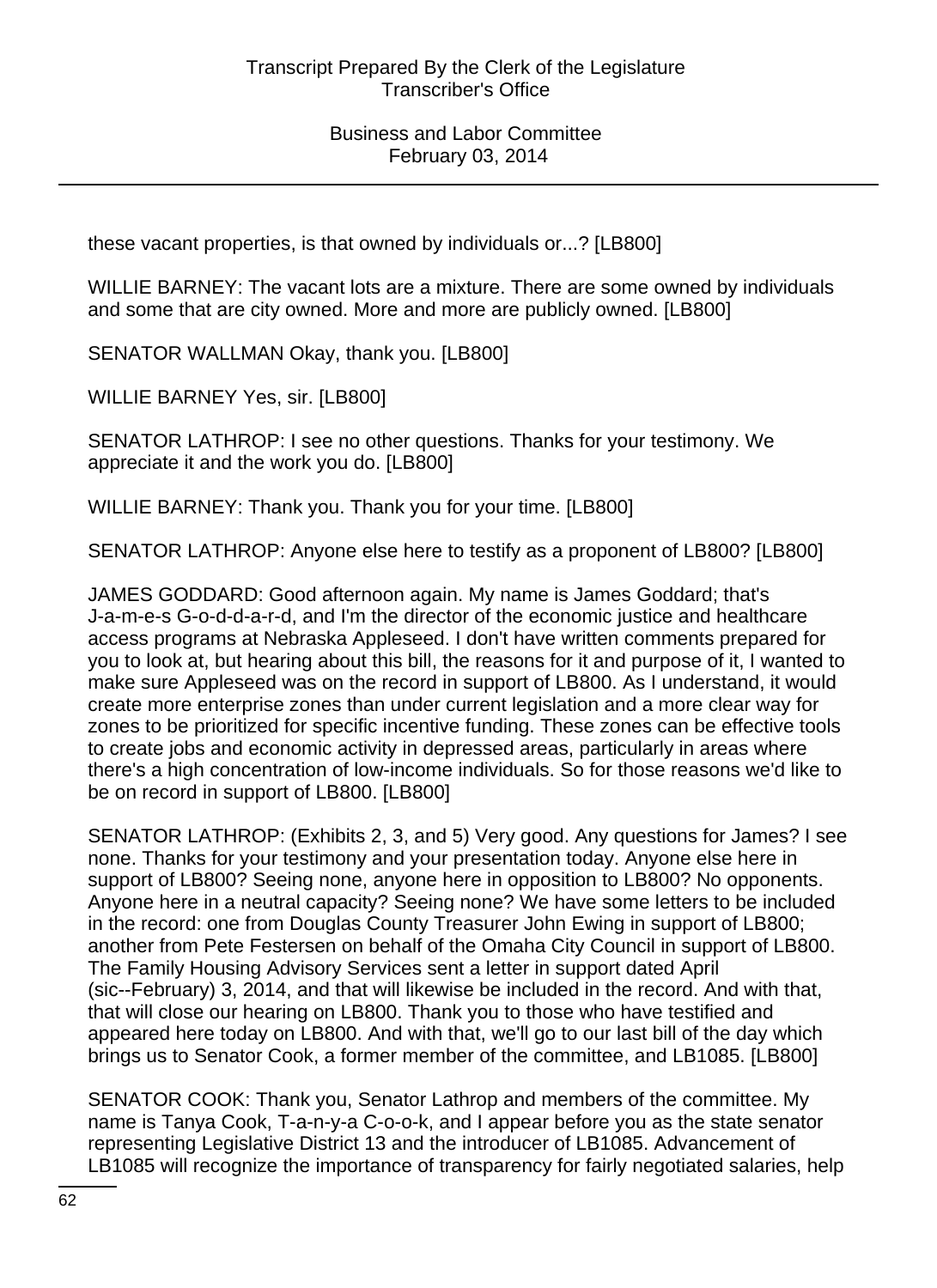these vacant properties, is that owned by individuals or...? [LB800]

WILLIE BARNEY: The vacant lots are a mixture. There are some owned by individuals and some that are city owned. More and more are publicly owned. [LB800]

SENATOR WALLMAN Okay, thank you. [LB800]

WILLIE BARNEY Yes, sir. [LB800]

SENATOR LATHROP: I see no other questions. Thanks for your testimony. We appreciate it and the work you do. [LB800]

WILLIE BARNEY: Thank you. Thank you for your time. [LB800]

SENATOR LATHROP: Anyone else here to testify as a proponent of LB800? [LB800]

JAMES GODDARD: Good afternoon again. My name is James Goddard; that's J-a-m-e-s G-o-d-d-a-r-d, and I'm the director of the economic justice and healthcare access programs at Nebraska Appleseed. I don't have written comments prepared for you to look at, but hearing about this bill, the reasons for it and purpose of it, I wanted to make sure Appleseed was on the record in support of LB800. As I understand, it would create more enterprise zones than under current legislation and a more clear way for zones to be prioritized for specific incentive funding. These zones can be effective tools to create jobs and economic activity in depressed areas, particularly in areas where there's a high concentration of low-income individuals. So for those reasons we'd like to be on record in support of LB800. [LB800]

SENATOR LATHROP: (Exhibits 2, 3, and 5) Very good. Any questions for James? I see none. Thanks for your testimony and your presentation today. Anyone else here in support of LB800? Seeing none, anyone here in opposition to LB800? No opponents. Anyone here in a neutral capacity? Seeing none? We have some letters to be included in the record: one from Douglas County Treasurer John Ewing in support of LB800; another from Pete Festersen on behalf of the Omaha City Council in support of LB800. The Family Housing Advisory Services sent a letter in support dated April (sic--February) 3, 2014, and that will likewise be included in the record. And with that, that will close our hearing on LB800. Thank you to those who have testified and appeared here today on LB800. And with that, we'll go to our last bill of the day which brings us to Senator Cook, a former member of the committee, and LB1085. [LB800]

SENATOR COOK: Thank you, Senator Lathrop and members of the committee. My name is Tanya Cook, T-a-n-y-a C-o-o-k, and I appear before you as the state senator representing Legislative District 13 and the introducer of LB1085. Advancement of LB1085 will recognize the importance of transparency for fairly negotiated salaries, help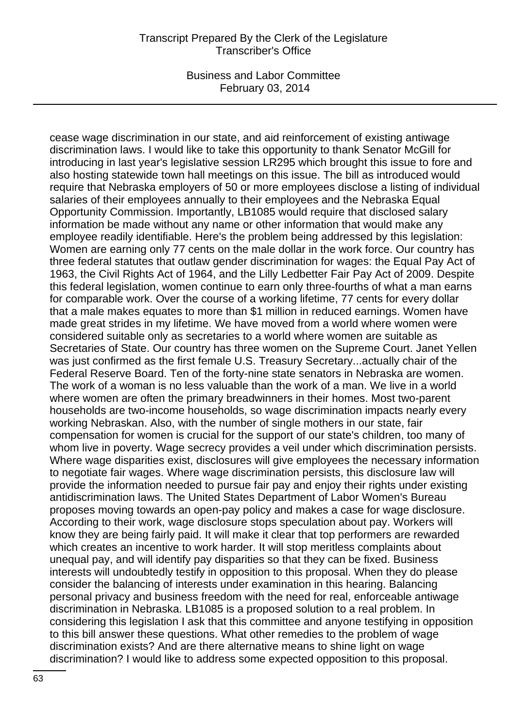cease wage discrimination in our state, and aid reinforcement of existing antiwage discrimination laws. I would like to take this opportunity to thank Senator McGill for introducing in last year's legislative session LR295 which brought this issue to fore and also hosting statewide town hall meetings on this issue. The bill as introduced would require that Nebraska employers of 50 or more employees disclose a listing of individual salaries of their employees annually to their employees and the Nebraska Equal Opportunity Commission. Importantly, LB1085 would require that disclosed salary information be made without any name or other information that would make any employee readily identifiable. Here's the problem being addressed by this legislation: Women are earning only 77 cents on the male dollar in the work force. Our country has three federal statutes that outlaw gender discrimination for wages: the Equal Pay Act of 1963, the Civil Rights Act of 1964, and the Lilly Ledbetter Fair Pay Act of 2009. Despite this federal legislation, women continue to earn only three-fourths of what a man earns for comparable work. Over the course of a working lifetime, 77 cents for every dollar that a male makes equates to more than $1 million in reduced earnings. Women have made great strides in my lifetime. We have moved from a world where women were considered suitable only as secretaries to a world where women are suitable as Secretaries of State. Our country has three women on the Supreme Court. Janet Yellen was just confirmed as the first female U.S. Treasury Secretary...actually chair of the Federal Reserve Board. Ten of the forty-nine state senators in Nebraska are women. The work of a woman is no less valuable than the work of a man. We live in a world where women are often the primary breadwinners in their homes. Most two-parent households are two-income households, so wage discrimination impacts nearly every working Nebraskan. Also, with the number of single mothers in our state, fair compensation for women is crucial for the support of our state's children, too many of whom live in poverty. Wage secrecy provides a veil under which discrimination persists. Where wage disparities exist, disclosures will give employees the necessary information to negotiate fair wages. Where wage discrimination persists, this disclosure law will provide the information needed to pursue fair pay and enjoy their rights under existing antidiscrimination laws. The United States Department of Labor Women's Bureau proposes moving towards an open-pay policy and makes a case for wage disclosure. According to their work, wage disclosure stops speculation about pay. Workers will know they are being fairly paid. It will make it clear that top performers are rewarded which creates an incentive to work harder. It will stop meritless complaints about unequal pay, and will identify pay disparities so that they can be fixed. Business interests will undoubtedly testify in opposition to this proposal. When they do please consider the balancing of interests under examination in this hearing. Balancing personal privacy and business freedom with the need for real, enforceable antiwage discrimination in Nebraska. LB1085 is a proposed solution to a real problem. In considering this legislation I ask that this committee and anyone testifying in opposition to this bill answer these questions. What other remedies to the problem of wage discrimination exists? And are there alternative means to shine light on wage discrimination? I would like to address some expected opposition to this proposal.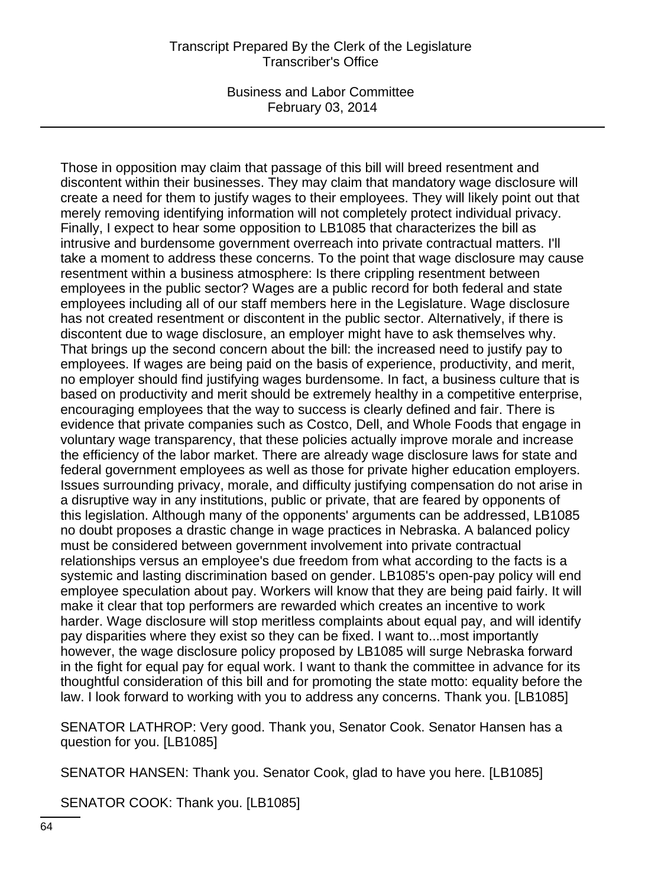Those in opposition may claim that passage of this bill will breed resentment and discontent within their businesses. They may claim that mandatory wage disclosure will create a need for them to justify wages to their employees. They will likely point out that merely removing identifying information will not completely protect individual privacy. Finally, I expect to hear some opposition to LB1085 that characterizes the bill as intrusive and burdensome government overreach into private contractual matters. I'll take a moment to address these concerns. To the point that wage disclosure may cause resentment within a business atmosphere: Is there crippling resentment between employees in the public sector? Wages are a public record for both federal and state employees including all of our staff members here in the Legislature. Wage disclosure has not created resentment or discontent in the public sector. Alternatively, if there is discontent due to wage disclosure, an employer might have to ask themselves why. That brings up the second concern about the bill: the increased need to justify pay to employees. If wages are being paid on the basis of experience, productivity, and merit, no employer should find justifying wages burdensome. In fact, a business culture that is based on productivity and merit should be extremely healthy in a competitive enterprise, encouraging employees that the way to success is clearly defined and fair. There is evidence that private companies such as Costco, Dell, and Whole Foods that engage in voluntary wage transparency, that these policies actually improve morale and increase the efficiency of the labor market. There are already wage disclosure laws for state and federal government employees as well as those for private higher education employers. Issues surrounding privacy, morale, and difficulty justifying compensation do not arise in a disruptive way in any institutions, public or private, that are feared by opponents of this legislation. Although many of the opponents' arguments can be addressed, LB1085 no doubt proposes a drastic change in wage practices in Nebraska. A balanced policy must be considered between government involvement into private contractual relationships versus an employee's due freedom from what according to the facts is a systemic and lasting discrimination based on gender. LB1085's open-pay policy will end employee speculation about pay. Workers will know that they are being paid fairly. It will make it clear that top performers are rewarded which creates an incentive to work harder. Wage disclosure will stop meritless complaints about equal pay, and will identify pay disparities where they exist so they can be fixed. I want to...most importantly however, the wage disclosure policy proposed by LB1085 will surge Nebraska forward in the fight for equal pay for equal work. I want to thank the committee in advance for its thoughtful consideration of this bill and for promoting the state motto: equality before the law. I look forward to working with you to address any concerns. Thank you. [LB1085]

SENATOR LATHROP: Very good. Thank you, Senator Cook. Senator Hansen has a question for you. [LB1085]

SENATOR HANSEN: Thank you. Senator Cook, glad to have you here. [LB1085]

SENATOR COOK: Thank you. [LB1085]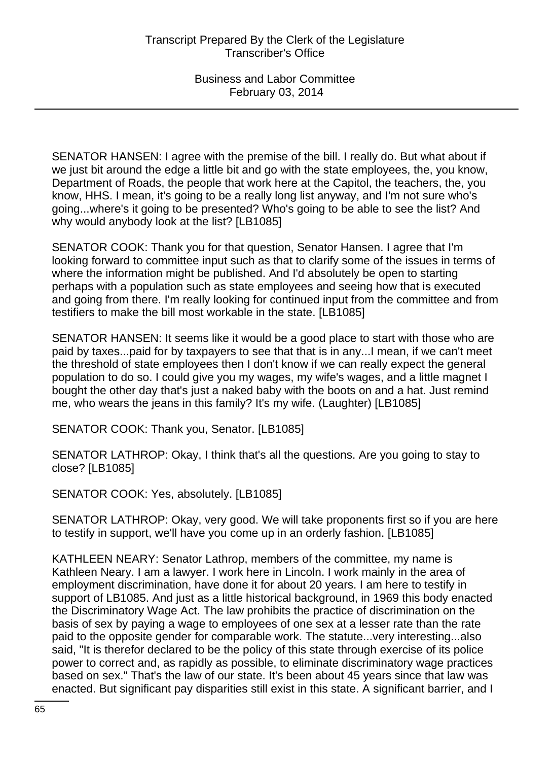SENATOR HANSEN: I agree with the premise of the bill. I really do. But what about if we just bit around the edge a little bit and go with the state employees, the, you know, Department of Roads, the people that work here at the Capitol, the teachers, the, you know, HHS. I mean, it's going to be a really long list anyway, and I'm not sure who's going...where's it going to be presented? Who's going to be able to see the list? And why would anybody look at the list? [LB1085]

SENATOR COOK: Thank you for that question, Senator Hansen. I agree that I'm looking forward to committee input such as that to clarify some of the issues in terms of where the information might be published. And I'd absolutely be open to starting perhaps with a population such as state employees and seeing how that is executed and going from there. I'm really looking for continued input from the committee and from testifiers to make the bill most workable in the state. [LB1085]

SENATOR HANSEN: It seems like it would be a good place to start with those who are paid by taxes...paid for by taxpayers to see that that is in any...I mean, if we can't meet the threshold of state employees then I don't know if we can really expect the general population to do so. I could give you my wages, my wife's wages, and a little magnet I bought the other day that's just a naked baby with the boots on and a hat. Just remind me, who wears the jeans in this family? It's my wife. (Laughter) [LB1085]

SENATOR COOK: Thank you, Senator. [LB1085]

SENATOR LATHROP: Okay, I think that's all the questions. Are you going to stay to close? [LB1085]

SENATOR COOK: Yes, absolutely. [LB1085]

SENATOR LATHROP: Okay, very good. We will take proponents first so if you are here to testify in support, we'll have you come up in an orderly fashion. [LB1085]

KATHLEEN NEARY: Senator Lathrop, members of the committee, my name is Kathleen Neary. I am a lawyer. I work here in Lincoln. I work mainly in the area of employment discrimination, have done it for about 20 years. I am here to testify in support of LB1085. And just as a little historical background, in 1969 this body enacted the Discriminatory Wage Act. The law prohibits the practice of discrimination on the basis of sex by paying a wage to employees of one sex at a lesser rate than the rate paid to the opposite gender for comparable work. The statute...very interesting...also said, "It is therefor declared to be the policy of this state through exercise of its police power to correct and, as rapidly as possible, to eliminate discriminatory wage practices based on sex." That's the law of our state. It's been about 45 years since that law was enacted. But significant pay disparities still exist in this state. A significant barrier, and I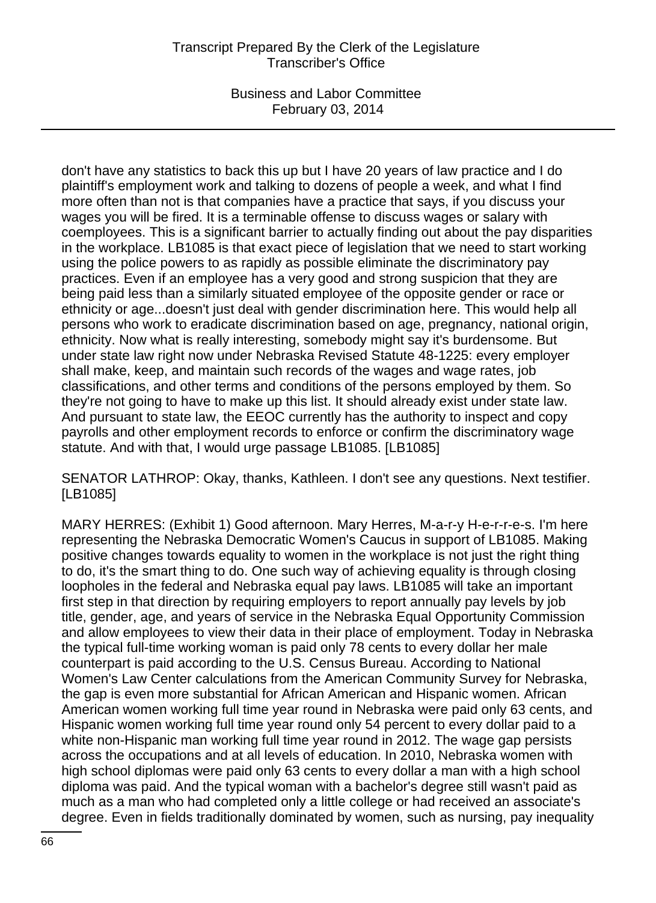don't have any statistics to back this up but I have 20 years of law practice and I do plaintiff's employment work and talking to dozens of people a week, and what I find more often than not is that companies have a practice that says, if you discuss your wages you will be fired. It is a terminable offense to discuss wages or salary with coemployees. This is a significant barrier to actually finding out about the pay disparities in the workplace. LB1085 is that exact piece of legislation that we need to start working using the police powers to as rapidly as possible eliminate the discriminatory pay practices. Even if an employee has a very good and strong suspicion that they are being paid less than a similarly situated employee of the opposite gender or race or ethnicity or age...doesn't just deal with gender discrimination here. This would help all persons who work to eradicate discrimination based on age, pregnancy, national origin, ethnicity. Now what is really interesting, somebody might say it's burdensome. But under state law right now under Nebraska Revised Statute 48-1225: every employer shall make, keep, and maintain such records of the wages and wage rates, job classifications, and other terms and conditions of the persons employed by them. So they're not going to have to make up this list. It should already exist under state law. And pursuant to state law, the EEOC currently has the authority to inspect and copy payrolls and other employment records to enforce or confirm the discriminatory wage statute. And with that, I would urge passage LB1085. [LB1085]

SENATOR LATHROP: Okay, thanks, Kathleen. I don't see any questions. Next testifier. [LB1085]

MARY HERRES: (Exhibit 1) Good afternoon. Mary Herres, M-a-r-y H-e-r-r-e-s. I'm here representing the Nebraska Democratic Women's Caucus in support of LB1085. Making positive changes towards equality to women in the workplace is not just the right thing to do, it's the smart thing to do. One such way of achieving equality is through closing loopholes in the federal and Nebraska equal pay laws. LB1085 will take an important first step in that direction by requiring employers to report annually pay levels by job title, gender, age, and years of service in the Nebraska Equal Opportunity Commission and allow employees to view their data in their place of employment. Today in Nebraska the typical full-time working woman is paid only 78 cents to every dollar her male counterpart is paid according to the U.S. Census Bureau. According to National Women's Law Center calculations from the American Community Survey for Nebraska, the gap is even more substantial for African American and Hispanic women. African American women working full time year round in Nebraska were paid only 63 cents, and Hispanic women working full time year round only 54 percent to every dollar paid to a white non-Hispanic man working full time year round in 2012. The wage gap persists across the occupations and at all levels of education. In 2010, Nebraska women with high school diplomas were paid only 63 cents to every dollar a man with a high school diploma was paid. And the typical woman with a bachelor's degree still wasn't paid as much as a man who had completed only a little college or had received an associate's degree. Even in fields traditionally dominated by women, such as nursing, pay inequality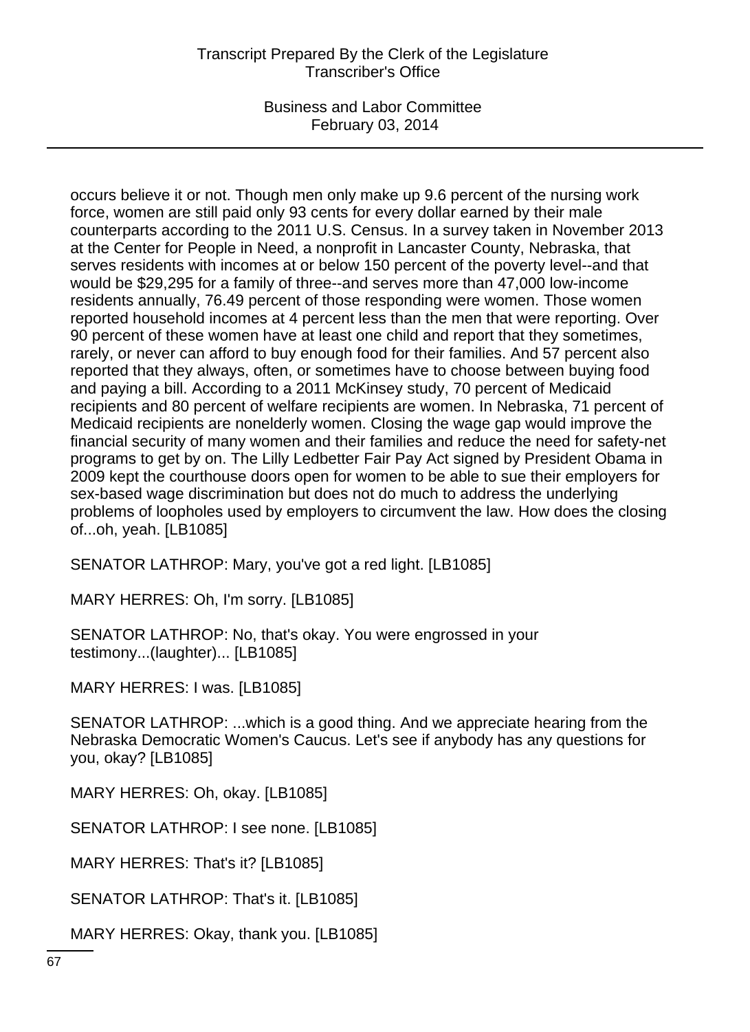occurs believe it or not. Though men only make up 9.6 percent of the nursing work force, women are still paid only 93 cents for every dollar earned by their male counterparts according to the 2011 U.S. Census. In a survey taken in November 2013 at the Center for People in Need, a nonprofit in Lancaster County, Nebraska, that serves residents with incomes at or below 150 percent of the poverty level--and that would be $29,295 for a family of three--and serves more than 47,000 low-income residents annually, 76.49 percent of those responding were women. Those women reported household incomes at 4 percent less than the men that were reporting. Over 90 percent of these women have at least one child and report that they sometimes, rarely, or never can afford to buy enough food for their families. And 57 percent also reported that they always, often, or sometimes have to choose between buying food and paying a bill. According to a 2011 McKinsey study, 70 percent of Medicaid recipients and 80 percent of welfare recipients are women. In Nebraska, 71 percent of Medicaid recipients are nonelderly women. Closing the wage gap would improve the financial security of many women and their families and reduce the need for safety-net programs to get by on. The Lilly Ledbetter Fair Pay Act signed by President Obama in 2009 kept the courthouse doors open for women to be able to sue their employers for sex-based wage discrimination but does not do much to address the underlying problems of loopholes used by employers to circumvent the law. How does the closing of...oh, yeah. [LB1085]

SENATOR LATHROP: Mary, you've got a red light. [LB1085]

MARY HERRES: Oh, I'm sorry. [LB1085]

SENATOR LATHROP: No, that's okay. You were engrossed in your testimony...(laughter)... [LB1085]

MARY HERRES: I was. [LB1085]

SENATOR LATHROP: ...which is a good thing. And we appreciate hearing from the Nebraska Democratic Women's Caucus. Let's see if anybody has any questions for you, okay? [LB1085]

MARY HERRES: Oh, okay. [LB1085]

SENATOR LATHROP: I see none. [LB1085]

MARY HERRES: That's it? [LB1085]

SENATOR LATHROP: That's it. [LB1085]

MARY HERRES: Okay, thank you. [LB1085]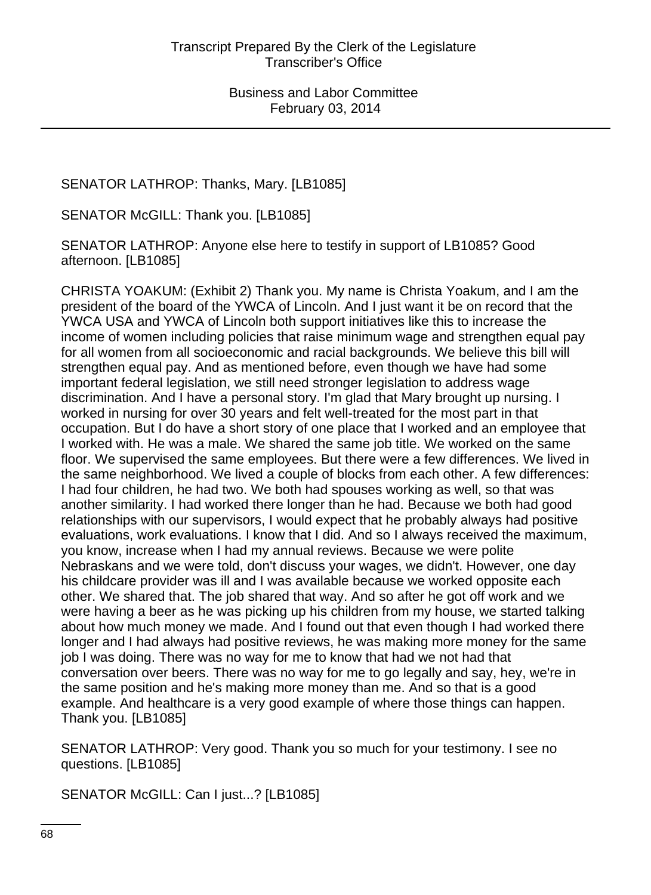SENATOR LATHROP: Thanks, Mary. [LB1085]

SENATOR McGILL: Thank you. [LB1085]

SENATOR LATHROP: Anyone else here to testify in support of LB1085? Good afternoon. [LB1085]

CHRISTA YOAKUM: (Exhibit 2) Thank you. My name is Christa Yoakum, and I am the president of the board of the YWCA of Lincoln. And I just want it be on record that the YWCA USA and YWCA of Lincoln both support initiatives like this to increase the income of women including policies that raise minimum wage and strengthen equal pay for all women from all socioeconomic and racial backgrounds. We believe this bill will strengthen equal pay. And as mentioned before, even though we have had some important federal legislation, we still need stronger legislation to address wage discrimination. And I have a personal story. I'm glad that Mary brought up nursing. I worked in nursing for over 30 years and felt well-treated for the most part in that occupation. But I do have a short story of one place that I worked and an employee that I worked with. He was a male. We shared the same job title. We worked on the same floor. We supervised the same employees. But there were a few differences. We lived in the same neighborhood. We lived a couple of blocks from each other. A few differences: I had four children, he had two. We both had spouses working as well, so that was another similarity. I had worked there longer than he had. Because we both had good relationships with our supervisors, I would expect that he probably always had positive evaluations, work evaluations. I know that I did. And so I always received the maximum, you know, increase when I had my annual reviews. Because we were polite Nebraskans and we were told, don't discuss your wages, we didn't. However, one day his childcare provider was ill and I was available because we worked opposite each other. We shared that. The job shared that way. And so after he got off work and we were having a beer as he was picking up his children from my house, we started talking about how much money we made. And I found out that even though I had worked there longer and I had always had positive reviews, he was making more money for the same job I was doing. There was no way for me to know that had we not had that conversation over beers. There was no way for me to go legally and say, hey, we're in the same position and he's making more money than me. And so that is a good example. And healthcare is a very good example of where those things can happen. Thank you. [LB1085]

SENATOR LATHROP: Very good. Thank you so much for your testimony. I see no questions. [LB1085]

SENATOR McGILL: Can I just...? [LB1085]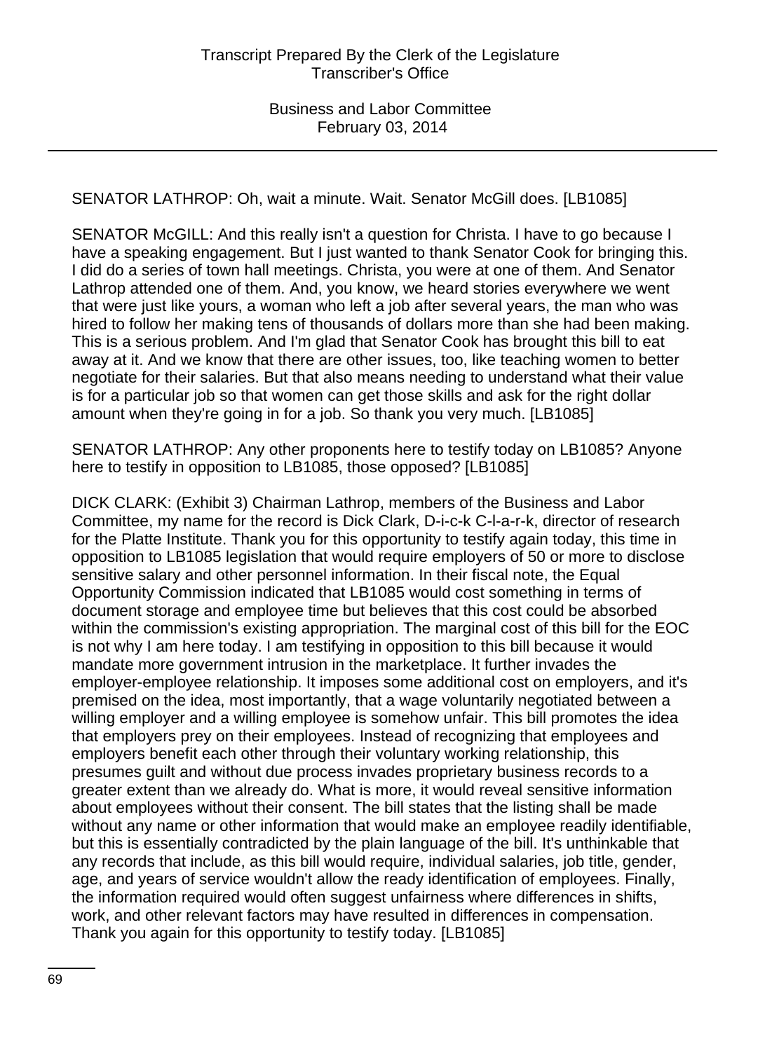SENATOR LATHROP: Oh, wait a minute. Wait. Senator McGill does. [LB1085]

SENATOR McGILL: And this really isn't a question for Christa. I have to go because I have a speaking engagement. But I just wanted to thank Senator Cook for bringing this. I did do a series of town hall meetings. Christa, you were at one of them. And Senator Lathrop attended one of them. And, you know, we heard stories everywhere we went that were just like yours, a woman who left a job after several years, the man who was hired to follow her making tens of thousands of dollars more than she had been making. This is a serious problem. And I'm glad that Senator Cook has brought this bill to eat away at it. And we know that there are other issues, too, like teaching women to better negotiate for their salaries. But that also means needing to understand what their value is for a particular job so that women can get those skills and ask for the right dollar amount when they're going in for a job. So thank you very much. [LB1085]

SENATOR LATHROP: Any other proponents here to testify today on LB1085? Anyone here to testify in opposition to LB1085, those opposed? [LB1085]

DICK CLARK: (Exhibit 3) Chairman Lathrop, members of the Business and Labor Committee, my name for the record is Dick Clark, D-i-c-k C-l-a-r-k, director of research for the Platte Institute. Thank you for this opportunity to testify again today, this time in opposition to LB1085 legislation that would require employers of 50 or more to disclose sensitive salary and other personnel information. In their fiscal note, the Equal Opportunity Commission indicated that LB1085 would cost something in terms of document storage and employee time but believes that this cost could be absorbed within the commission's existing appropriation. The marginal cost of this bill for the EOC is not why I am here today. I am testifying in opposition to this bill because it would mandate more government intrusion in the marketplace. It further invades the employer-employee relationship. It imposes some additional cost on employers, and it's premised on the idea, most importantly, that a wage voluntarily negotiated between a willing employer and a willing employee is somehow unfair. This bill promotes the idea that employers prey on their employees. Instead of recognizing that employees and employers benefit each other through their voluntary working relationship, this presumes guilt and without due process invades proprietary business records to a greater extent than we already do. What is more, it would reveal sensitive information about employees without their consent. The bill states that the listing shall be made without any name or other information that would make an employee readily identifiable, but this is essentially contradicted by the plain language of the bill. It's unthinkable that any records that include, as this bill would require, individual salaries, job title, gender, age, and years of service wouldn't allow the ready identification of employees. Finally, the information required would often suggest unfairness where differences in shifts, work, and other relevant factors may have resulted in differences in compensation. Thank you again for this opportunity to testify today. [LB1085]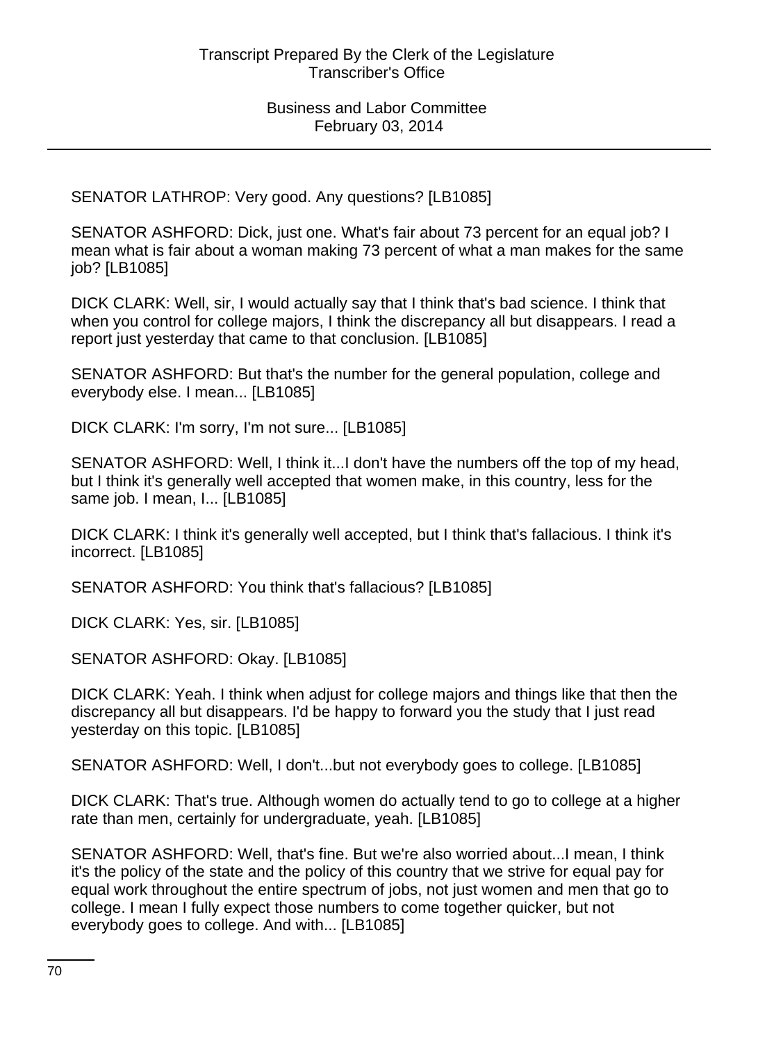SENATOR LATHROP: Very good. Any questions? [LB1085]

SENATOR ASHFORD: Dick, just one. What's fair about 73 percent for an equal job? I mean what is fair about a woman making 73 percent of what a man makes for the same job? [LB1085]

DICK CLARK: Well, sir, I would actually say that I think that's bad science. I think that when you control for college majors, I think the discrepancy all but disappears. I read a report just yesterday that came to that conclusion. [LB1085]

SENATOR ASHFORD: But that's the number for the general population, college and everybody else. I mean... [LB1085]

DICK CLARK: I'm sorry, I'm not sure... [LB1085]

SENATOR ASHFORD: Well, I think it...I don't have the numbers off the top of my head, but I think it's generally well accepted that women make, in this country, less for the same job. I mean, I... [LB1085]

DICK CLARK: I think it's generally well accepted, but I think that's fallacious. I think it's incorrect. [LB1085]

SENATOR ASHFORD: You think that's fallacious? [LB1085]

DICK CLARK: Yes, sir. [LB1085]

SENATOR ASHFORD: Okay. [LB1085]

DICK CLARK: Yeah. I think when adjust for college majors and things like that then the discrepancy all but disappears. I'd be happy to forward you the study that I just read yesterday on this topic. [LB1085]

SENATOR ASHFORD: Well, I don't...but not everybody goes to college. [LB1085]

DICK CLARK: That's true. Although women do actually tend to go to college at a higher rate than men, certainly for undergraduate, yeah. [LB1085]

SENATOR ASHFORD: Well, that's fine. But we're also worried about...I mean, I think it's the policy of the state and the policy of this country that we strive for equal pay for equal work throughout the entire spectrum of jobs, not just women and men that go to college. I mean I fully expect those numbers to come together quicker, but not everybody goes to college. And with... [LB1085]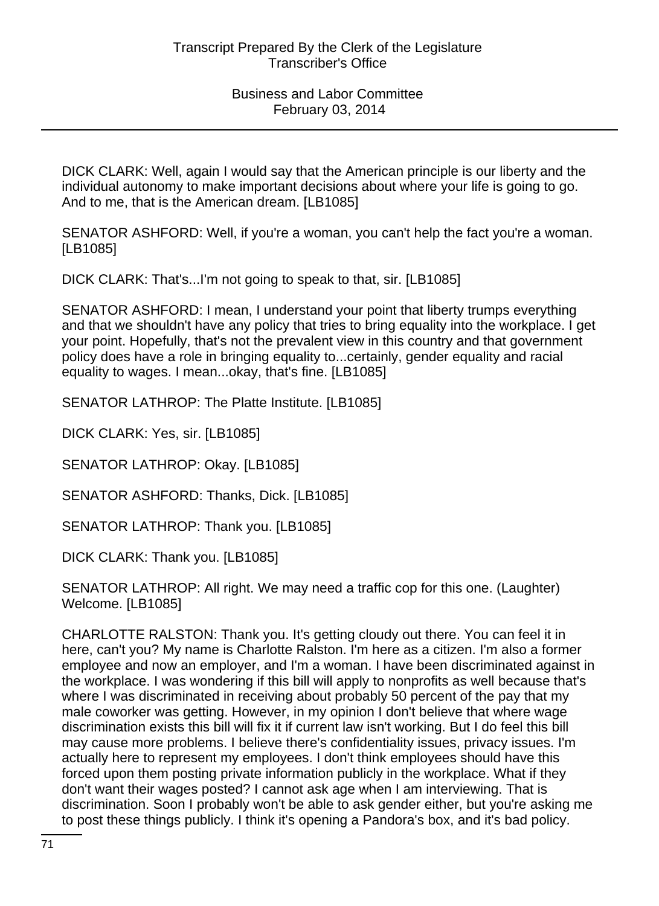DICK CLARK: Well, again I would say that the American principle is our liberty and the individual autonomy to make important decisions about where your life is going to go. And to me, that is the American dream. [LB1085]

SENATOR ASHFORD: Well, if you're a woman, you can't help the fact you're a woman. [LB1085]

DICK CLARK: That's...I'm not going to speak to that, sir. [LB1085]

SENATOR ASHFORD: I mean, I understand your point that liberty trumps everything and that we shouldn't have any policy that tries to bring equality into the workplace. I get your point. Hopefully, that's not the prevalent view in this country and that government policy does have a role in bringing equality to...certainly, gender equality and racial equality to wages. I mean...okay, that's fine. [LB1085]

SENATOR LATHROP: The Platte Institute. [LB1085]

DICK CLARK: Yes, sir. [LB1085]

SENATOR LATHROP: Okay. [LB1085]

SENATOR ASHFORD: Thanks, Dick. [LB1085]

SENATOR LATHROP: Thank you. [LB1085]

DICK CLARK: Thank you. [LB1085]

SENATOR LATHROP: All right. We may need a traffic cop for this one. (Laughter) Welcome. [LB1085]

CHARLOTTE RALSTON: Thank you. It's getting cloudy out there. You can feel it in here, can't you? My name is Charlotte Ralston. I'm here as a citizen. I'm also a former employee and now an employer, and I'm a woman. I have been discriminated against in the workplace. I was wondering if this bill will apply to nonprofits as well because that's where I was discriminated in receiving about probably 50 percent of the pay that my male coworker was getting. However, in my opinion I don't believe that where wage discrimination exists this bill will fix it if current law isn't working. But I do feel this bill may cause more problems. I believe there's confidentiality issues, privacy issues. I'm actually here to represent my employees. I don't think employees should have this forced upon them posting private information publicly in the workplace. What if they don't want their wages posted? I cannot ask age when I am interviewing. That is discrimination. Soon I probably won't be able to ask gender either, but you're asking me to post these things publicly. I think it's opening a Pandora's box, and it's bad policy.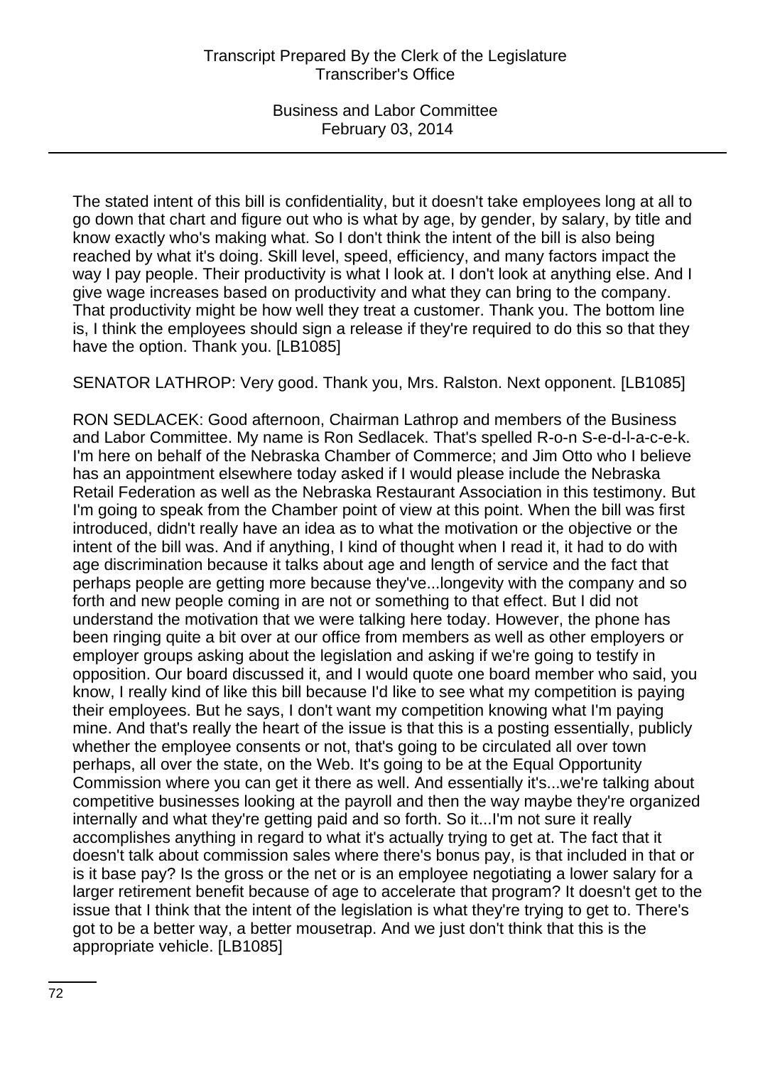The stated intent of this bill is confidentiality, but it doesn't take employees long at all to go down that chart and figure out who is what by age, by gender, by salary, by title and know exactly who's making what. So I don't think the intent of the bill is also being reached by what it's doing. Skill level, speed, efficiency, and many factors impact the way I pay people. Their productivity is what I look at. I don't look at anything else. And I give wage increases based on productivity and what they can bring to the company. That productivity might be how well they treat a customer. Thank you. The bottom line is, I think the employees should sign a release if they're required to do this so that they have the option. Thank you. [LB1085]

SENATOR LATHROP: Very good. Thank you, Mrs. Ralston. Next opponent. [LB1085]

RON SEDLACEK: Good afternoon, Chairman Lathrop and members of the Business and Labor Committee. My name is Ron Sedlacek. That's spelled R-o-n S-e-d-l-a-c-e-k. I'm here on behalf of the Nebraska Chamber of Commerce; and Jim Otto who I believe has an appointment elsewhere today asked if I would please include the Nebraska Retail Federation as well as the Nebraska Restaurant Association in this testimony. But I'm going to speak from the Chamber point of view at this point. When the bill was first introduced, didn't really have an idea as to what the motivation or the objective or the intent of the bill was. And if anything, I kind of thought when I read it, it had to do with age discrimination because it talks about age and length of service and the fact that perhaps people are getting more because they've...longevity with the company and so forth and new people coming in are not or something to that effect. But I did not understand the motivation that we were talking here today. However, the phone has been ringing quite a bit over at our office from members as well as other employers or employer groups asking about the legislation and asking if we're going to testify in opposition. Our board discussed it, and I would quote one board member who said, you know, I really kind of like this bill because I'd like to see what my competition is paying their employees. But he says, I don't want my competition knowing what I'm paying mine. And that's really the heart of the issue is that this is a posting essentially, publicly whether the employee consents or not, that's going to be circulated all over town perhaps, all over the state, on the Web. It's going to be at the Equal Opportunity Commission where you can get it there as well. And essentially it's...we're talking about competitive businesses looking at the payroll and then the way maybe they're organized internally and what they're getting paid and so forth. So it...I'm not sure it really accomplishes anything in regard to what it's actually trying to get at. The fact that it doesn't talk about commission sales where there's bonus pay, is that included in that or is it base pay? Is the gross or the net or is an employee negotiating a lower salary for a larger retirement benefit because of age to accelerate that program? It doesn't get to the issue that I think that the intent of the legislation is what they're trying to get to. There's got to be a better way, a better mousetrap. And we just don't think that this is the appropriate vehicle. [LB1085]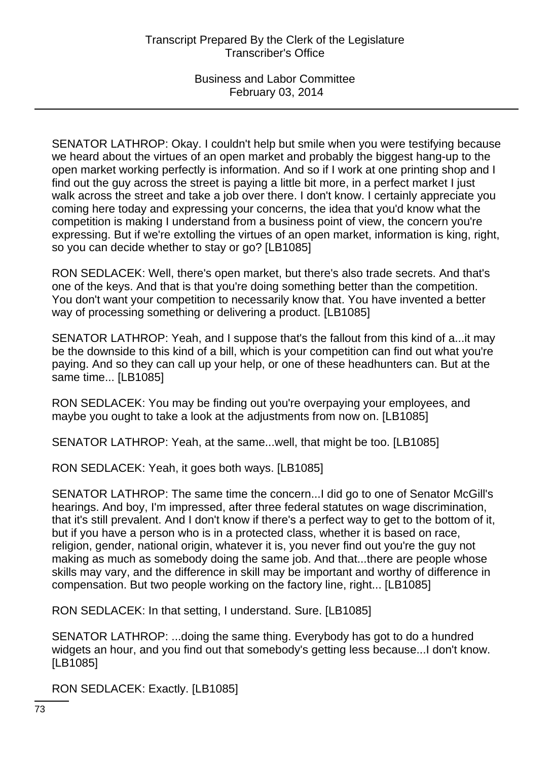SENATOR LATHROP: Okay. I couldn't help but smile when you were testifying because we heard about the virtues of an open market and probably the biggest hang-up to the open market working perfectly is information. And so if I work at one printing shop and I find out the guy across the street is paying a little bit more, in a perfect market I just walk across the street and take a job over there. I don't know. I certainly appreciate you coming here today and expressing your concerns, the idea that you'd know what the competition is making I understand from a business point of view, the concern you're expressing. But if we're extolling the virtues of an open market, information is king, right, so you can decide whether to stay or go? [LB1085]

RON SEDLACEK: Well, there's open market, but there's also trade secrets. And that's one of the keys. And that is that you're doing something better than the competition. You don't want your competition to necessarily know that. You have invented a better way of processing something or delivering a product. [LB1085]

SENATOR LATHROP: Yeah, and I suppose that's the fallout from this kind of a...it may be the downside to this kind of a bill, which is your competition can find out what you're paying. And so they can call up your help, or one of these headhunters can. But at the same time... [LB1085]

RON SEDLACEK: You may be finding out you're overpaying your employees, and maybe you ought to take a look at the adjustments from now on. [LB1085]

SENATOR LATHROP: Yeah, at the same...well, that might be too. [LB1085]

RON SEDLACEK: Yeah, it goes both ways. [LB1085]

SENATOR LATHROP: The same time the concern...I did go to one of Senator McGill's hearings. And boy, I'm impressed, after three federal statutes on wage discrimination, that it's still prevalent. And I don't know if there's a perfect way to get to the bottom of it, but if you have a person who is in a protected class, whether it is based on race, religion, gender, national origin, whatever it is, you never find out you're the guy not making as much as somebody doing the same job. And that...there are people whose skills may vary, and the difference in skill may be important and worthy of difference in compensation. But two people working on the factory line, right... [LB1085]

RON SEDLACEK: In that setting, I understand. Sure. [LB1085]

SENATOR LATHROP: ...doing the same thing. Everybody has got to do a hundred widgets an hour, and you find out that somebody's getting less because...I don't know. [LB1085]

RON SEDLACEK: Exactly. [LB1085]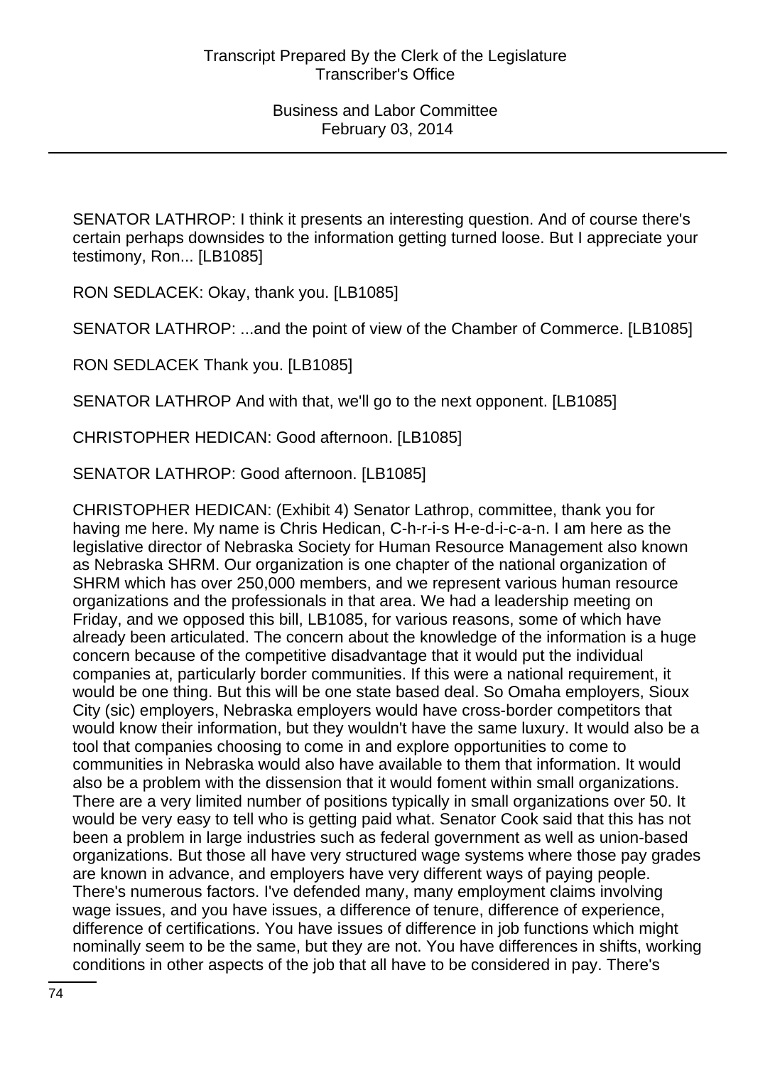SENATOR LATHROP: I think it presents an interesting question. And of course there's certain perhaps downsides to the information getting turned loose. But I appreciate your testimony, Ron... [LB1085]

RON SEDLACEK: Okay, thank you. [LB1085]

SENATOR LATHROP: ...and the point of view of the Chamber of Commerce. [LB1085]

RON SEDLACEK Thank you. [LB1085]

SENATOR LATHROP And with that, we'll go to the next opponent. [LB1085]

CHRISTOPHER HEDICAN: Good afternoon. [LB1085]

SENATOR LATHROP: Good afternoon. [LB1085]

CHRISTOPHER HEDICAN: (Exhibit 4) Senator Lathrop, committee, thank you for having me here. My name is Chris Hedican, C-h-r-i-s H-e-d-i-c-a-n. I am here as the legislative director of Nebraska Society for Human Resource Management also known as Nebraska SHRM. Our organization is one chapter of the national organization of SHRM which has over 250,000 members, and we represent various human resource organizations and the professionals in that area. We had a leadership meeting on Friday, and we opposed this bill, LB1085, for various reasons, some of which have already been articulated. The concern about the knowledge of the information is a huge concern because of the competitive disadvantage that it would put the individual companies at, particularly border communities. If this were a national requirement, it would be one thing. But this will be one state based deal. So Omaha employers, Sioux City (sic) employers, Nebraska employers would have cross-border competitors that would know their information, but they wouldn't have the same luxury. It would also be a tool that companies choosing to come in and explore opportunities to come to communities in Nebraska would also have available to them that information. It would also be a problem with the dissension that it would foment within small organizations. There are a very limited number of positions typically in small organizations over 50. It would be very easy to tell who is getting paid what. Senator Cook said that this has not been a problem in large industries such as federal government as well as union-based organizations. But those all have very structured wage systems where those pay grades are known in advance, and employers have very different ways of paying people. There's numerous factors. I've defended many, many employment claims involving wage issues, and you have issues, a difference of tenure, difference of experience, difference of certifications. You have issues of difference in job functions which might nominally seem to be the same, but they are not. You have differences in shifts, working conditions in other aspects of the job that all have to be considered in pay. There's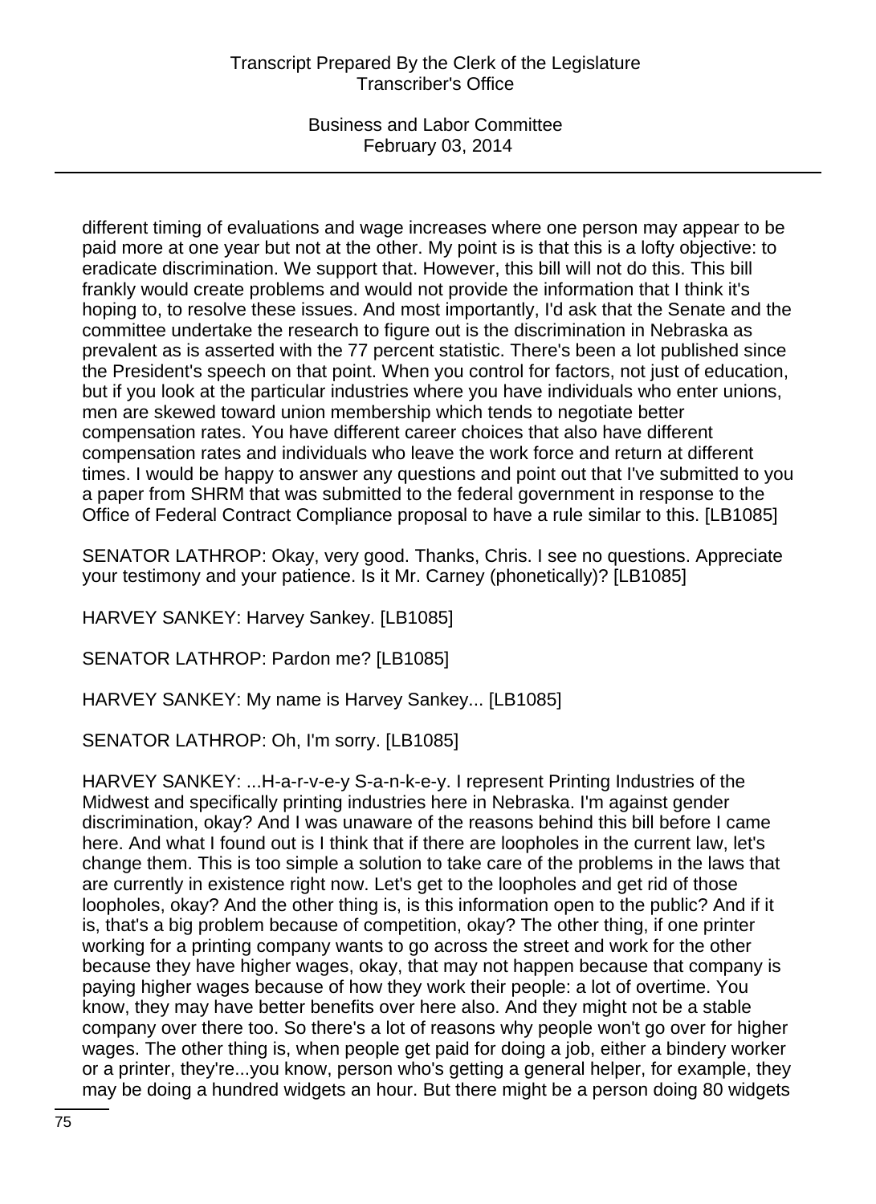different timing of evaluations and wage increases where one person may appear to be paid more at one year but not at the other. My point is is that this is a lofty objective: to eradicate discrimination. We support that. However, this bill will not do this. This bill frankly would create problems and would not provide the information that I think it's hoping to, to resolve these issues. And most importantly, I'd ask that the Senate and the committee undertake the research to figure out is the discrimination in Nebraska as prevalent as is asserted with the 77 percent statistic. There's been a lot published since the President's speech on that point. When you control for factors, not just of education, but if you look at the particular industries where you have individuals who enter unions, men are skewed toward union membership which tends to negotiate better compensation rates. You have different career choices that also have different compensation rates and individuals who leave the work force and return at different times. I would be happy to answer any questions and point out that I've submitted to you a paper from SHRM that was submitted to the federal government in response to the Office of Federal Contract Compliance proposal to have a rule similar to this. [LB1085]

SENATOR LATHROP: Okay, very good. Thanks, Chris. I see no questions. Appreciate your testimony and your patience. Is it Mr. Carney (phonetically)? [LB1085]

HARVEY SANKEY: Harvey Sankey. [LB1085]

SENATOR LATHROP: Pardon me? [LB1085]

HARVEY SANKEY: My name is Harvey Sankey... [LB1085]

SENATOR LATHROP: Oh, I'm sorry. [LB1085]

HARVEY SANKEY: ...H-a-r-v-e-y S-a-n-k-e-y. I represent Printing Industries of the Midwest and specifically printing industries here in Nebraska. I'm against gender discrimination, okay? And I was unaware of the reasons behind this bill before I came here. And what I found out is I think that if there are loopholes in the current law, let's change them. This is too simple a solution to take care of the problems in the laws that are currently in existence right now. Let's get to the loopholes and get rid of those loopholes, okay? And the other thing is, is this information open to the public? And if it is, that's a big problem because of competition, okay? The other thing, if one printer working for a printing company wants to go across the street and work for the other because they have higher wages, okay, that may not happen because that company is paying higher wages because of how they work their people: a lot of overtime. You know, they may have better benefits over here also. And they might not be a stable company over there too. So there's a lot of reasons why people won't go over for higher wages. The other thing is, when people get paid for doing a job, either a bindery worker or a printer, they're...you know, person who's getting a general helper, for example, they may be doing a hundred widgets an hour. But there might be a person doing 80 widgets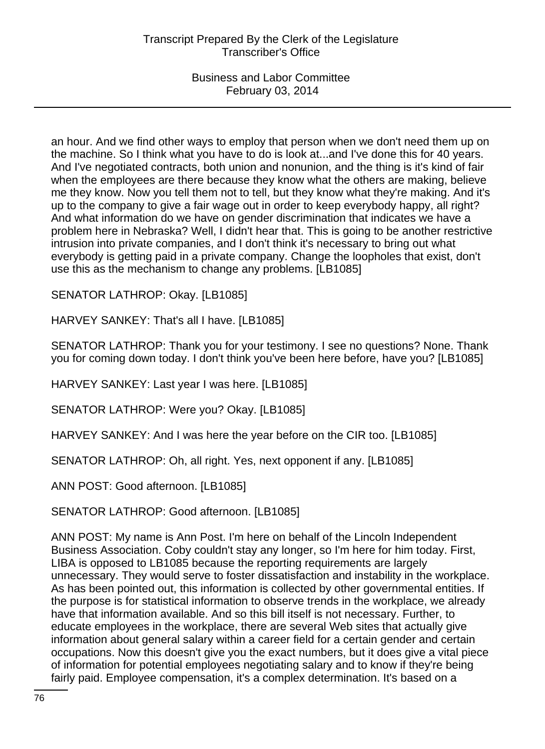an hour. And we find other ways to employ that person when we don't need them up on the machine. So I think what you have to do is look at...and I've done this for 40 years. And I've negotiated contracts, both union and nonunion, and the thing is it's kind of fair when the employees are there because they know what the others are making, believe me they know. Now you tell them not to tell, but they know what they're making. And it's up to the company to give a fair wage out in order to keep everybody happy, all right? And what information do we have on gender discrimination that indicates we have a problem here in Nebraska? Well, I didn't hear that. This is going to be another restrictive intrusion into private companies, and I don't think it's necessary to bring out what everybody is getting paid in a private company. Change the loopholes that exist, don't use this as the mechanism to change any problems. [LB1085]

SENATOR LATHROP: Okay. [LB1085]

HARVEY SANKEY: That's all I have. [LB1085]

SENATOR LATHROP: Thank you for your testimony. I see no questions? None. Thank you for coming down today. I don't think you've been here before, have you? [LB1085]

HARVEY SANKEY: Last year I was here. [LB1085]

SENATOR LATHROP: Were you? Okay. [LB1085]

HARVEY SANKEY: And I was here the year before on the CIR too. [LB1085]

SENATOR LATHROP: Oh, all right. Yes, next opponent if any. [LB1085]

ANN POST: Good afternoon. [LB1085]

SENATOR LATHROP: Good afternoon. [LB1085]

ANN POST: My name is Ann Post. I'm here on behalf of the Lincoln Independent Business Association. Coby couldn't stay any longer, so I'm here for him today. First, LIBA is opposed to LB1085 because the reporting requirements are largely unnecessary. They would serve to foster dissatisfaction and instability in the workplace. As has been pointed out, this information is collected by other governmental entities. If the purpose is for statistical information to observe trends in the workplace, we already have that information available. And so this bill itself is not necessary. Further, to educate employees in the workplace, there are several Web sites that actually give information about general salary within a career field for a certain gender and certain occupations. Now this doesn't give you the exact numbers, but it does give a vital piece of information for potential employees negotiating salary and to know if they're being fairly paid. Employee compensation, it's a complex determination. It's based on a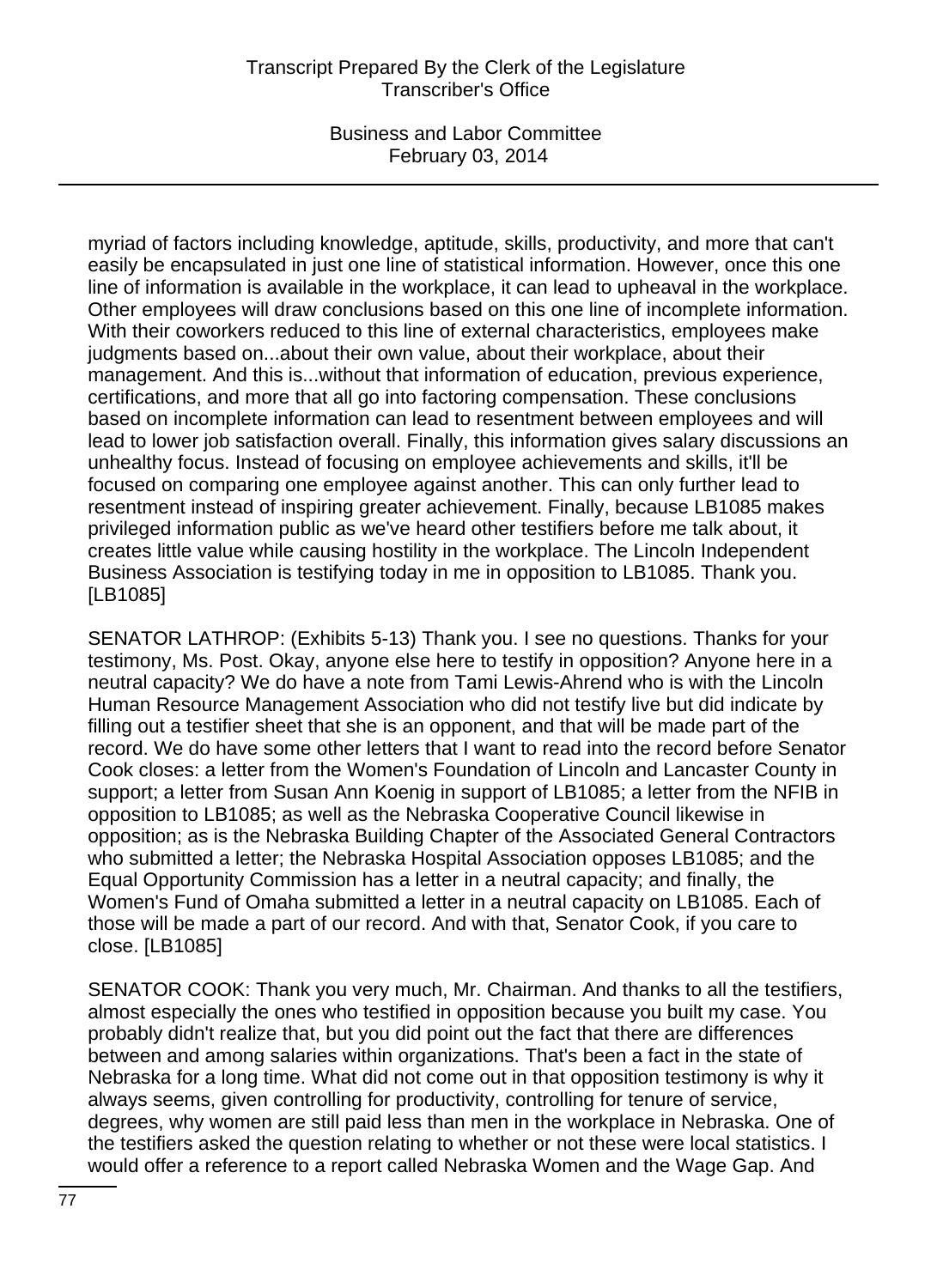myriad of factors including knowledge, aptitude, skills, productivity, and more that can't easily be encapsulated in just one line of statistical information. However, once this one line of information is available in the workplace, it can lead to upheaval in the workplace. Other employees will draw conclusions based on this one line of incomplete information. With their coworkers reduced to this line of external characteristics, employees make judgments based on...about their own value, about their workplace, about their management. And this is...without that information of education, previous experience, certifications, and more that all go into factoring compensation. These conclusions based on incomplete information can lead to resentment between employees and will lead to lower job satisfaction overall. Finally, this information gives salary discussions an unhealthy focus. Instead of focusing on employee achievements and skills, it'll be focused on comparing one employee against another. This can only further lead to resentment instead of inspiring greater achievement. Finally, because LB1085 makes privileged information public as we've heard other testifiers before me talk about, it creates little value while causing hostility in the workplace. The Lincoln Independent Business Association is testifying today in me in opposition to LB1085. Thank you. [LB1085]

SENATOR LATHROP: (Exhibits 5-13) Thank you. I see no questions. Thanks for your testimony, Ms. Post. Okay, anyone else here to testify in opposition? Anyone here in a neutral capacity? We do have a note from Tami Lewis-Ahrend who is with the Lincoln Human Resource Management Association who did not testify live but did indicate by filling out a testifier sheet that she is an opponent, and that will be made part of the record. We do have some other letters that I want to read into the record before Senator Cook closes: a letter from the Women's Foundation of Lincoln and Lancaster County in support; a letter from Susan Ann Koenig in support of LB1085; a letter from the NFIB in opposition to LB1085; as well as the Nebraska Cooperative Council likewise in opposition; as is the Nebraska Building Chapter of the Associated General Contractors who submitted a letter; the Nebraska Hospital Association opposes LB1085; and the Equal Opportunity Commission has a letter in a neutral capacity; and finally, the Women's Fund of Omaha submitted a letter in a neutral capacity on LB1085. Each of those will be made a part of our record. And with that, Senator Cook, if you care to close. [LB1085]

SENATOR COOK: Thank you very much, Mr. Chairman. And thanks to all the testifiers, almost especially the ones who testified in opposition because you built my case. You probably didn't realize that, but you did point out the fact that there are differences between and among salaries within organizations. That's been a fact in the state of Nebraska for a long time. What did not come out in that opposition testimony is why it always seems, given controlling for productivity, controlling for tenure of service, degrees, why women are still paid less than men in the workplace in Nebraska. One of the testifiers asked the question relating to whether or not these were local statistics. I would offer a reference to a report called Nebraska Women and the Wage Gap. And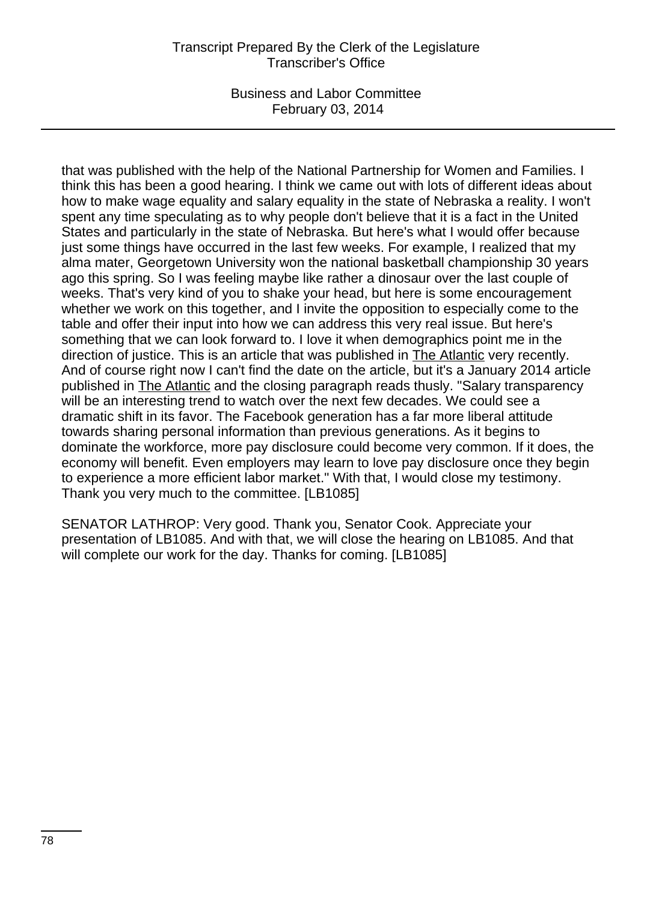that was published with the help of the National Partnership for Women and Families. I think this has been a good hearing. I think we came out with lots of different ideas about how to make wage equality and salary equality in the state of Nebraska a reality. I won't spent any time speculating as to why people don't believe that it is a fact in the United States and particularly in the state of Nebraska. But here's what I would offer because just some things have occurred in the last few weeks. For example, I realized that my alma mater, Georgetown University won the national basketball championship 30 years ago this spring. So I was feeling maybe like rather a dinosaur over the last couple of weeks. That's very kind of you to shake your head, but here is some encouragement whether we work on this together, and I invite the opposition to especially come to the table and offer their input into how we can address this very real issue. But here's something that we can look forward to. I love it when demographics point me in the direction of justice. This is an article that was published in The Atlantic very recently. And of course right now I can't find the date on the article, but it's a January 2014 article published in The Atlantic and the closing paragraph reads thusly. "Salary transparency will be an interesting trend to watch over the next few decades. We could see a dramatic shift in its favor. The Facebook generation has a far more liberal attitude towards sharing personal information than previous generations. As it begins to dominate the workforce, more pay disclosure could become very common. If it does, the economy will benefit. Even employers may learn to love pay disclosure once they begin to experience a more efficient labor market." With that, I would close my testimony. Thank you very much to the committee. [LB1085]

SENATOR LATHROP: Very good. Thank you, Senator Cook. Appreciate your presentation of LB1085. And with that, we will close the hearing on LB1085. And that will complete our work for the day. Thanks for coming. [LB1085]